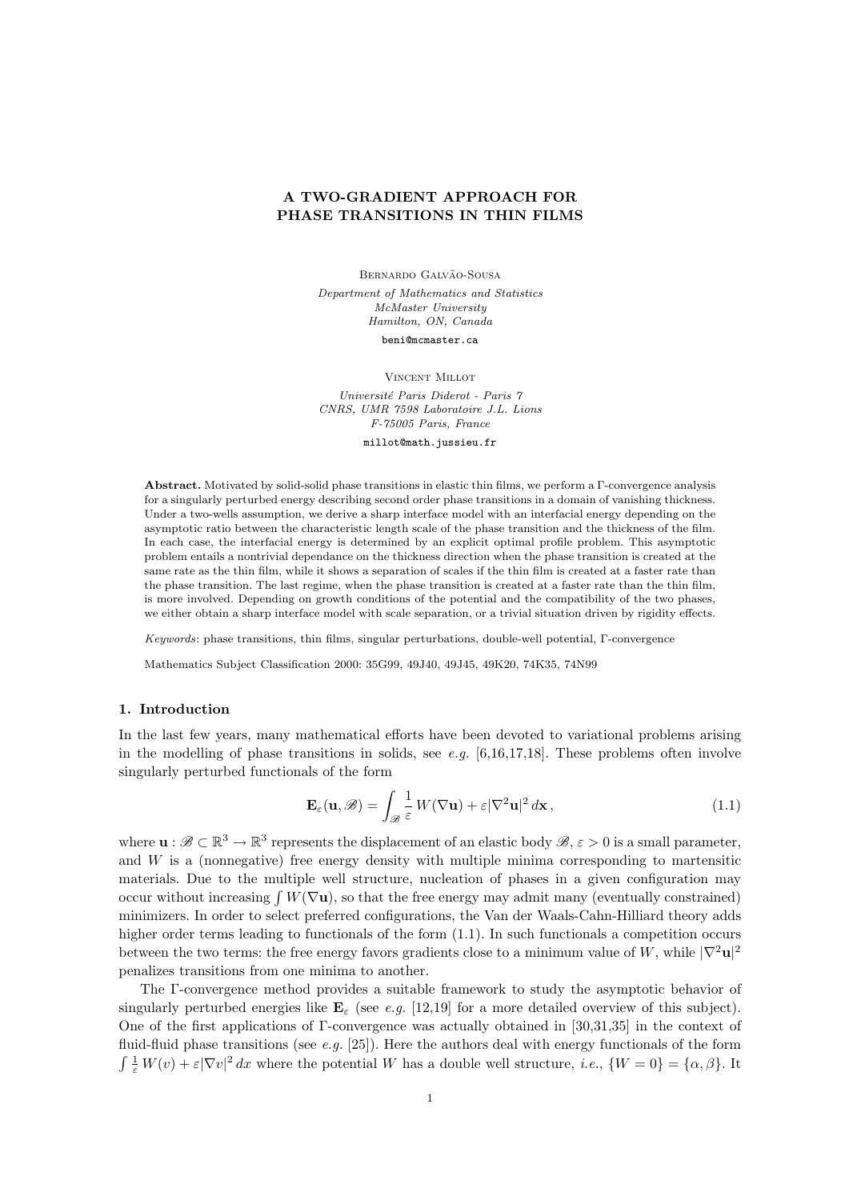# A TWO-GRADIENT APPROACH FOR PHASE TRANSITIONS IN THIN FILMS

Bernardo Galvão-Sousa

*Department of Mathematics and Statistics*
*McMaster University*
*Hamilton, ON, Canada*

beni@mcmaster.ca

Vincent Millot

*Université Paris Diderot - Paris 7*
*CNRS, UMR 7598 Laboratoire J.L. Lions*
*F-75005 Paris, France*

millot@math.jussieu.fr

**Abstract.** Motivated by solid-solid phase transitions in elastic thin films, we perform a Γ-convergence analysis for a singularly perturbed energy describing second order phase transitions in a domain of vanishing thickness. Under a two-wells assumption, we derive a sharp interface model with an interfacial energy depending on the asymptotic ratio between the characteristic length scale of the phase transition and the thickness of the film. In each case, the interfacial energy is determined by an explicit optimal profile problem. This asymptotic problem entails a nontrivial dependance on the thickness direction when the phase transition is created at the same rate as the thin film, while it shows a separation of scales if the thin film is created at a faster rate than the phase transition. The last regime, when the phase transition is created at a faster rate than the thin film, is more involved. Depending on growth conditions of the potential and the compatibility of the two phases, we either obtain a sharp interface model with scale separation, or a trivial situation driven by rigidity effects.

*Keywords*: phase transitions, thin films, singular perturbations, double-well potential, Γ-convergence

Mathematics Subject Classification 2000: 35G99, 49J40, 49J45, 49K20, 74K35, 74N99

## 1. Introduction

In the last few years, many mathematical efforts have been devoted to variational problems arising in the modelling of phase transitions in solids, see *e.g.* [6,16,17,18]. These problems often involve singularly perturbed functionals of the form

$$\mathbf{E}_\varepsilon(\mathbf{u},\mathscr{B}) = \int_{\mathscr{B}} \frac{1}{\varepsilon} W(\nabla\mathbf{u}) + \varepsilon|\nabla^2\mathbf{u}|^2 \, d\mathbf{x}\,, \tag{1.1}$$

where $\mathbf{u} : \mathscr{B} \subset \mathbb{R}^3 \to \mathbb{R}^3$ represents the displacement of an elastic body $\mathscr{B}$, $\varepsilon > 0$ is a small parameter, and $W$ is a (nonnegative) free energy density with multiple minima corresponding to martensitic materials. Due to the multiple well structure, nucleation of phases in a given configuration may occur without increasing $\int W(\nabla\mathbf{u})$, so that the free energy may admit many (eventually constrained) minimizers. In order to select preferred configurations, the Van der Waals-Cahn-Hilliard theory adds higher order terms leading to functionals of the form (1.1). In such functionals a competition occurs between the two terms: the free energy favors gradients close to a minimum value of $W$, while $|\nabla^2\mathbf{u}|^2$ penalizes transitions from one minima to another.

The Γ-convergence method provides a suitable framework to study the asymptotic behavior of singularly perturbed energies like $\mathbf{E}_\varepsilon$ (see *e.g.* [12,19] for a more detailed overview of this subject). One of the first applications of Γ-convergence was actually obtained in [30,31,35] in the context of fluid-fluid phase transitions (see *e.g.* [25]). Here the authors deal with energy functionals of the form $\int \frac{1}{\varepsilon} W(v) + \varepsilon|\nabla v|^2 \, dx$ where the potential $W$ has a double well structure, *i.e.*, $\{W = 0\} = \{\alpha, \beta\}$. It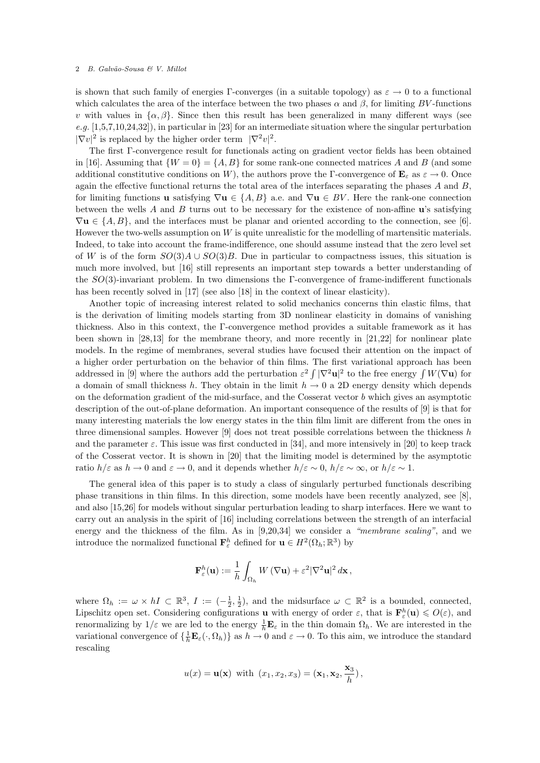is shown that such family of energies Γ-converges (in a suitable topology) as $\varepsilon \to 0$ to a functional which calculates the area of the interface between the two phases $\alpha$ and $\beta$, for limiting $BV$-functions $v$ with values in $\{\alpha, \beta\}$. Since then this result has been generalized in many different ways (see *e.g.* [1,5,7,10,24,32]), in particular in [23] for an intermediate situation where the singular perturbation $|\nabla v|^2$ is replaced by the higher order term $|\nabla^2 v|^2$.

The first Γ-convergence result for functionals acting on gradient vector fields has been obtained in [16]. Assuming that $\{W = 0\} = \{A, B\}$ for some rank-one connected matrices $A$ and $B$ (and some additional constitutive conditions on $W$), the authors prove the Γ-convergence of $\mathbf{E}_\varepsilon$ as $\varepsilon \to 0$. Once again the effective functional returns the total area of the interfaces separating the phases $A$ and $B$, for limiting functions $\mathbf{u}$ satisfying $\nabla \mathbf{u} \in \{A, B\}$ a.e. and $\nabla \mathbf{u} \in BV$. Here the rank-one connection between the wells $A$ and $B$ turns out to be necessary for the existence of non-affine $\mathbf{u}$'s satisfying $\nabla \mathbf{u} \in \{A, B\}$, and the interfaces must be planar and oriented according to the connection, see [6]. However the two-wells assumption on $W$ is quite unrealistic for the modelling of martensitic materials. Indeed, to take into account the frame-indifference, one should assume instead that the zero level set of $W$ is of the form $SO(3)A \cup SO(3)B$. Due in particular to compactness issues, this situation is much more involved, but [16] still represents an important step towards a better understanding of the $SO(3)$-invariant problem. In two dimensions the Γ-convergence of frame-indifferent functionals has been recently solved in [17] (see also [18] in the context of linear elasticity).

Another topic of increasing interest related to solid mechanics concerns thin elastic films, that is the derivation of limiting models starting from 3D nonlinear elasticity in domains of vanishing thickness. Also in this context, the Γ-convergence method provides a suitable framework as it has been shown in [28,13] for the membrane theory, and more recently in [21,22] for nonlinear plate models. In the regime of membranes, several studies have focused their attention on the impact of a higher order perturbation on the behavior of thin films. The first variational approach has been addressed in [9] where the authors add the perturbation $\varepsilon^2 \int |\nabla^2 \mathbf{u}|^2$ to the free energy $\int W(\nabla \mathbf{u})$ for a domain of small thickness $h$. They obtain in the limit $h \to 0$ a 2D energy density which depends on the deformation gradient of the mid-surface, and the Cosserat vector $b$ which gives an asymptotic description of the out-of-plane deformation. An important consequence of the results of [9] is that for many interesting materials the low energy states in the thin film limit are different from the ones in three dimensional samples. However [9] does not treat possible correlations between the thickness $h$ and the parameter $\varepsilon$. This issue was first conducted in [34], and more intensively in [20] to keep track of the Cosserat vector. It is shown in [20] that the limiting model is determined by the asymptotic ratio $h/\varepsilon$ as $h \to 0$ and $\varepsilon \to 0$, and it depends whether $h/\varepsilon \sim 0$, $h/\varepsilon \sim \infty$, or $h/\varepsilon \sim 1$.

The general idea of this paper is to study a class of singularly perturbed functionals describing phase transitions in thin films. In this direction, some models have been recently analyzed, see [8], and also [15,26] for models without singular perturbation leading to sharp interfaces. Here we want to carry out an analysis in the spirit of [16] including correlations between the strength of an interfacial energy and the thickness of the film. As in [9,20,34] we consider a *"membrane scaling"*, and we introduce the normalized functional $\mathbf{F}^h_\varepsilon$ defined for $\mathbf{u} \in H^2(\Omega_h; \mathbb{R}^3)$ by

$$\mathbf{F}^h_\varepsilon(\mathbf{u}) := \frac{1}{h} \int_{\Omega_h} W(\nabla \mathbf{u}) + \varepsilon^2 |\nabla^2 \mathbf{u}|^2 \, d\mathbf{x} \,,$$

where $\Omega_h := \omega \times hI \subset \mathbb{R}^3$, $I := (-\frac{1}{2}, \frac{1}{2})$, and the midsurface $\omega \subset \mathbb{R}^2$ is a bounded, connected, Lipschitz open set. Considering configurations $\mathbf{u}$ with energy of order $\varepsilon$, that is $\mathbf{F}^h_\varepsilon(\mathbf{u}) \leqslant O(\varepsilon)$, and renormalizing by $1/\varepsilon$ we are led to the energy $\frac{1}{h}\mathbf{E}_\varepsilon$ in the thin domain $\Omega_h$. We are interested in the variational convergence of $\{\frac{1}{h}\mathbf{E}_\varepsilon(\cdot, \Omega_h)\}$ as $h \to 0$ and $\varepsilon \to 0$. To this aim, we introduce the standard rescaling

$$u(x) = \mathbf{u}(\mathbf{x}) \text{ with } (x_1, x_2, x_3) = (\mathbf{x}_1, \mathbf{x}_2, \frac{\mathbf{x}_3}{h}) \,,$$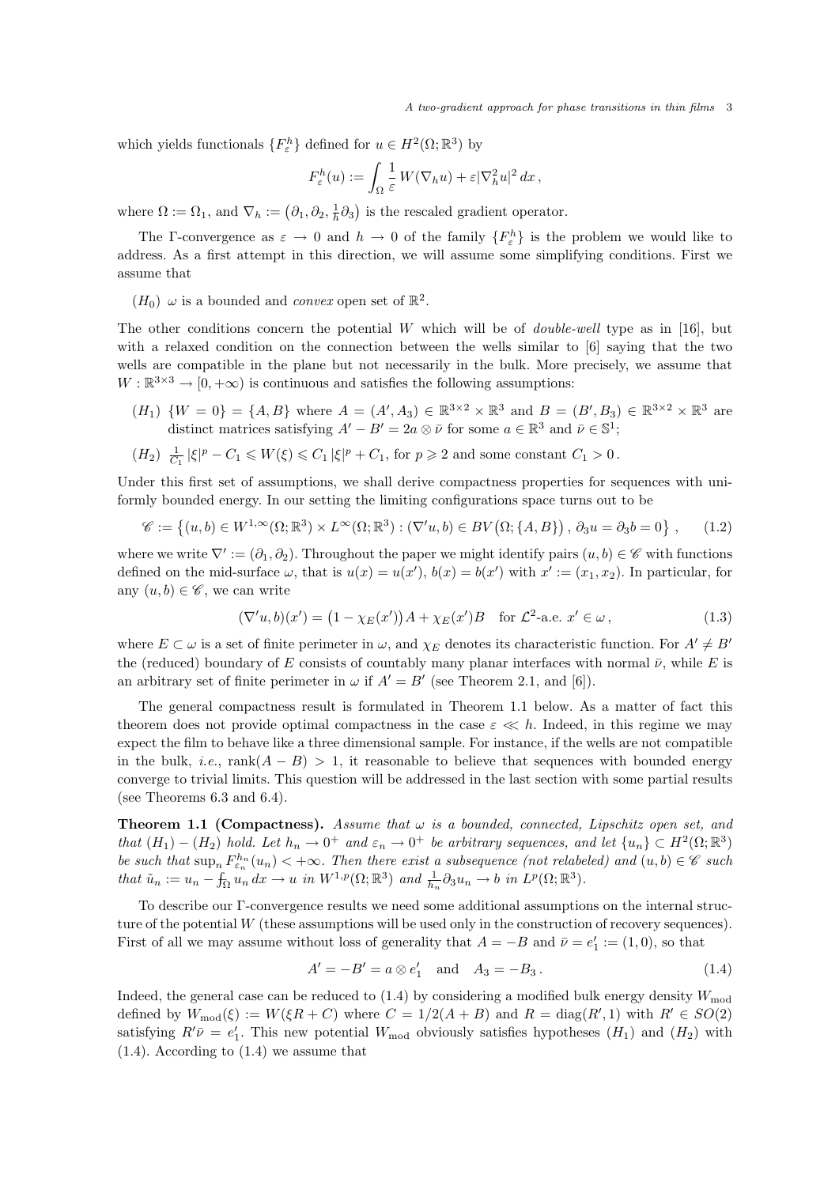which yields functionals $\{F^h_\varepsilon\}$ defined for $u \in H^2(\Omega;\mathbb{R}^3)$ by

$$F^h_\varepsilon(u) := \int_\Omega \frac{1}{\varepsilon}\, W(\nabla_h u) + \varepsilon |\nabla_h^2 u|^2 \, dx\,,$$

where $\Omega := \Omega_1$, and $\nabla_h := \big(\partial_1, \partial_2, \tfrac{1}{h}\partial_3\big)$ is the rescaled gradient operator.

The Γ-convergence as $\varepsilon \to 0$ and $h \to 0$ of the family $\{F^h_\varepsilon\}$ is the problem we would like to address. As a first attempt in this direction, we will assume some simplifying conditions. First we assume that

$(H_0)$ $\omega$ is a bounded and *convex* open set of $\mathbb{R}^2$.

The other conditions concern the potential $W$ which will be of *double-well* type as in [16], but with a relaxed condition on the connection between the wells similar to [6] saying that the two wells are compatible in the plane but not necessarily in the bulk. More precisely, we assume that $W : \mathbb{R}^{3\times 3} \to [0, +\infty)$ is continuous and satisfies the following assumptions:

$(H_1)$ $\{W = 0\} = \{A, B\}$ where $A = (A', A_3) \in \mathbb{R}^{3\times 2} \times \mathbb{R}^3$ and $B = (B', B_3) \in \mathbb{R}^{3\times 2} \times \mathbb{R}^3$ are distinct matrices satisfying $A' - B' = 2a \otimes \bar{\nu}$ for some $a \in \mathbb{R}^3$ and $\bar{\nu} \in \mathbb{S}^1$;

$(H_2)$ $\frac{1}{C_1}|\xi|^p - C_1 \leqslant W(\xi) \leqslant C_1 |\xi|^p + C_1$, for $p \geqslant 2$ and some constant $C_1 > 0$.

Under this first set of assumptions, we shall derive compactness properties for sequences with uniformly bounded energy. In our setting the limiting configurations space turns out to be

$$\mathscr{C} := \big\{(u, b) \in W^{1,\infty}(\Omega;\mathbb{R}^3) \times L^\infty(\Omega;\mathbb{R}^3) : (\nabla' u, b) \in BV\big(\Omega;\{A, B\}\big)\,,\ \partial_3 u = \partial_3 b = 0\big\}\,, \qquad (1.2)$$

where we write $\nabla' := (\partial_1, \partial_2)$. Throughout the paper we might identify pairs $(u, b) \in \mathscr{C}$ with functions defined on the mid-surface $\omega$, that is $u(x) = u(x')$, $b(x) = b(x')$ with $x' := (x_1, x_2)$. In particular, for any $(u, b) \in \mathscr{C}$, we can write

$$(\nabla' u, b)(x') = \big(1 - \chi_E(x')\big)A + \chi_E(x')B \quad \text{for } \mathcal{L}^2\text{-a.e. } x' \in \omega\,, \qquad (1.3)$$

where $E \subset \omega$ is a set of finite perimeter in $\omega$, and $\chi_E$ denotes its characteristic function. For $A' \neq B'$ the (reduced) boundary of $E$ consists of countably many planar interfaces with normal $\bar{\nu}$, while $E$ is an arbitrary set of finite perimeter in $\omega$ if $A' = B'$ (see Theorem 2.1, and [6]).

The general compactness result is formulated in Theorem 1.1 below. As a matter of fact this theorem does not provide optimal compactness in the case $\varepsilon \ll h$. Indeed, in this regime we may expect the film to behave like a three dimensional sample. For instance, if the wells are not compatible in the bulk, *i.e.*, $\mathrm{rank}(A - B) > 1$, it reasonable to believe that sequences with bounded energy converge to trivial limits. This question will be addressed in the last section with some partial results (see Theorems 6.3 and 6.4).

**Theorem 1.1 (Compactness).** *Assume that $\omega$ is a bounded, connected, Lipschitz open set, and that $(H_1) - (H_2)$ hold. Let $h_n \to 0^+$ and $\varepsilon_n \to 0^+$ be arbitrary sequences, and let $\{u_n\} \subset H^2(\Omega;\mathbb{R}^3)$ be such that $\sup_n F^{h_n}_{\varepsilon_n}(u_n) < +\infty$. Then there exist a subsequence (not relabeled) and $(u, b) \in \mathscr{C}$ such that $\tilde{u}_n := u_n - \fint_\Omega u_n \, dx \to u$ in $W^{1,p}(\Omega;\mathbb{R}^3)$ and $\frac{1}{h_n}\partial_3 u_n \to b$ in $L^p(\Omega;\mathbb{R}^3)$.*

To describe our Γ-convergence results we need some additional assumptions on the internal structure of the potential $W$ (these assumptions will be used only in the construction of recovery sequences). First of all we may assume without loss of generality that $A = -B$ and $\bar{\nu} = e'_1 := (1, 0)$, so that

$$A' = -B' = a \otimes e'_1 \quad \text{and} \quad A_3 = -B_3\,. \qquad (1.4)$$

Indeed, the general case can be reduced to (1.4) by considering a modified bulk energy density $W_{\rm mod}$ defined by $W_{\rm mod}(\xi) := W(\xi R + C)$ where $C = 1/2(A + B)$ and $R = \mathrm{diag}(R', 1)$ with $R' \in SO(2)$ satisfying $R'\bar{\nu} = e'_1$. This new potential $W_{\rm mod}$ obviously satisfies hypotheses $(H_1)$ and $(H_2)$ with (1.4). According to (1.4) we assume that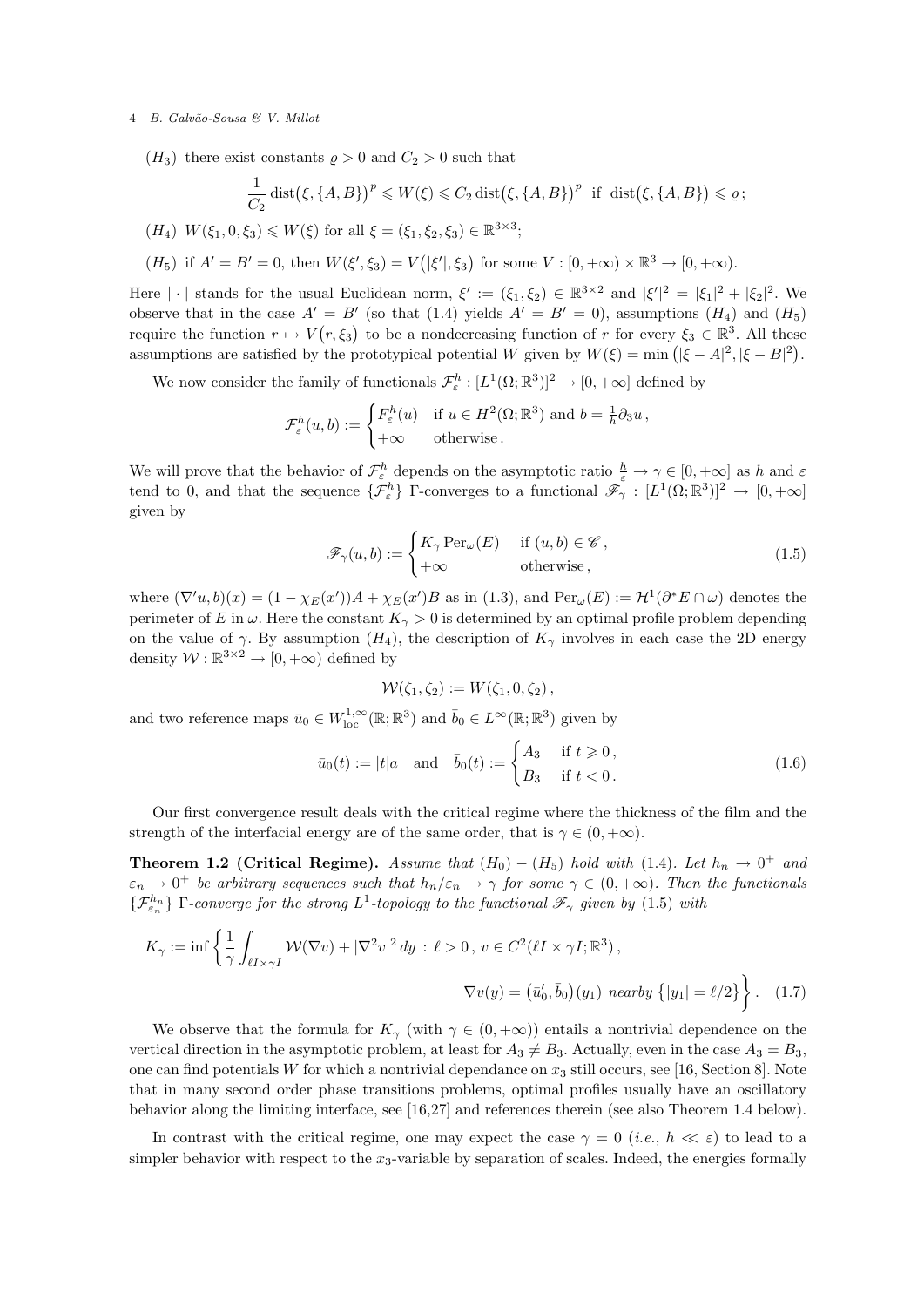$(H_3)$ there exist constants $\varrho > 0$ and $C_2 > 0$ such that

$$\frac{1}{C_2}\operatorname{dist}\big(\xi,\{A,B\}\big)^p \leqslant W(\xi) \leqslant C_2 \operatorname{dist}\big(\xi,\{A,B\}\big)^p \ \text{ if } \ \operatorname{dist}\big(\xi,\{A,B\}\big) \leqslant \varrho\,;$$

$(H_4)$ $W(\xi_1, 0, \xi_3) \leqslant W(\xi)$ for all $\xi = (\xi_1, \xi_2, \xi_3) \in \mathbb{R}^{3\times 3}$;

$(H_5)$ if $A' = B' = 0$, then $W(\xi', \xi_3) = V\big(|\xi'|, \xi_3\big)$ for some $V : [0,+\infty) \times \mathbb{R}^3 \to [0,+\infty)$.

Here $|\cdot|$ stands for the usual Euclidean norm, $\xi' := (\xi_1, \xi_2) \in \mathbb{R}^{3\times 2}$ and $|\xi'|^2 = |\xi_1|^2 + |\xi_2|^2$. We observe that in the case $A' = B'$ (so that (1.4) yields $A' = B' = 0$), assumptions $(H_4)$ and $(H_5)$ require the function $r \mapsto V\big(r, \xi_3\big)$ to be a nondecreasing function of $r$ for every $\xi_3 \in \mathbb{R}^3$. All these assumptions are satisfied by the prototypical potential $W$ given by $W(\xi) = \min\big(|\xi - A|^2, |\xi - B|^2\big)$.

We now consider the family of functionals $\mathcal{F}^h_\varepsilon : [L^1(\Omega;\mathbb{R}^3)]^2 \to [0,+\infty]$ defined by

$$\mathcal{F}^h_\varepsilon(u,b) := \begin{cases} F^h_\varepsilon(u) & \text{if } u \in H^2(\Omega;\mathbb{R}^3) \text{ and } b = \frac{1}{h}\partial_3 u\,,\\ +\infty & \text{otherwise}\,. \end{cases}$$

We will prove that the behavior of $\mathcal{F}^h_\varepsilon$ depends on the asymptotic ratio $\frac{h}{\varepsilon} \to \gamma \in [0,+\infty]$ as $h$ and $\varepsilon$ tend to 0, and that the sequence $\{\mathcal{F}^h_\varepsilon\}$ Γ-converges to a functional $\mathscr{F}_\gamma : [L^1(\Omega;\mathbb{R}^3)]^2 \to [0,+\infty]$ given by

$$\mathscr{F}_\gamma(u,b) := \begin{cases} K_\gamma \operatorname{Per}_\omega(E) & \text{if } (u,b) \in \mathscr{C}\,,\\ +\infty & \text{otherwise}\,, \end{cases} \tag{1.5}$$

where $(\nabla' u, b)(x) = (1 - \chi_E(x'))A + \chi_E(x')B$ as in (1.3), and $\operatorname{Per}_\omega(E) := \mathcal{H}^1(\partial^* E \cap \omega)$ denotes the perimeter of $E$ in $\omega$. Here the constant $K_\gamma > 0$ is determined by an optimal profile problem depending on the value of $\gamma$. By assumption $(H_4)$, the description of $K_\gamma$ involves in each case the 2D energy density $\mathcal{W} : \mathbb{R}^{3\times 2} \to [0,+\infty)$ defined by

$$\mathcal{W}(\zeta_1, \zeta_2) := W(\zeta_1, 0, \zeta_2)\,,$$

and two reference maps $\bar u_0 \in W^{1,\infty}_{\rm loc}(\mathbb{R};\mathbb{R}^3)$ and $\bar b_0 \in L^\infty(\mathbb{R};\mathbb{R}^3)$ given by

$$\bar u_0(t) := |t| a \quad \text{and} \quad \bar b_0(t) := \begin{cases} A_3 & \text{if } t \geqslant 0\,,\\ B_3 & \text{if } t < 0\,. \end{cases} \tag{1.6}$$

Our first convergence result deals with the critical regime where the thickness of the film and the strength of the interfacial energy are of the same order, that is $\gamma \in (0,+\infty)$.

**Theorem 1.2 (Critical Regime).** *Assume that $(H_0) - (H_5)$ hold with (1.4). Let $h_n \to 0^+$ and $\varepsilon_n \to 0^+$ be arbitrary sequences such that $h_n/\varepsilon_n \to \gamma$ for some $\gamma \in (0,+\infty)$. Then the functionals $\{\mathcal{F}^{h_n}_{\varepsilon_n}\}$ Γ-converge for the strong $L^1$-topology to the functional $\mathscr{F}_\gamma$ given by (1.5) with*

$$K_\gamma := \inf\left\{ \frac{1}{\gamma}\int_{\ell I \times \gamma I} \mathcal{W}(\nabla v) + |\nabla^2 v|^2\, dy \,:\, \ell > 0\,,\ v \in C^2(\ell I \times \gamma I;\mathbb{R}^3)\,,\right.$$
$$\left. \nabla v(y) = \big(\bar u_0', \bar b_0\big)(y_1) \text{ nearby } \big\{|y_1| = \ell/2\big\} \right\}. \tag{1.7}$$

We observe that the formula for $K_\gamma$ (with $\gamma \in (0,+\infty)$) entails a nontrivial dependence on the vertical direction in the asymptotic problem, at least for $A_3 \neq B_3$. Actually, even in the case $A_3 = B_3$, one can find potentials $W$ for which a nontrivial dependance on $x_3$ still occurs, see [16, Section 8]. Note that in many second order phase transitions problems, optimal profiles usually have an oscillatory behavior along the limiting interface, see [16,27] and references therein (see also Theorem 1.4 below).

In contrast with the critical regime, one may expect the case $\gamma = 0$ (*i.e.*, $h \ll \varepsilon$) to lead to a simpler behavior with respect to the $x_3$-variable by separation of scales. Indeed, the energies formally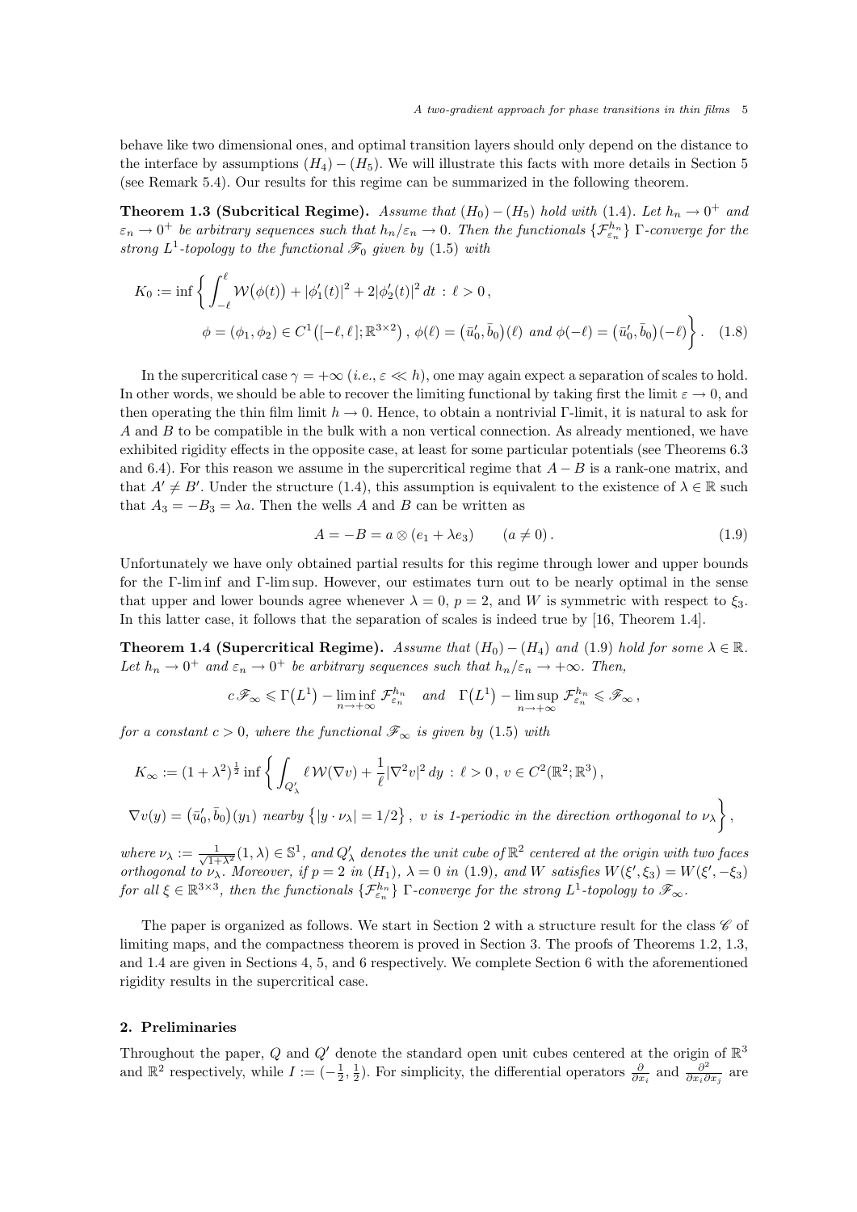behave like two dimensional ones, and optimal transition layers should only depend on the distance to the interface by assumptions $(H_4)-(H_5)$. We will illustrate this facts with more details in Section 5 (see Remark 5.4). Our results for this regime can be summarized in the following theorem.

**Theorem 1.3 (Subcritical Regime).** *Assume that $(H_0)-(H_5)$ hold with (1.4). Let $h_n \to 0^+$ and $\varepsilon_n \to 0^+$ be arbitrary sequences such that $h_n/\varepsilon_n \to 0$. Then the functionals $\{\mathcal{F}^{h_n}_{\varepsilon_n}\}$ $\Gamma$-converge for the strong $L^1$-topology to the functional $\mathscr{F}_0$ given by (1.5) with*

$$K_0 := \inf\bigg\{ \int_{-\ell}^{\ell} \mathcal{W}\big(\phi(t)\big) + |\phi_1'(t)|^2 + 2|\phi_2'(t)|^2\,dt \;:\; \ell > 0\,,$$
$$\phi = (\phi_1,\phi_2) \in C^1\big([-\ell,\ell];\mathbb{R}^{3\times 2}\big)\,,\ \phi(\ell) = \big(\bar u_0',\bar b_0\big)(\ell) \text{ and } \phi(-\ell) = \big(\bar u_0',\bar b_0\big)(-\ell)\bigg\}\,. \quad (1.8)$$

In the supercritical case $\gamma = +\infty$ (*i.e.*, $\varepsilon \ll h$), one may again expect a separation of scales to hold. In other words, we should be able to recover the limiting functional by taking first the limit $\varepsilon \to 0$, and then operating the thin film limit $h \to 0$. Hence, to obtain a nontrivial $\Gamma$-limit, it is natural to ask for $A$ and $B$ to be compatible in the bulk with a non vertical connection. As already mentioned, we have exhibited rigidity effects in the opposite case, at least for some particular potentials (see Theorems 6.3 and 6.4). For this reason we assume in the supercritical regime that $A-B$ is a rank-one matrix, and that $A' \neq B'$. Under the structure (1.4), this assumption is equivalent to the existence of $\lambda \in \mathbb{R}$ such that $A_3 = -B_3 = \lambda a$. Then the wells $A$ and $B$ can be written as

$$A = -B = a \otimes (e_1 + \lambda e_3) \qquad (a \neq 0)\,. \quad (1.9)$$

Unfortunately we have only obtained partial results for this regime through lower and upper bounds for the $\Gamma$-lim inf and $\Gamma$-lim sup. However, our estimates turn out to be nearly optimal in the sense that upper and lower bounds agree whenever $\lambda = 0$, $p = 2$, and $W$ is symmetric with respect to $\xi_3$. In this latter case, it follows that the separation of scales is indeed true by [16, Theorem 1.4].

**Theorem 1.4 (Supercritical Regime).** *Assume that $(H_0)-(H_4)$ and (1.9) hold for some $\lambda \in \mathbb{R}$. Let $h_n \to 0^+$ and $\varepsilon_n \to 0^+$ be arbitrary sequences such that $h_n/\varepsilon_n \to +\infty$. Then,*

$$c\,\mathscr{F}_\infty \leqslant \Gamma\big(L^1\big) - \liminf_{n\to+\infty} \mathcal{F}^{h_n}_{\varepsilon_n} \quad \text{and} \quad \Gamma\big(L^1\big) - \limsup_{n\to+\infty} \mathcal{F}^{h_n}_{\varepsilon_n} \leqslant \mathscr{F}_\infty\,,$$

*for a constant $c > 0$, where the functional $\mathscr{F}_\infty$ is given by (1.5) with*

$$K_\infty := (1+\lambda^2)^{\frac12} \inf\bigg\{ \int_{Q'_\lambda} \ell\,\mathcal{W}(\nabla v) + \frac{1}{\ell}|\nabla^2 v|^2\,dy \;:\; \ell > 0\,,\ v \in C^2(\mathbb{R}^2;\mathbb{R}^3)\,,$$
$$\nabla v(y) = \big(\bar u_0',\bar b_0\big)(y_1) \text{ nearby } \big\{|y\cdot\nu_\lambda| = 1/2\big\}\,,\ v \text{ is 1-periodic in the direction orthogonal to } \nu_\lambda\bigg\}\,,$$

*where $\nu_\lambda := \frac{1}{\sqrt{1+\lambda^2}}(1,\lambda) \in \mathbb{S}^1$, and $Q'_\lambda$ denotes the unit cube of $\mathbb{R}^2$ centered at the origin with two faces orthogonal to $\nu_\lambda$. Moreover, if $p = 2$ in $(H_1)$, $\lambda = 0$ in (1.9), and $W$ satisfies $W(\xi',\xi_3) = W(\xi',-\xi_3)$ for all $\xi \in \mathbb{R}^{3\times 3}$, then the functionals $\{\mathcal{F}^{h_n}_{\varepsilon_n}\}$ $\Gamma$-converge for the strong $L^1$-topology to $\mathscr{F}_\infty$.*

The paper is organized as follows. We start in Section 2 with a structure result for the class $\mathscr{C}$ of limiting maps, and the compactness theorem is proved in Section 3. The proofs of Theorems 1.2, 1.3, and 1.4 are given in Sections 4, 5, and 6 respectively. We complete Section 6 with the aforementioned rigidity results in the supercritical case.

## 2. Preliminaries

Throughout the paper, $Q$ and $Q'$ denote the standard open unit cubes centered at the origin of $\mathbb{R}^3$ and $\mathbb{R}^2$ respectively, while $I := (-\frac12,\frac12)$. For simplicity, the differential operators $\frac{\partial}{\partial x_i}$ and $\frac{\partial^2}{\partial x_i \partial x_j}$ are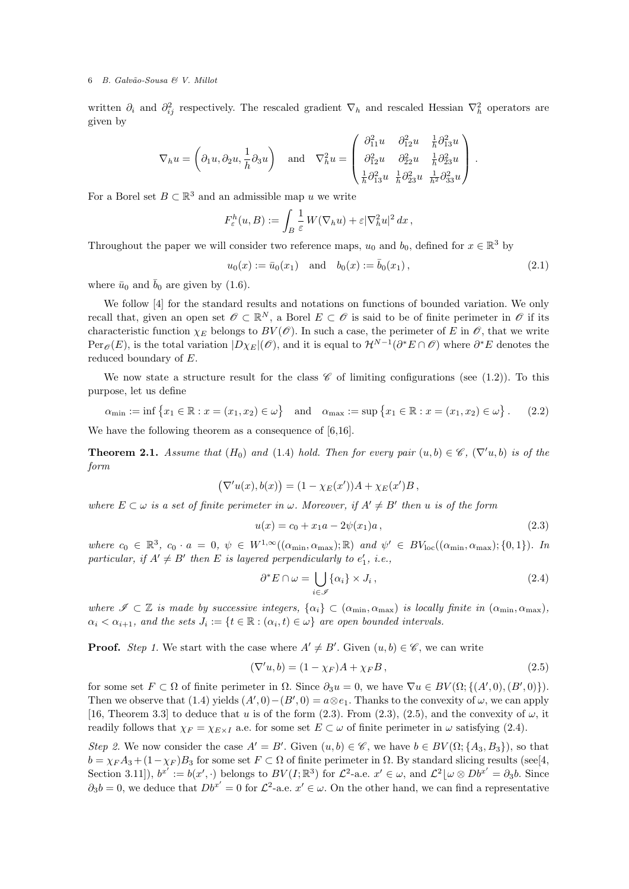written $\partial_i$ and $\partial^2_{ij}$ respectively. The rescaled gradient $\nabla_h$ and rescaled Hessian $\nabla^2_h$ operators are given by

$$\nabla_h u = \left(\partial_1 u, \partial_2 u, \frac{1}{h}\partial_3 u\right) \quad \text{and} \quad \nabla^2_h u = \begin{pmatrix} \partial^2_{11}u & \partial^2_{12}u & \frac{1}{h}\partial^2_{13}u \\ \partial^2_{12}u & \partial^2_{22}u & \frac{1}{h}\partial^2_{23}u \\ \frac{1}{h}\partial^2_{13}u & \frac{1}{h}\partial^2_{23}u & \frac{1}{h^2}\partial^2_{33}u \end{pmatrix}.$$

For a Borel set $B \subset \mathbb{R}^3$ and an admissible map $u$ we write

$$F^h_\varepsilon(u, B) := \int_B \frac{1}{\varepsilon} W(\nabla_h u) + \varepsilon |\nabla^2_h u|^2 \, dx\,,$$

Throughout the paper we will consider two reference maps, $u_0$ and $b_0$, defined for $x \in \mathbb{R}^3$ by

$$u_0(x) := \bar{u}_0(x_1) \quad \text{and} \quad b_0(x) := \bar{b}_0(x_1)\,, \tag{2.1}$$

where $\bar{u}_0$ and $\bar{b}_0$ are given by (1.6).

We follow [4] for the standard results and notations on functions of bounded variation. We only recall that, given an open set $\mathscr{O} \subset \mathbb{R}^N$, a Borel $E \subset \mathscr{O}$ is said to be of finite perimeter in $\mathscr{O}$ if its characteristic function $\chi_E$ belongs to $BV(\mathscr{O})$. In such a case, the perimeter of $E$ in $\mathscr{O}$, that we write $\mathrm{Per}_{\mathscr{O}}(E)$, is the total variation $|D\chi_E|(\mathscr{O})$, and it is equal to $\mathcal{H}^{N-1}(\partial^* E \cap \mathscr{O})$ where $\partial^* E$ denotes the reduced boundary of $E$.

We now state a structure result for the class $\mathscr{C}$ of limiting configurations (see (1.2)). To this purpose, let us define

$$\alpha_{\min} := \inf\left\{x_1 \in \mathbb{R} : x = (x_1, x_2) \in \omega\right\} \quad \text{and} \quad \alpha_{\max} := \sup\left\{x_1 \in \mathbb{R} : x = (x_1, x_2) \in \omega\right\}. \tag{2.2}$$

We have the following theorem as a consequence of [6,16].

**Theorem 2.1.** *Assume that $(H_0)$ and (1.4) hold. Then for every pair $(u, b) \in \mathscr{C}$, $(\nabla' u, b)$ is of the form*

$$\left(\nabla' u(x), b(x)\right) = (1 - \chi_E(x'))A + \chi_E(x')B\,,$$

*where $E \subset \omega$ is a set of finite perimeter in $\omega$. Moreover, if $A' \neq B'$ then $u$ is of the form*

$$u(x) = c_0 + x_1 a - 2\psi(x_1)a\,, \tag{2.3}$$

*where $c_0 \in \mathbb{R}^3$, $c_0 \cdot a = 0$, $\psi \in W^{1,\infty}((\alpha_{\min}, \alpha_{\max}); \mathbb{R})$ and $\psi' \in BV_{\mathrm{loc}}((\alpha_{\min}, \alpha_{\max}); \{0, 1\})$. In particular, if $A' \neq B'$ then $E$ is layered perpendicularly to $e'_1$, i.e.,*

$$\partial^* E \cap \omega = \bigcup_{i \in \mathscr{I}} \{\alpha_i\} \times J_i\,, \tag{2.4}$$

*where $\mathscr{I} \subset \mathbb{Z}$ is made by successive integers, $\{\alpha_i\} \subset (\alpha_{\min}, \alpha_{\max})$ is locally finite in $(\alpha_{\min}, \alpha_{\max})$, $\alpha_i < \alpha_{i+1}$, and the sets $J_i := \{t \in \mathbb{R} : (\alpha_i, t) \in \omega\}$ are open bounded intervals.*

**Proof.** *Step 1.* We start with the case where $A' \neq B'$. Given $(u, b) \in \mathscr{C}$, we can write

$$(\nabla' u, b) = (1 - \chi_F)A + \chi_F B\,, \tag{2.5}$$

for some set $F \subset \Omega$ of finite perimeter in $\Omega$. Since $\partial_3 u = 0$, we have $\nabla u \in BV(\Omega; \{(A', 0), (B', 0)\})$. Then we observe that (1.4) yields $(A', 0) - (B', 0) = a \otimes e_1$. Thanks to the convexity of $\omega$, we can apply [16, Theorem 3.3] to deduce that $u$ is of the form (2.3). From (2.3), (2.5), and the convexity of $\omega$, it readily follows that $\chi_F = \chi_{E \times I}$ a.e. for some set $E \subset \omega$ of finite perimeter in $\omega$ satisfying (2.4).

*Step 2.* We now consider the case $A' = B'$. Given $(u, b) \in \mathscr{C}$, we have $b \in BV(\Omega; \{A_3, B_3\})$, so that $b = \chi_F A_3 + (1 - \chi_F)B_3$ for some set $F \subset \Omega$ of finite perimeter in $\Omega$. By standard slicing results (see[4, Section 3.11]), $b^{x'} := b(x', \cdot)$ belongs to $BV(I; \mathbb{R}^3)$ for $\mathcal{L}^2$-a.e. $x' \in \omega$, and $\mathcal{L}^2 \lfloor \omega \otimes Db^{x'} = \partial_3 b$. Since $\partial_3 b = 0$, we deduce that $Db^{x'} = 0$ for $\mathcal{L}^2$-a.e. $x' \in \omega$. On the other hand, we can find a representative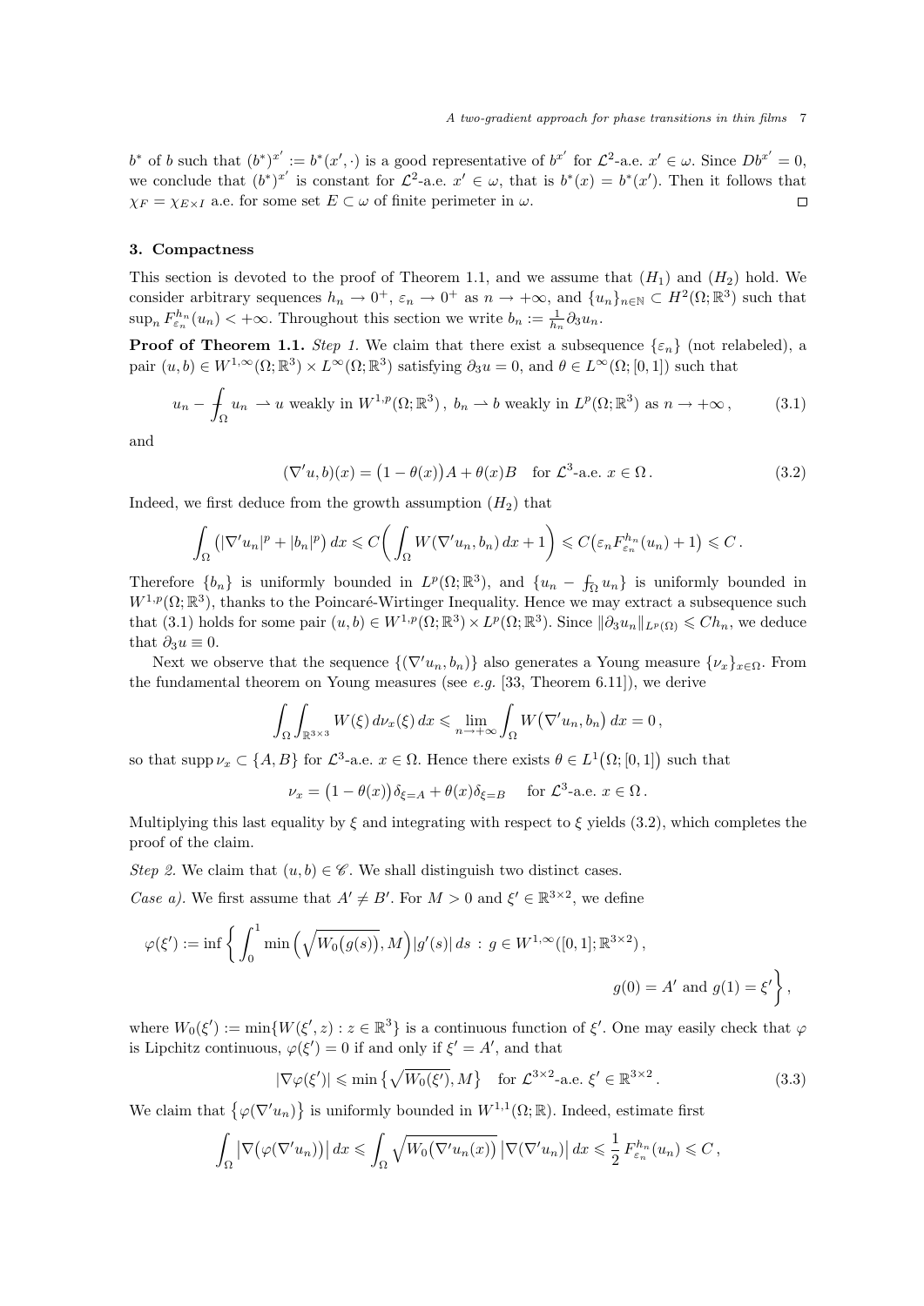$b^*$ of $b$ such that $(b^*)^{x'} := b^*(x', \cdot)$ is a good representative of $b^{x'}$ for $\mathcal{L}^2$-a.e. $x' \in \omega$. Since $Db^{x'} = 0$, we conclude that $(b^*)^{x'}$ is constant for $\mathcal{L}^2$-a.e. $x' \in \omega$, that is $b^*(x) = b^*(x')$. Then it follows that $\chi_F = \chi_{E\times I}$ a.e. for some set $E \subset \omega$ of finite perimeter in $\omega$. $\square$

## 3. Compactness

This section is devoted to the proof of Theorem 1.1, and we assume that $(H_1)$ and $(H_2)$ hold. We consider arbitrary sequences $h_n \to 0^+$, $\varepsilon_n \to 0^+$ as $n \to +\infty$, and $\{u_n\}_{n\in\mathbb{N}} \subset H^2(\Omega;\mathbb{R}^3)$ such that $\sup_n F^{h_n}_{\varepsilon_n}(u_n) < +\infty$. Throughout this section we write $b_n := \frac{1}{h_n}\partial_3 u_n$.

**Proof of Theorem 1.1.** *Step 1.* We claim that there exist a subsequence $\{\varepsilon_n\}$ (not relabeled), a pair $(u,b) \in W^{1,\infty}(\Omega;\mathbb{R}^3)\times L^\infty(\Omega;\mathbb{R}^3)$ satisfying $\partial_3 u = 0$, and $\theta \in L^\infty(\Omega;[0,1])$ such that

$$u_n - \fint_\Omega u_n \rightharpoonup u \text{ weakly in } W^{1,p}(\Omega;\mathbb{R}^3)\,,\ b_n \rightharpoonup b \text{ weakly in } L^p(\Omega;\mathbb{R}^3) \text{ as } n\to+\infty\,, \tag{3.1}$$

and

$$(\nabla' u, b)(x) = \big(1-\theta(x)\big)A + \theta(x)B \quad \text{for } \mathcal{L}^3\text{-a.e. } x\in\Omega\,. \tag{3.2}$$

Indeed, we first deduce from the growth assumption $(H_2)$ that

$$\int_\Omega \big(|\nabla' u_n|^p + |b_n|^p\big)\,dx \leqslant C\bigg(\int_\Omega W(\nabla' u_n, b_n)\,dx + 1\bigg) \leqslant C\big(\varepsilon_n F^{h_n}_{\varepsilon_n}(u_n)+1\big) \leqslant C\,.$$

Therefore $\{b_n\}$ is uniformly bounded in $L^p(\Omega;\mathbb{R}^3)$, and $\{u_n - \fint_\Omega u_n\}$ is uniformly bounded in $W^{1,p}(\Omega;\mathbb{R}^3)$, thanks to the Poincaré-Wirtinger Inequality. Hence we may extract a subsequence such that (3.1) holds for some pair $(u,b)\in W^{1,p}(\Omega;\mathbb{R}^3)\times L^p(\Omega;\mathbb{R}^3)$. Since $\|\partial_3 u_n\|_{L^p(\Omega)} \leqslant Ch_n$, we deduce that $\partial_3 u \equiv 0$.

Next we observe that the sequence $\{(\nabla' u_n, b_n)\}$ also generates a Young measure $\{\nu_x\}_{x\in\Omega}$. From the fundamental theorem on Young measures (see *e.g.* [33, Theorem 6.11]), we derive

$$\int_\Omega\int_{\mathbb{R}^{3\times 3}} W(\xi)\,d\nu_x(\xi)\,dx \leqslant \lim_{n\to+\infty}\int_\Omega W\big(\nabla' u_n, b_n\big)\,dx = 0\,,$$

so that $\operatorname{supp}\nu_x \subset \{A,B\}$ for $\mathcal{L}^3$-a.e. $x\in\Omega$. Hence there exists $\theta\in L^1\big(\Omega;[0,1]\big)$ such that

$$\nu_x = \big(1-\theta(x)\big)\delta_{\xi=A} + \theta(x)\delta_{\xi=B} \quad \text{for } \mathcal{L}^3\text{-a.e. } x\in\Omega\,.$$

Multiplying this last equality by $\xi$ and integrating with respect to $\xi$ yields (3.2), which completes the proof of the claim.

*Step 2.* We claim that $(u,b)\in\mathscr{C}$. We shall distinguish two distinct cases.

*Case a).* We first assume that $A' \neq B'$. For $M>0$ and $\xi'\in\mathbb{R}^{3\times 2}$, we define

$$\varphi(\xi') := \inf\bigg\{\int_0^1 \min\Big(\sqrt{W_0\big(g(s)\big)}, M\Big)|g'(s)|\,ds \,:\, g\in W^{1,\infty}([0,1];\mathbb{R}^{3\times 2})\,,\\ g(0)=A' \text{ and } g(1)=\xi'\bigg\}\,,$$

where $W_0(\xi') := \min\{W(\xi',z) : z\in\mathbb{R}^3\}$ is a continuous function of $\xi'$. One may easily check that $\varphi$ is Lipchitz continuous, $\varphi(\xi')=0$ if and only if $\xi'=A'$, and that

$$|\nabla\varphi(\xi')| \leqslant \min\big\{\sqrt{W_0(\xi')}, M\big\} \quad \text{for } \mathcal{L}^{3\times 2}\text{-a.e. } \xi'\in\mathbb{R}^{3\times 2}\,. \tag{3.3}$$

We claim that $\big\{\varphi(\nabla' u_n)\big\}$ is uniformly bounded in $W^{1,1}(\Omega;\mathbb{R})$. Indeed, estimate first

$$\int_\Omega \big|\nabla\big(\varphi(\nabla' u_n)\big)\big|\,dx \leqslant \int_\Omega \sqrt{W_0\big(\nabla' u_n(x)\big)}\,\big|\nabla(\nabla' u_n)\big|\,dx \leqslant \frac{1}{2}\,F^{h_n}_{\varepsilon_n}(u_n) \leqslant C\,,$$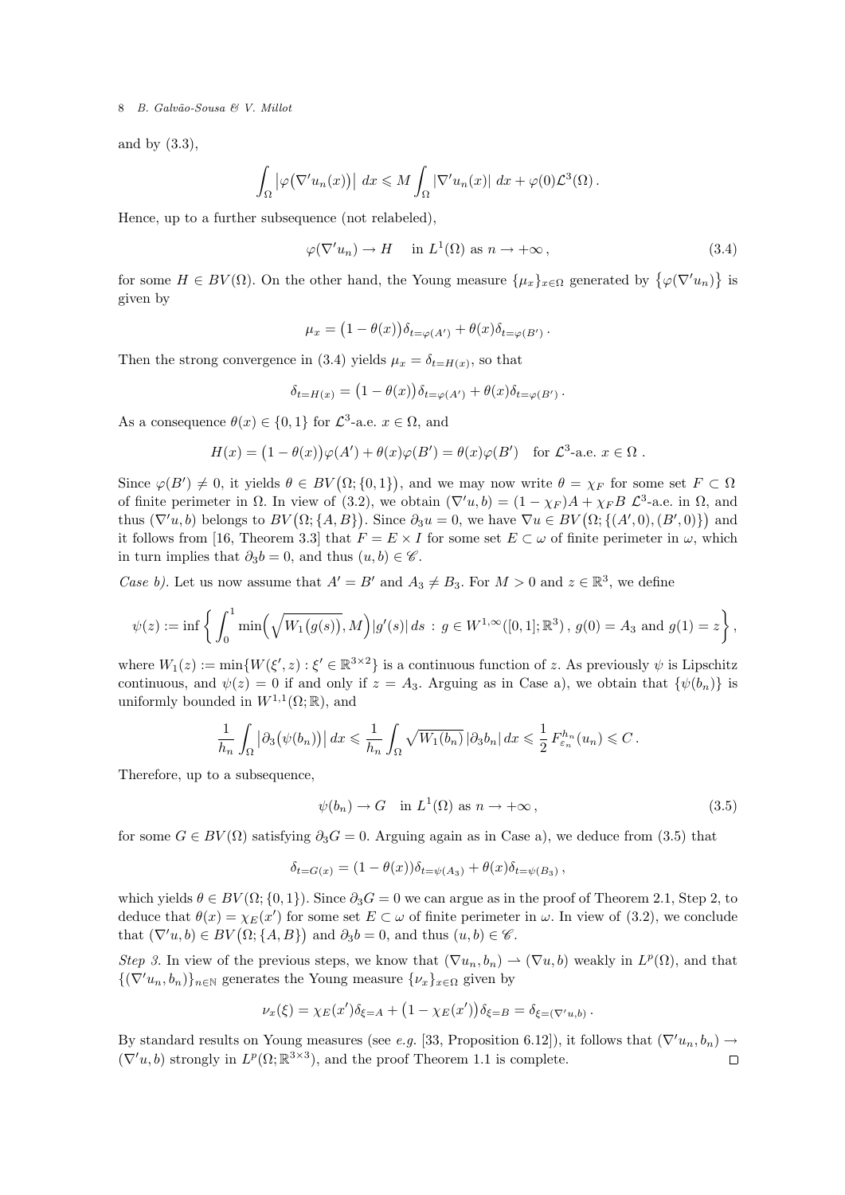and by (3.3),

$$\int_\Omega \big|\varphi\big(\nabla' u_n(x)\big)\big|\, dx \leqslant M \int_\Omega |\nabla' u_n(x)|\, dx + \varphi(0)\mathcal{L}^3(\Omega)\,.$$

Hence, up to a further subsequence (not relabeled),

$$\varphi(\nabla' u_n) \to H \quad \text{ in } L^1(\Omega) \text{ as } n \to +\infty\,, \tag{3.4}$$

for some $H \in BV(\Omega)$. On the other hand, the Young measure $\{\mu_x\}_{x\in\Omega}$ generated by $\big\{\varphi(\nabla' u_n)\big\}$ is given by

$$\mu_x = \big(1-\theta(x)\big)\delta_{t=\varphi(A')} + \theta(x)\delta_{t=\varphi(B')}\,.$$

Then the strong convergence in (3.4) yields $\mu_x = \delta_{t=H(x)}$, so that

$$\delta_{t=H(x)} = \big(1-\theta(x)\big)\delta_{t=\varphi(A')} + \theta(x)\delta_{t=\varphi(B')}\,.$$

As a consequence $\theta(x) \in \{0,1\}$ for $\mathcal{L}^3$-a.e. $x \in \Omega$, and

$$H(x) = \big(1-\theta(x)\big)\varphi(A') + \theta(x)\varphi(B') = \theta(x)\varphi(B') \quad \text{for } \mathcal{L}^3\text{-a.e. } x \in \Omega\,.$$

Since $\varphi(B') \neq 0$, it yields $\theta \in BV\big(\Omega;\{0,1\}\big)$, and we may now write $\theta = \chi_F$ for some set $F \subset \Omega$ of finite perimeter in $\Omega$. In view of (3.2), we obtain $(\nabla' u, b) = (1-\chi_F)A + \chi_F B$ $\mathcal{L}^3$-a.e. in $\Omega$, and thus $(\nabla' u, b)$ belongs to $BV\big(\Omega;\{A,B\}\big)$. Since $\partial_3 u = 0$, we have $\nabla u \in BV\big(\Omega;\{(A',0),(B',0)\}\big)$ and it follows from [16, Theorem 3.3] that $F = E \times I$ for some set $E \subset \omega$ of finite perimeter in $\omega$, which in turn implies that $\partial_3 b = 0$, and thus $(u,b) \in \mathscr{C}$.

*Case b).* Let us now assume that $A' = B'$ and $A_3 \neq B_3$. For $M > 0$ and $z \in \mathbb{R}^3$, we define

$$\psi(z) := \inf\left\{ \int_0^1 \min\Big(\sqrt{W_1\big(g(s)\big)}, M\Big)|g'(s)|\, ds \,:\, g \in W^{1,\infty}([0,1];\mathbb{R}^3)\,,\, g(0) = A_3 \text{ and } g(1) = z\right\},$$

where $W_1(z) := \min\{W(\xi',z) : \xi' \in \mathbb{R}^{3\times 2}\}$ is a continuous function of $z$. As previously $\psi$ is Lipschitz continuous, and $\psi(z) = 0$ if and only if $z = A_3$. Arguing as in Case a), we obtain that $\{\psi(b_n)\}$ is uniformly bounded in $W^{1,1}(\Omega;\mathbb{R})$, and

$$\frac{1}{h_n}\int_\Omega \big|\partial_3\big(\psi(b_n)\big)\big|\, dx \leqslant \frac{1}{h_n}\int_\Omega \sqrt{W_1(b_n)}\, |\partial_3 b_n|\, dx \leqslant \frac{1}{2} F^{h_n}_{\varepsilon_n}(u_n) \leqslant C\,.$$

Therefore, up to a subsequence,

$$\psi(b_n) \to G \quad \text{in } L^1(\Omega) \text{ as } n \to +\infty\,, \tag{3.5}$$

for some $G \in BV(\Omega)$ satisfying $\partial_3 G = 0$. Arguing again as in Case a), we deduce from (3.5) that

$$\delta_{t=G(x)} = (1-\theta(x))\delta_{t=\psi(A_3)} + \theta(x)\delta_{t=\psi(B_3)}\,,$$

which yields $\theta \in BV(\Omega;\{0,1\})$. Since $\partial_3 G = 0$ we can argue as in the proof of Theorem 2.1, Step 2, to deduce that $\theta(x) = \chi_E(x')$ for some set $E \subset \omega$ of finite perimeter in $\omega$. In view of (3.2), we conclude that $(\nabla' u, b) \in BV\big(\Omega;\{A,B\}\big)$ and $\partial_3 b = 0$, and thus $(u,b) \in \mathscr{C}$.

*Step 3.* In view of the previous steps, we know that $(\nabla u_n, b_n) \rightharpoonup (\nabla u, b)$ weakly in $L^p(\Omega)$, and that $\{(\nabla' u_n, b_n)\}_{n\in\mathbb{N}}$ generates the Young measure $\{\nu_x\}_{x\in\Omega}$ given by

$$\nu_x(\xi) = \chi_E(x')\delta_{\xi=A} + \big(1-\chi_E(x')\big)\delta_{\xi=B} = \delta_{\xi=(\nabla' u,b)}\,.$$

By standard results on Young measures (see *e.g.* [33, Proposition 6.12]), it follows that $(\nabla' u_n, b_n) \to (\nabla' u, b)$ strongly in $L^p(\Omega;\mathbb{R}^{3\times 3})$, and the proof Theorem 1.1 is complete. $\square$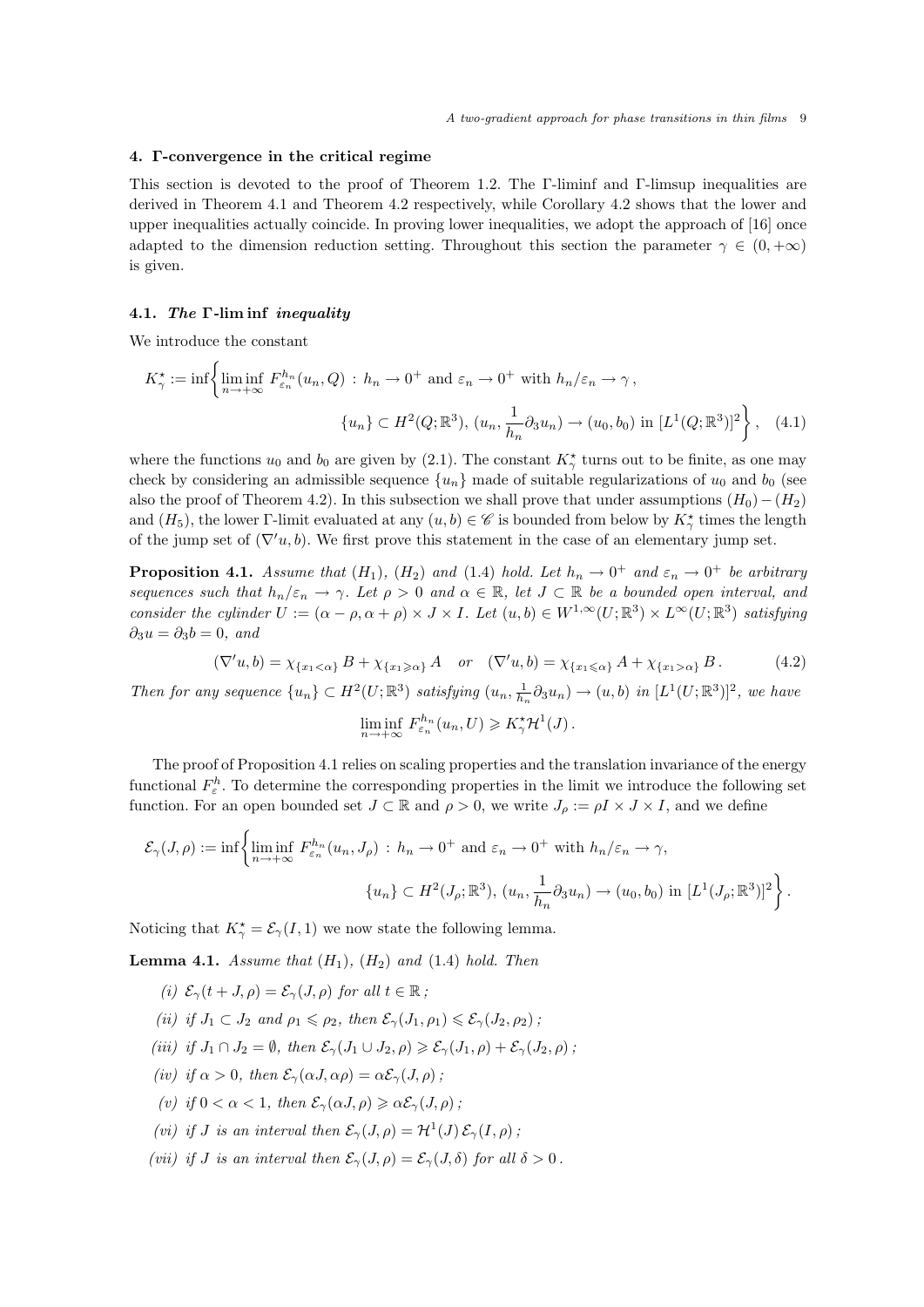## 4. Γ-convergence in the critical regime

This section is devoted to the proof of Theorem 1.2. The Γ-liminf and Γ-limsup inequalities are derived in Theorem 4.1 and Theorem 4.2 respectively, while Corollary 4.2 shows that the lower and upper inequalities actually coincide. In proving lower inequalities, we adopt the approach of [16] once adapted to the dimension reduction setting. Throughout this section the parameter $\gamma \in (0, +\infty)$ is given.

### 4.1. *The* Γ-lim inf *inequality*

We introduce the constant

$$
K^\star_\gamma := \inf\biggl\{ \liminf_{n\to+\infty} F^{h_n}_{\varepsilon_n}(u_n, Q) \,:\, h_n \to 0^+ \text{ and } \varepsilon_n \to 0^+ \text{ with } h_n/\varepsilon_n \to \gamma\,,
$$

$$
\{u_n\} \subset H^2(Q;\mathbb{R}^3),\ (u_n, \frac{1}{h_n}\partial_3 u_n) \to (u_0, b_0) \text{ in } [L^1(Q;\mathbb{R}^3)]^2 \biggr\}\,, \quad (4.1)
$$

where the functions $u_0$ and $b_0$ are given by (2.1). The constant $K^\star_\gamma$ turns out to be finite, as one may check by considering an admissible sequence $\{u_n\}$ made of suitable regularizations of $u_0$ and $b_0$ (see also the proof of Theorem 4.2). In this subsection we shall prove that under assumptions $(H_0)-(H_2)$ and $(H_5)$, the lower Γ-limit evaluated at any $(u, b) \in \mathscr{C}$ is bounded from below by $K^\star_\gamma$ times the length of the jump set of $(\nabla' u, b)$. We first prove this statement in the case of an elementary jump set.

**Proposition 4.1.** *Assume that $(H_1)$, $(H_2)$ and (1.4) hold. Let $h_n \to 0^+$ and $\varepsilon_n \to 0^+$ be arbitrary sequences such that $h_n/\varepsilon_n \to \gamma$. Let $\rho > 0$ and $\alpha \in \mathbb{R}$, let $J \subset \mathbb{R}$ be a bounded open interval, and consider the cylinder $U := (\alpha - \rho, \alpha + \rho) \times J \times I$. Let $(u, b) \in W^{1,\infty}(U;\mathbb{R}^3) \times L^\infty(U;\mathbb{R}^3)$ satisfying $\partial_3 u = \partial_3 b = 0$, and*

$$
(\nabla' u, b) = \chi_{\{x_1<\alpha\}}\, B + \chi_{\{x_1\geqslant\alpha\}}\, A \quad \text{or} \quad (\nabla' u, b) = \chi_{\{x_1\leqslant\alpha\}}\, A + \chi_{\{x_1>\alpha\}}\, B\,. \qquad (4.2)
$$

*Then for any sequence $\{u_n\} \subset H^2(U;\mathbb{R}^3)$ satisfying $(u_n, \frac{1}{h_n}\partial_3 u_n) \to (u, b)$ in $[L^1(U;\mathbb{R}^3)]^2$, we have*

$$
\liminf_{n\to+\infty} F^{h_n}_{\varepsilon_n}(u_n, U) \geqslant K^\star_\gamma \mathcal{H}^1(J)\,.
$$

The proof of Proposition 4.1 relies on scaling properties and the translation invariance of the energy functional $F^h_\varepsilon$. To determine the corresponding properties in the limit we introduce the following set function. For an open bounded set $J \subset \mathbb{R}$ and $\rho > 0$, we write $J_\rho := \rho I \times J \times I$, and we define

$$
\mathcal{E}_\gamma(J, \rho) := \inf\biggl\{ \liminf_{n\to+\infty} F^{h_n}_{\varepsilon_n}(u_n, J_\rho) \,:\, h_n \to 0^+ \text{ and } \varepsilon_n \to 0^+ \text{ with } h_n/\varepsilon_n \to \gamma,
$$

$$
\{u_n\} \subset H^2(J_\rho;\mathbb{R}^3),\ (u_n, \frac{1}{h_n}\partial_3 u_n) \to (u_0, b_0) \text{ in } [L^1(J_\rho;\mathbb{R}^3)]^2 \biggr\}\,.
$$

Noticing that $K^\star_\gamma = \mathcal{E}_\gamma(I, 1)$ we now state the following lemma.

**Lemma 4.1.** *Assume that $(H_1)$, $(H_2)$ and (1.4) hold. Then*

*(i) $\mathcal{E}_\gamma(t + J, \rho) = \mathcal{E}_\gamma(J, \rho)$ for all $t \in \mathbb{R}$ ;*

*(ii) if $J_1 \subset J_2$ and $\rho_1 \leqslant \rho_2$, then $\mathcal{E}_\gamma(J_1, \rho_1) \leqslant \mathcal{E}_\gamma(J_2, \rho_2)$ ;*

*(iii) if $J_1 \cap J_2 = \emptyset$, then $\mathcal{E}_\gamma(J_1 \cup J_2, \rho) \geqslant \mathcal{E}_\gamma(J_1, \rho) + \mathcal{E}_\gamma(J_2, \rho)$ ;*

*(iv) if $\alpha > 0$, then $\mathcal{E}_\gamma(\alpha J, \alpha\rho) = \alpha\mathcal{E}_\gamma(J, \rho)$ ;*

*(v) if $0 < \alpha < 1$, then $\mathcal{E}_\gamma(\alpha J, \rho) \geqslant \alpha\mathcal{E}_\gamma(J, \rho)$ ;*

*(vi) if $J$ is an interval then $\mathcal{E}_\gamma(J, \rho) = \mathcal{H}^1(J)\, \mathcal{E}_\gamma(I, \rho)$ ;*

*(vii) if $J$ is an interval then $\mathcal{E}_\gamma(J, \rho) = \mathcal{E}_\gamma(J, \delta)$ for all $\delta > 0$ .*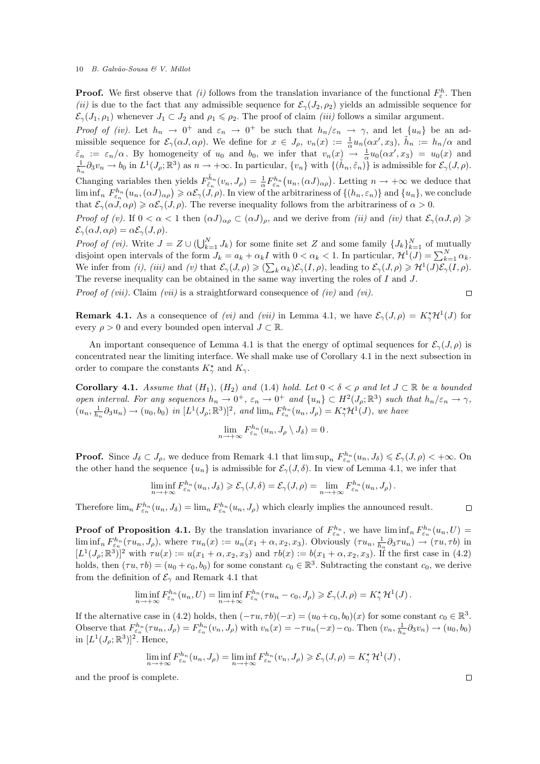**Proof.** We first observe that *(i)* follows from the translation invariance of the functional $F^h_\varepsilon$. Then *(ii)* is due to the fact that any admissible sequence for $\mathcal{E}_\gamma(J_2,\rho_2)$ yields an admissible sequence for $\mathcal{E}_\gamma(J_1,\rho_1)$ whenever $J_1\subset J_2$ and $\rho_1\leqslant\rho_2$. The proof of claim *(iii)* follows a similar argument.

*Proof of (iv).* Let $h_n\to 0^+$ and $\varepsilon_n\to 0^+$ be such that $h_n/\varepsilon_n\to\gamma$, and let $\{u_n\}$ be an admissible sequence for $\mathcal{E}_\gamma(\alpha J,\alpha\rho)$. We define for $x\in J_\rho$, $v_n(x):=\frac{1}{\alpha}u_n(\alpha x',x_3)$, $\tilde h_n:=h_n/\alpha$ and $\tilde\varepsilon_n:=\varepsilon_n/\alpha$. By homogeneity of $u_0$ and $b_0$, we infer that $v_n(x)\to\frac{1}{\alpha}u_0(\alpha x',x_3)=u_0(x)$ and $\frac{1}{h_n}\partial_3 v_n\to b_0$ in $L^1(J_\rho;\mathbb{R}^3)$ as $n\to+\infty$. In particular, $\{v_n\}$ with $\{(\tilde h_n,\tilde\varepsilon_n)\}$ is admissible for $\mathcal{E}_\gamma(J,\rho)$. Changing variables then yields $F^{\tilde h_n}_{\tilde\varepsilon_n}(v_n,J_\rho)=\frac{1}{\alpha}F^{h_n}_{\varepsilon_n}\big(u_n,(\alpha J)_{\alpha\rho}\big)$. Letting $n\to+\infty$ we deduce that $\liminf_n F^{h_n}_{\varepsilon_n}\big(u_n,(\alpha J)_{\alpha\rho}\big)\geqslant\alpha\mathcal{E}_\gamma(J,\rho)$. In view of the arbitrariness of $\{(h_n,\varepsilon_n)\}$ and $\{u_n\}$, we conclude that $\mathcal{E}_\gamma(\alpha J,\alpha\rho)\geqslant\alpha\mathcal{E}_\gamma(J,\rho)$. The reverse inequality follows from the arbitrariness of $\alpha>0$.

*Proof of (v).* If $0<\alpha<1$ then $(\alpha J)_{\alpha\rho}\subset(\alpha J)_\rho$, and we derive from *(ii)* and *(iv)* that $\mathcal{E}_\gamma(\alpha J,\rho)\geqslant\mathcal{E}_\gamma(\alpha J,\alpha\rho)=\alpha\mathcal{E}_\gamma(J,\rho)$.

*Proof of (vi).* Write $J=Z\cup(\bigcup_{k=1}^N J_k)$ for some finite set $Z$ and some family $\{J_k\}_{k=1}^N$ of mutually disjoint open intervals of the form $J_k=a_k+\alpha_k I$ with $0<\alpha_k<1$. In particular, $\mathcal{H}^1(J)=\sum_{k=1}^N\alpha_k$. We infer from *(i)*, *(iii)* and *(v)* that $\mathcal{E}_\gamma(J,\rho)\geqslant(\sum_k\alpha_k)\mathcal{E}_\gamma(I,\rho)$, leading to $\mathcal{E}_\gamma(J,\rho)\geqslant\mathcal{H}^1(J)\mathcal{E}_\gamma(I,\rho)$. The reverse inequality can be obtained in the same way inverting the roles of $I$ and $J$.

*Proof of (vii).* Claim *(vii)* is a straightforward consequence of *(iv)* and *(vi)*. $\square$

**Remark 4.1.** As a consequence of *(vi)* and *(vii)* in Lemma 4.1, we have $\mathcal{E}_\gamma(J,\rho)=K^\star_\gamma\mathcal{H}^1(J)$ for every $\rho>0$ and every bounded open interval $J\subset\mathbb{R}$.

An important consequence of Lemma 4.1 is that the energy of optimal sequences for $\mathcal{E}_\gamma(J,\rho)$ is concentrated near the limiting interface. We shall make use of Corollary 4.1 in the next subsection in order to compare the constants $K^\star_\gamma$ and $K_\gamma$.

**Corollary 4.1.** *Assume that $(H_1)$, $(H_2)$ and (1.4) hold. Let $0<\delta<\rho$ and let $J\subset\mathbb{R}$ be a bounded open interval. For any sequences $h_n\to 0^+$, $\varepsilon_n\to 0^+$ and $\{u_n\}\subset H^2(J_\rho;\mathbb{R}^3)$ such that $h_n/\varepsilon_n\to\gamma$, $(u_n,\frac{1}{h_n}\partial_3u_n)\to(u_0,b_0)$ in $[L^1(J_\rho;\mathbb{R}^3)]^2$, and $\lim_n F^{h_n}_{\varepsilon_n}(u_n,J_\rho)=K^\star_\gamma\mathcal{H}^1(J)$, we have*

$$\lim_{n\to+\infty}F^{h_n}_{\varepsilon_n}(u_n,J_\rho\setminus J_\delta)=0\,.$$

**Proof.** Since $J_\delta\subset J_\rho$, we deduce from Remark 4.1 that $\limsup_n F^{h_n}_{\varepsilon_n}(u_n,J_\delta)\leqslant\mathcal{E}_\gamma(J,\rho)<+\infty$. On the other hand the sequence $\{u_n\}$ is admissible for $\mathcal{E}_\gamma(J,\delta)$. In view of Lemma 4.1, we infer that

$$\liminf_{n\to+\infty}F^{h_n}_{\varepsilon_n}(u_n,J_\delta)\geqslant\mathcal{E}_\gamma(J,\delta)=\mathcal{E}_\gamma(J,\rho)=\lim_{n\to+\infty}F^{h_n}_{\varepsilon_n}(u_n,J_\rho)\,.$$

Therefore $\lim_n F^{h_n}_{\varepsilon_n}(u_n,J_\delta)=\lim_n F^{h_n}_{\varepsilon_n}(u_n,J_\rho)$ which clearly implies the announced result. $\square$

**Proof of Proposition 4.1.** By the translation invariance of $F^{h_n}_{\varepsilon_n}$, we have $\liminf_n F^{h_n}_{\varepsilon_n}(u_n,U)=\liminf_n F^{h_n}_{\varepsilon_n}(\tau u_n,J_\rho)$, where $\tau u_n(x):=u_n(x_1+\alpha,x_2,x_3)$. Obviously $(\tau u_n,\frac{1}{h_n}\partial_3\tau u_n)\to(\tau u,\tau b)$ in $[L^1(J_\rho;\mathbb{R}^3)]^2$ with $\tau u(x):=u(x_1+\alpha,x_2,x_3)$ and $\tau b(x):=b(x_1+\alpha,x_2,x_3)$. If the first case in (4.2) holds, then $(\tau u,\tau b)=(u_0+c_0,b_0)$ for some constant $c_0\in\mathbb{R}^3$. Subtracting the constant $c_0$, we derive from the definition of $\mathcal{E}_\gamma$ and Remark 4.1 that

$$\liminf_{n\to+\infty}F^{h_n}_{\varepsilon_n}(u_n,U)=\liminf_{n\to+\infty}F^{h_n}_{\varepsilon_n}(\tau u_n-c_0,J_\rho)\geqslant\mathcal{E}_\gamma(J,\rho)=K^\star_\gamma\,\mathcal{H}^1(J)\,.$$

If the alternative case in (4.2) holds, then $(-\tau u,\tau b)(-x)=(u_0+c_0,b_0)(x)$ for some constant $c_0\in\mathbb{R}^3$. Observe that $F^{h_n}_{\varepsilon_n}(\tau u_n,J_\rho)=F^{h_n}_{\varepsilon_n}(v_n,J_\rho)$ with $v_n(x)=-\tau u_n(-x)-c_0$. Then $(v_n,\frac{1}{h_n}\partial_3v_n)\to(u_0,b_0)$ in $[L^1(J_\rho;\mathbb{R}^3)]^2$. Hence,

$$\liminf_{n\to+\infty}F^{h_n}_{\varepsilon_n}(u_n,J_\rho)=\liminf_{n\to+\infty}F^{h_n}_{\varepsilon_n}(v_n,J_\rho)\geqslant\mathcal{E}_\gamma(J,\rho)=K^\star_\gamma\,\mathcal{H}^1(J)\,,$$

and the proof is complete. $\square$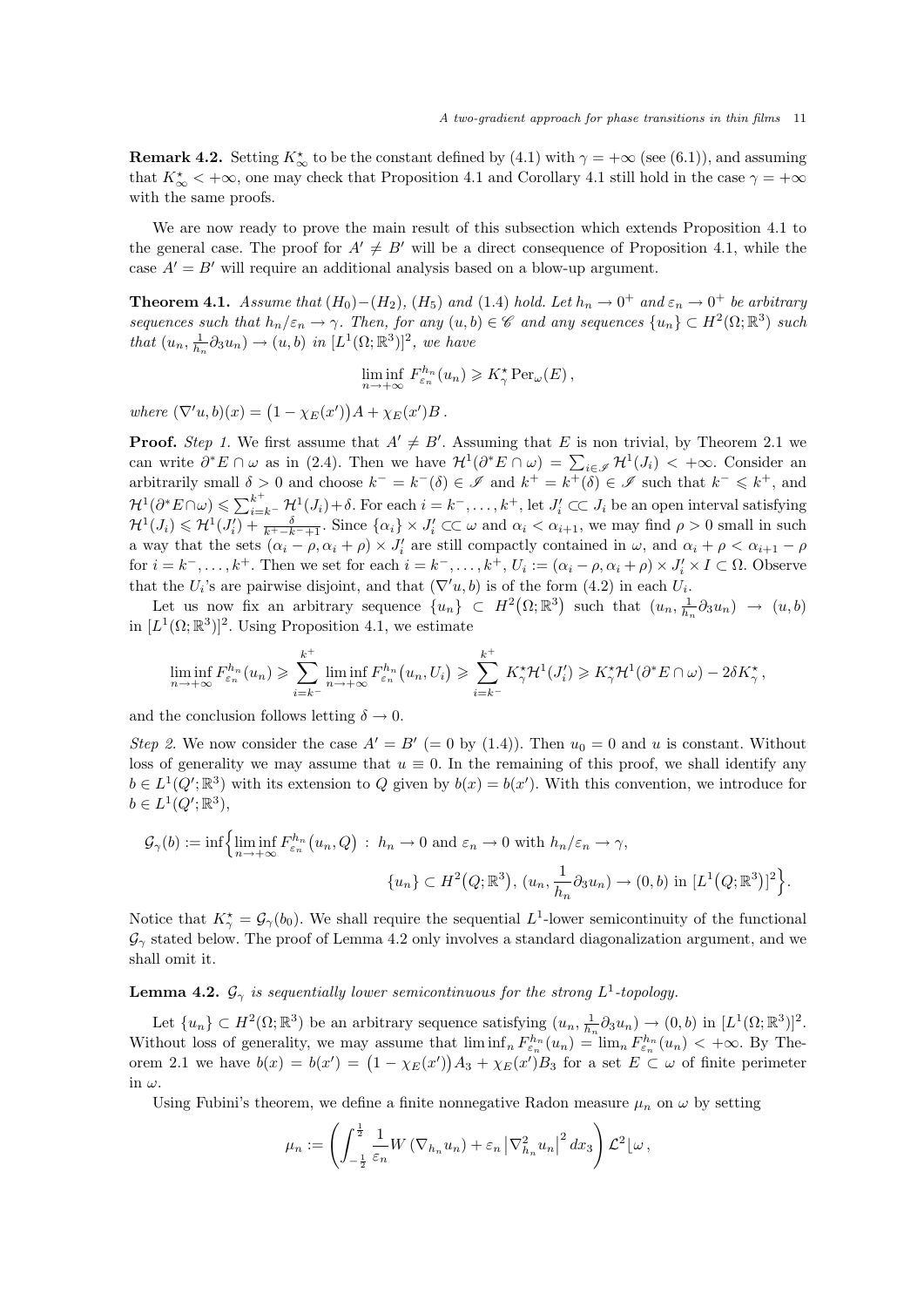**Remark 4.2.** Setting $K^\star_\infty$ to be the constant defined by (4.1) with $\gamma = +\infty$ (see (6.1)), and assuming that $K^\star_\infty < +\infty$, one may check that Proposition 4.1 and Corollary 4.1 still hold in the case $\gamma = +\infty$ with the same proofs.

We are now ready to prove the main result of this subsection which extends Proposition 4.1 to the general case. The proof for $A' \neq B'$ will be a direct consequence of Proposition 4.1, while the case $A' = B'$ will require an additional analysis based on a blow-up argument.

**Theorem 4.1.** *Assume that $(H_0)-(H_2)$, $(H_5)$ and (1.4) hold. Let $h_n \to 0^+$ and $\varepsilon_n \to 0^+$ be arbitrary sequences such that $h_n/\varepsilon_n \to \gamma$. Then, for any $(u,b) \in \mathscr{C}$ and any sequences $\{u_n\} \subset H^2(\Omega;\mathbb{R}^3)$ such that $(u_n, \frac{1}{h_n}\partial_3 u_n) \to (u,b)$ in $[L^1(\Omega;\mathbb{R}^3)]^2$, we have*

$$\liminf_{n\to+\infty} F^{h_n}_{\varepsilon_n}(u_n) \geqslant K^\star_\gamma \,\mathrm{Per}_\omega(E)\,,$$

*where $(\nabla' u, b)(x) = \big(1-\chi_E(x')\big)A + \chi_E(x')B$ .*

**Proof.** *Step 1.* We first assume that $A' \neq B'$. Assuming that $E$ is non trivial, by Theorem 2.1 we can write $\partial^* E \cap \omega$ as in (2.4). Then we have $\mathcal{H}^1(\partial^* E \cap \omega) = \sum_{i\in\mathscr{I}} \mathcal{H}^1(J_i) < +\infty$. Consider an arbitrarily small $\delta > 0$ and choose $k^- = k^-(\delta) \in \mathscr{I}$ and $k^+ = k^+(\delta) \in \mathscr{I}$ such that $k^- \leqslant k^+$, and $\mathcal{H}^1(\partial^* E\cap\omega) \leqslant \sum_{i=k^-}^{k^+} \mathcal{H}^1(J_i) + \delta$. For each $i = k^-,\dots,k^+$, let $J'_i \subset\subset J_i$ be an open interval satisfying $\mathcal{H}^1(J_i) \leqslant \mathcal{H}^1(J'_i) + \frac{\delta}{k^+-k^-+1}$. Since $\{\alpha_i\}\times J'_i \subset\subset \omega$ and $\alpha_i < \alpha_{i+1}$, we may find $\rho > 0$ small in such a way that the sets $(\alpha_i - \rho, \alpha_i + \rho)\times J'_i$ are still compactly contained in $\omega$, and $\alpha_i + \rho < \alpha_{i+1} - \rho$ for $i = k^-,\dots,k^+$. Then we set for each $i = k^-,\dots,k^+$, $U_i := (\alpha_i - \rho, \alpha_i + \rho)\times J'_i \times I \subset \Omega$. Observe that the $U_i$'s are pairwise disjoint, and that $(\nabla' u, b)$ is of the form (4.2) in each $U_i$.

Let us now fix an arbitrary sequence $\{u_n\} \subset H^2\big(\Omega;\mathbb{R}^3\big)$ such that $(u_n, \frac{1}{h_n}\partial_3 u_n) \to (u,b)$ in $[L^1(\Omega;\mathbb{R}^3)]^2$. Using Proposition 4.1, we estimate

$$\liminf_{n\to+\infty} F^{h_n}_{\varepsilon_n}(u_n) \geqslant \sum_{i=k^-}^{k^+} \liminf_{n\to+\infty} F^{h_n}_{\varepsilon_n}\big(u_n, U_i\big) \geqslant \sum_{i=k^-}^{k^+} K^\star_\gamma \mathcal{H}^1(J'_i) \geqslant K^\star_\gamma \mathcal{H}^1(\partial^* E\cap\omega) - 2\delta K^\star_\gamma\,,$$

and the conclusion follows letting $\delta \to 0$.

*Step 2.* We now consider the case $A' = B'$ ($= 0$ by (1.4)). Then $u_0 = 0$ and $u$ is constant. Without loss of generality we may assume that $u \equiv 0$. In the remaining of this proof, we shall identify any $b \in L^1(Q';\mathbb{R}^3)$ with its extension to $Q$ given by $b(x) = b(x')$. With this convention, we introduce for $b \in L^1(Q';\mathbb{R}^3)$,

$$\mathcal{G}_\gamma(b) := \inf\Big\{ \liminf_{n\to+\infty} F^{h_n}_{\varepsilon_n}\big(u_n, Q\big) \,:\, h_n \to 0 \text{ and } \varepsilon_n \to 0 \text{ with } h_n/\varepsilon_n \to \gamma,$$
$$\{u_n\} \subset H^2\big(Q;\mathbb{R}^3\big),\, (u_n, \frac{1}{h_n}\partial_3 u_n) \to (0,b) \text{ in } [L^1\big(Q;\mathbb{R}^3\big)]^2 \Big\}.$$

Notice that $K^\star_\gamma = \mathcal{G}_\gamma(b_0)$. We shall require the sequential $L^1$-lower semicontinuity of the functional $\mathcal{G}_\gamma$ stated below. The proof of Lemma 4.2 only involves a standard diagonalization argument, and we shall omit it.

**Lemma 4.2.** *$\mathcal{G}_\gamma$ is sequentially lower semicontinuous for the strong $L^1$-topology.*

Let $\{u_n\} \subset H^2(\Omega;\mathbb{R}^3)$ be an arbitrary sequence satisfying $(u_n, \frac{1}{h_n}\partial_3 u_n) \to (0,b)$ in $[L^1(\Omega;\mathbb{R}^3)]^2$. Without loss of generality, we may assume that $\liminf_n F^{h_n}_{\varepsilon_n}(u_n) = \lim_n F^{h_n}_{\varepsilon_n}(u_n) < +\infty$. By Theorem 2.1 we have $b(x) = b(x') = \big(1-\chi_E(x')\big)A_3 + \chi_E(x')B_3$ for a set $E \subset \omega$ of finite perimeter in $\omega$.

Using Fubini's theorem, we define a finite nonnegative Radon measure $\mu_n$ on $\omega$ by setting

$$\mu_n := \left(\int_{-\frac{1}{2}}^{\frac{1}{2}} \frac{1}{\varepsilon_n} W\left(\nabla_{h_n} u_n\right) + \varepsilon_n \left|\nabla^2_{h_n} u_n\right|^2 dx_3\right) \mathcal{L}^2\lfloor\omega\,,$$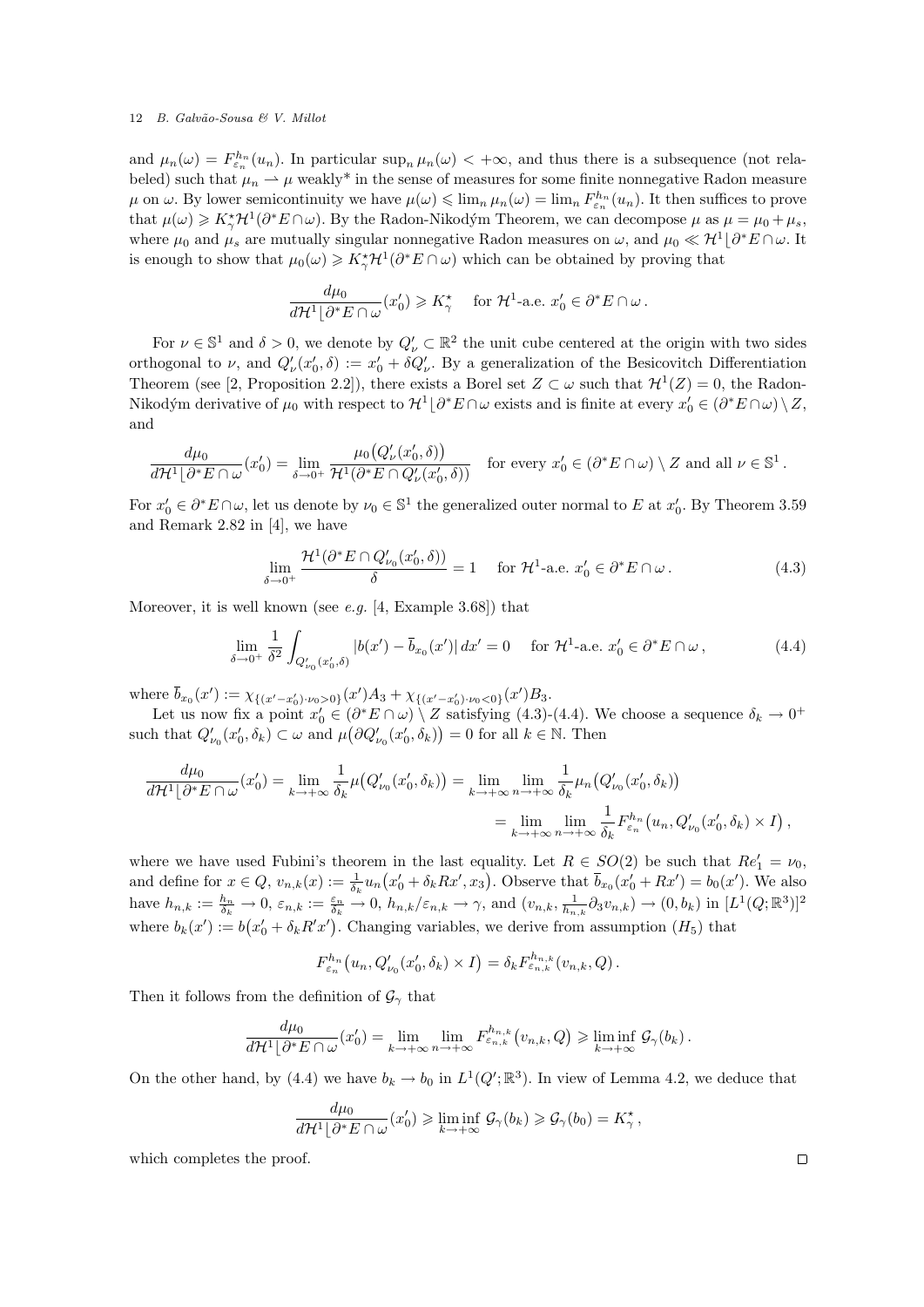and $\mu_n(\omega) = F^{h_n}_{\varepsilon_n}(u_n)$. In particular $\sup_n \mu_n(\omega) < +\infty$, and thus there is a subsequence (not relabeled) such that $\mu_n \rightharpoonup \mu$ weakly* in the sense of measures for some finite nonnegative Radon measure $\mu$ on $\omega$. By lower semicontinuity we have $\mu(\omega) \leqslant \lim_n \mu_n(\omega) = \lim_n F^{h_n}_{\varepsilon_n}(u_n)$. It then suffices to prove that $\mu(\omega) \geqslant K^\star_\gamma \mathcal{H}^1(\partial^* E \cap \omega)$. By the Radon-Nikodým Theorem, we can decompose $\mu$ as $\mu = \mu_0 + \mu_s$, where $\mu_0$ and $\mu_s$ are mutually singular nonnegative Radon measures on $\omega$, and $\mu_0 \ll \mathcal{H}^1 \lfloor \partial^* E \cap \omega$. It is enough to show that $\mu_0(\omega) \geqslant K^\star_\gamma \mathcal{H}^1(\partial^* E \cap \omega)$ which can be obtained by proving that

$$\frac{d\mu_0}{d\mathcal{H}^1 \lfloor \partial^* E \cap \omega}(x'_0) \geqslant K^\star_\gamma \quad \text{ for } \mathcal{H}^1\text{-a.e. } x'_0 \in \partial^* E \cap \omega\,.$$

For $\nu \in \mathbb{S}^1$ and $\delta > 0$, we denote by $Q'_\nu \subset \mathbb{R}^2$ the unit cube centered at the origin with two sides orthogonal to $\nu$, and $Q'_\nu(x'_0, \delta) := x'_0 + \delta Q'_\nu$. By a generalization of the Besicovitch Differentiation Theorem (see [2, Proposition 2.2]), there exists a Borel set $Z \subset \omega$ such that $\mathcal{H}^1(Z) = 0$, the Radon-Nikodým derivative of $\mu_0$ with respect to $\mathcal{H}^1 \lfloor \partial^* E \cap \omega$ exists and is finite at every $x'_0 \in (\partial^* E \cap \omega) \setminus Z$, and

$$\frac{d\mu_0}{d\mathcal{H}^1 \lfloor \partial^* E \cap \omega}(x'_0) = \lim_{\delta \to 0^+} \frac{\mu_0\big(Q'_\nu(x'_0, \delta)\big)}{\mathcal{H}^1(\partial^* E \cap Q'_\nu(x'_0, \delta))} \quad \text{for every } x'_0 \in (\partial^* E \cap \omega) \setminus Z \text{ and all } \nu \in \mathbb{S}^1\,.$$

For $x'_0 \in \partial^* E \cap \omega$, let us denote by $\nu_0 \in \mathbb{S}^1$ the generalized outer normal to $E$ at $x'_0$. By Theorem 3.59 and Remark 2.82 in [4], we have

$$\lim_{\delta \to 0^+} \frac{\mathcal{H}^1(\partial^* E \cap Q'_{\nu_0}(x'_0, \delta))}{\delta} = 1 \quad \text{ for } \mathcal{H}^1\text{-a.e. } x'_0 \in \partial^* E \cap \omega\,. \tag{4.3}$$

Moreover, it is well known (see *e.g.* [4, Example 3.68]) that

$$\lim_{\delta \to 0^+} \frac{1}{\delta^2} \int_{Q'_{\nu_0}(x'_0, \delta)} |b(x') - \overline{b}_{x_0}(x')|\, dx' = 0 \quad \text{ for } \mathcal{H}^1\text{-a.e. } x'_0 \in \partial^* E \cap \omega\,, \tag{4.4}$$

where $\overline{b}_{x_0}(x') := \chi_{\{(x' - x'_0) \cdot \nu_0 > 0\}}(x') A_3 + \chi_{\{(x' - x'_0) \cdot \nu_0 < 0\}}(x') B_3$.

Let us now fix a point $x'_0 \in (\partial^* E \cap \omega) \setminus Z$ satisfying (4.3)-(4.4). We choose a sequence $\delta_k \to 0^+$ such that $Q'_{\nu_0}(x'_0, \delta_k) \subset \omega$ and $\mu\big(\partial Q'_{\nu_0}(x'_0, \delta_k)\big) = 0$ for all $k \in \mathbb{N}$. Then

$$\begin{aligned} \frac{d\mu_0}{d\mathcal{H}^1 \lfloor \partial^* E \cap \omega}(x'_0) = \lim_{k \to +\infty} \frac{1}{\delta_k} \mu\big(Q'_{\nu_0}(x'_0, \delta_k)\big) &= \lim_{k \to +\infty} \lim_{n \to +\infty} \frac{1}{\delta_k} \mu_n\big(Q'_{\nu_0}(x'_0, \delta_k)\big) \\ &= \lim_{k \to +\infty} \lim_{n \to +\infty} \frac{1}{\delta_k} F^{h_n}_{\varepsilon_n}\big(u_n, Q'_{\nu_0}(x'_0, \delta_k) \times I\big)\,, \end{aligned}$$

where we have used Fubini's theorem in the last equality. Let $R \in SO(2)$ be such that $Re'_1 = \nu_0$, and define for $x \in Q$, $v_{n,k}(x) := \frac{1}{\delta_k} u_n\big(x'_0 + \delta_k R x', x_3\big)$. Observe that $\overline{b}_{x_0}(x'_0 + Rx') = b_0(x')$. We also have $h_{n,k} := \frac{h_n}{\delta_k} \to 0$, $\varepsilon_{n,k} := \frac{\varepsilon_n}{\delta_k} \to 0$, $h_{n,k}/\varepsilon_{n,k} \to \gamma$, and $(v_{n,k}, \frac{1}{h_{n,k}} \partial_3 v_{n,k}) \to (0, b_k)$ in $[L^1(Q;\mathbb{R}^3)]^2$ where $b_k(x') := b\big(x'_0 + \delta_k R' x'\big)$. Changing variables, we derive from assumption $(H_5)$ that

$$F^{h_n}_{\varepsilon_n}\big(u_n, Q'_{\nu_0}(x'_0, \delta_k) \times I\big) = \delta_k F^{h_{n,k}}_{\varepsilon_{n,k}}(v_{n,k}, Q)\,.$$

Then it follows from the definition of $\mathcal{G}_\gamma$ that

$$\frac{d\mu_0}{d\mathcal{H}^1 \lfloor \partial^* E \cap \omega}(x'_0) = \lim_{k \to +\infty} \lim_{n \to +\infty} F^{h_{n,k}}_{\varepsilon_{n,k}}\big(v_{n,k}, Q\big) \geqslant \liminf_{k \to +\infty} \mathcal{G}_\gamma(b_k)\,.$$

On the other hand, by (4.4) we have $b_k \to b_0$ in $L^1(Q';\mathbb{R}^3)$. In view of Lemma 4.2, we deduce that

$$\frac{d\mu_0}{d\mathcal{H}^1 \lfloor \partial^* E \cap \omega}(x'_0) \geqslant \liminf_{k \to +\infty} \mathcal{G}_\gamma(b_k) \geqslant \mathcal{G}_\gamma(b_0) = K^\star_\gamma\,,$$

which completes the proof. ◻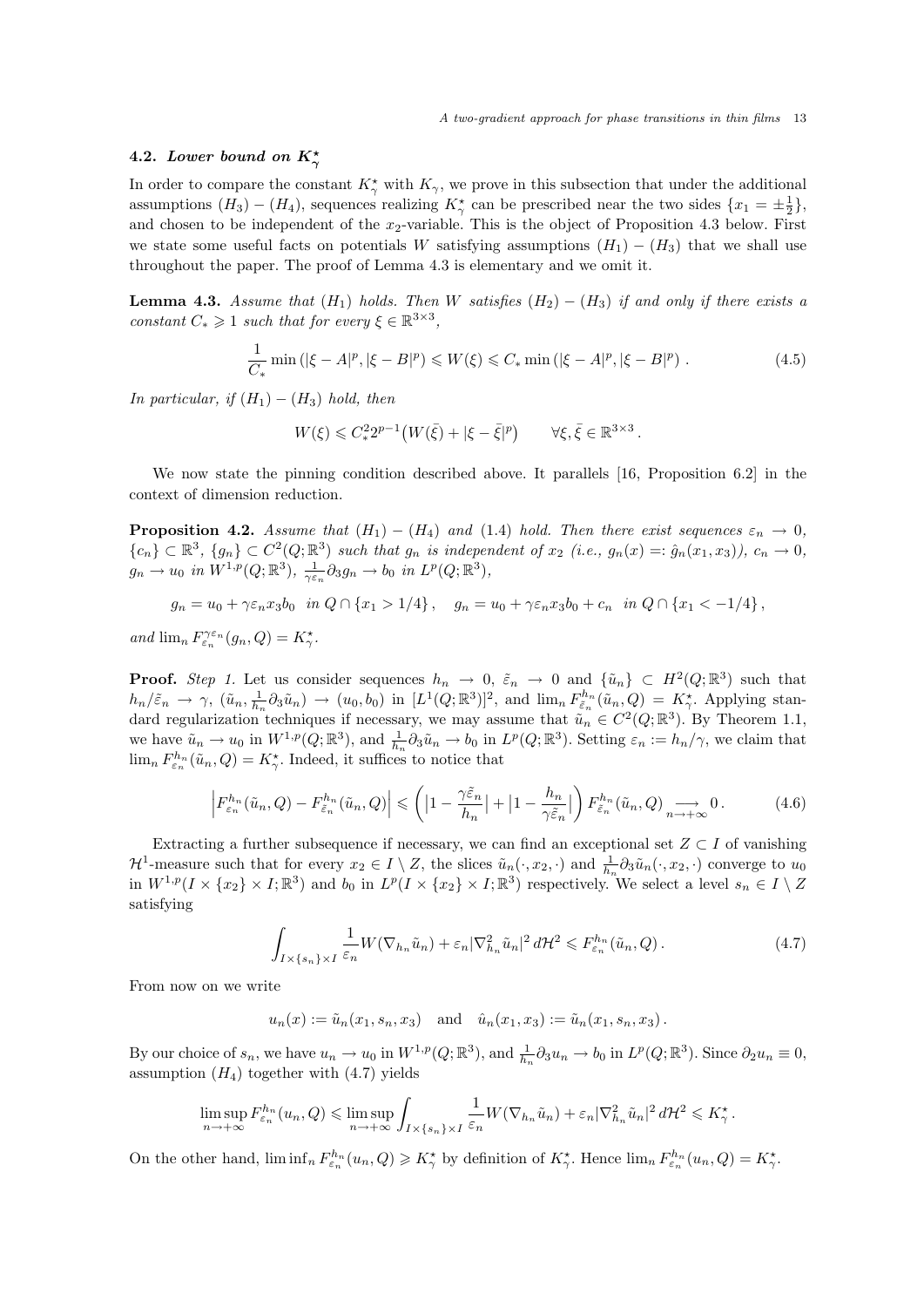### 4.2. *Lower bound on $K^\star_\gamma$*

In order to compare the constant $K^\star_\gamma$ with $K_\gamma$, we prove in this subsection that under the additional assumptions $(H_3)-(H_4)$, sequences realizing $K^\star_\gamma$ can be prescribed near the two sides $\{x_1=\pm\frac12\}$, and chosen to be independent of the $x_2$-variable. This is the object of Proposition 4.3 below. First we state some useful facts on potentials $W$ satisfying assumptions $(H_1)-(H_3)$ that we shall use throughout the paper. The proof of Lemma 4.3 is elementary and we omit it.

**Lemma 4.3.** *Assume that $(H_1)$ holds. Then $W$ satisfies $(H_2)-(H_3)$ if and only if there exists a constant $C_*\geqslant 1$ such that for every $\xi\in\mathbb{R}^{3\times3}$,*

$$\frac{1}{C_*}\min\left(|\xi-A|^p,|\xi-B|^p\right)\leqslant W(\xi)\leqslant C_*\min\left(|\xi-A|^p,|\xi-B|^p\right). \tag{4.5}$$

*In particular, if $(H_1)-(H_3)$ hold, then*

$$W(\xi)\leqslant C_*^2 2^{p-1}\big(W(\bar\xi)+|\xi-\bar\xi|^p\big)\qquad\forall\xi,\bar\xi\in\mathbb{R}^{3\times3}.$$

We now state the pinning condition described above. It parallels [16, Proposition 6.2] in the context of dimension reduction.

**Proposition 4.2.** *Assume that $(H_1)-(H_4)$ and (1.4) hold. Then there exist sequences $\varepsilon_n\to0$, $\{c_n\}\subset\mathbb{R}^3$, $\{g_n\}\subset C^2(Q;\mathbb{R}^3)$ such that $g_n$ is independent of $x_2$ (i.e., $g_n(x)=:\hat g_n(x_1,x_3)$), $c_n\to0$, $g_n\to u_0$ in $W^{1,p}(Q;\mathbb{R}^3)$, $\frac{1}{\gamma\varepsilon_n}\partial_3 g_n\to b_0$ in $L^p(Q;\mathbb{R}^3)$,*

$$g_n=u_0+\gamma\varepsilon_n x_3 b_0\ \text{ in } Q\cap\{x_1>1/4\},\quad g_n=u_0+\gamma\varepsilon_n x_3b_0+c_n\ \text{ in } Q\cap\{x_1<-1/4\},$$

*and $\lim_n F^{\gamma\varepsilon_n}_{\varepsilon_n}(g_n,Q)=K^\star_\gamma$.*

**Proof.** *Step 1.* Let us consider sequences $h_n\to0$, $\tilde\varepsilon_n\to0$ and $\{\tilde u_n\}\subset H^2(Q;\mathbb{R}^3)$ such that $h_n/\tilde\varepsilon_n\to\gamma$, $(\tilde u_n,\frac{1}{h_n}\partial_3\tilde u_n)\to(u_0,b_0)$ in $[L^1(Q;\mathbb{R}^3)]^2$, and $\lim_n F^{h_n}_{\tilde\varepsilon_n}(\tilde u_n,Q)=K^\star_\gamma$. Applying standard regularization techniques if necessary, we may assume that $\tilde u_n\in C^2(Q;\mathbb{R}^3)$. By Theorem 1.1, we have $\tilde u_n\to u_0$ in $W^{1,p}(Q;\mathbb{R}^3)$, and $\frac{1}{h_n}\partial_3\tilde u_n\to b_0$ in $L^p(Q;\mathbb{R}^3)$. Setting $\varepsilon_n:=h_n/\gamma$, we claim that $\lim_n F^{h_n}_{\varepsilon_n}(\tilde u_n,Q)=K^\star_\gamma$. Indeed, it suffices to notice that

$$\left|F^{h_n}_{\varepsilon_n}(\tilde u_n,Q)-F^{h_n}_{\tilde\varepsilon_n}(\tilde u_n,Q)\right|\leqslant\left(\left|1-\frac{\gamma\tilde\varepsilon_n}{h_n}\right|+\left|1-\frac{h_n}{\gamma\tilde\varepsilon_n}\right|\right)F^{h_n}_{\tilde\varepsilon_n}(\tilde u_n,Q)\underset{n\to+\infty}{\longrightarrow}0. \tag{4.6}$$

Extracting a further subsequence if necessary, we can find an exceptional set $Z\subset I$ of vanishing $\mathcal{H}^1$-measure such that for every $x_2\in I\setminus Z$, the slices $\tilde u_n(\cdot,x_2,\cdot)$ and $\frac{1}{h_n}\partial_3\tilde u_n(\cdot,x_2,\cdot)$ converge to $u_0$ in $W^{1,p}(I\times\{x_2\}\times I;\mathbb{R}^3)$ and $b_0$ in $L^p(I\times\{x_2\}\times I;\mathbb{R}^3)$ respectively. We select a level $s_n\in I\setminus Z$ satisfying

$$\int_{I\times\{s_n\}\times I}\frac{1}{\varepsilon_n}W(\nabla_{h_n}\tilde u_n)+\varepsilon_n|\nabla^2_{h_n}\tilde u_n|^2\,d\mathcal{H}^2\leqslant F^{h_n}_{\varepsilon_n}(\tilde u_n,Q). \tag{4.7}$$

From now on we write

$$u_n(x):=\tilde u_n(x_1,s_n,x_3)\quad\text{and}\quad\hat u_n(x_1,x_3):=\tilde u_n(x_1,s_n,x_3).$$

By our choice of $s_n$, we have $u_n\to u_0$ in $W^{1,p}(Q;\mathbb{R}^3)$, and $\frac{1}{h_n}\partial_3u_n\to b_0$ in $L^p(Q;\mathbb{R}^3)$. Since $\partial_2u_n\equiv0$, assumption $(H_4)$ together with (4.7) yields

$$\limsup_{n\to+\infty}F^{h_n}_{\varepsilon_n}(u_n,Q)\leqslant\limsup_{n\to+\infty}\int_{I\times\{s_n\}\times I}\frac{1}{\varepsilon_n}W(\nabla_{h_n}\tilde u_n)+\varepsilon_n|\nabla^2_{h_n}\tilde u_n|^2\,d\mathcal{H}^2\leqslant K^\star_\gamma.$$

On the other hand, $\liminf_n F^{h_n}_{\varepsilon_n}(u_n,Q)\geqslant K^\star_\gamma$ by definition of $K^\star_\gamma$. Hence $\lim_n F^{h_n}_{\varepsilon_n}(u_n,Q)=K^\star_\gamma$.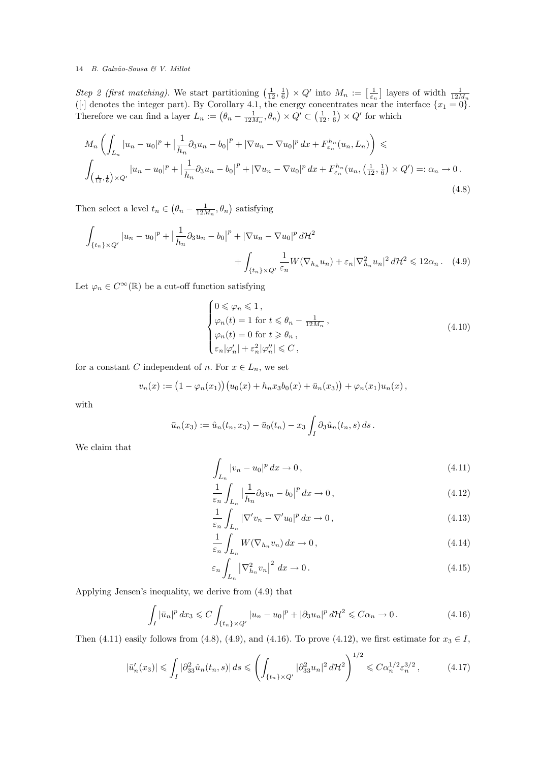*Step 2 (first matching).* We start partitioning $\big(\frac{1}{12},\frac{1}{6}\big)\times Q'$ into $M_n := \big[\frac{1}{\varepsilon_n}\big]$ layers of width $\frac{1}{12M_n}$ ($[\cdot]$ denotes the integer part). By Corollary 4.1, the energy concentrates near the interface $\{x_1=0\}$. Therefore we can find a layer $L_n := \big(\theta_n - \frac{1}{12M_n},\theta_n\big)\times Q' \subset \big(\frac{1}{12},\frac{1}{6}\big)\times Q'$ for which

$$
\begin{aligned}
&M_n\left(\int_{L_n}|u_n-u_0|^p+\Big|\frac{1}{h_n}\partial_3 u_n - b_0\Big|^p + |\nabla u_n - \nabla u_0|^p\,dx + F^{h_n}_{\varepsilon_n}(u_n,L_n)\right)\leqslant\\
&\int_{\left(\frac{1}{12},\frac{1}{6}\right)\times Q'}|u_n-u_0|^p+\Big|\frac{1}{h_n}\partial_3 u_n - b_0\Big|^p + |\nabla u_n - \nabla u_0|^p\,dx + F^{h_n}_{\varepsilon_n}\big(u_n,\big(\tfrac{1}{12},\tfrac{1}{6}\big)\times Q'\big) =: \alpha_n \to 0\,.
\end{aligned}
\tag{4.8}
$$

Then select a level $t_n \in \big(\theta_n - \frac{1}{12M_n},\theta_n\big)$ satisfying

$$
\begin{aligned}
\int_{\{t_n\}\times Q'}|u_n-u_0|^p+\Big|\frac{1}{h_n}\partial_3 u_n - b_0\Big|^p + |\nabla u_n - \nabla u_0|^p\,d\mathcal{H}^2&\\
+\int_{\{t_n\}\times Q'}\frac{1}{\varepsilon_n}W(\nabla_{h_n}u_n)+\varepsilon_n|\nabla^2_{h_n}u_n|^2\,d\mathcal{H}^2 &\leqslant 12\alpha_n\,.
\end{aligned}
\tag{4.9}
$$

Let $\varphi_n \in C^\infty(\mathbb{R})$ be a cut-off function satisfying

$$
\begin{cases}
0\leqslant \varphi_n \leqslant 1\,,\\
\varphi_n(t)=1 \text{ for } t\leqslant \theta_n - \frac{1}{12M_n}\,,\\
\varphi_n(t)=0 \text{ for } t\geqslant \theta_n\,,\\
\varepsilon_n|\varphi_n'|+\varepsilon_n^2|\varphi_n''|\leqslant C\,,
\end{cases}
\tag{4.10}
$$

for a constant $C$ independent of $n$. For $x\in L_n$, we set

$$
v_n(x) := \big(1-\varphi_n(x_1)\big)\big(u_0(x)+h_n x_3 b_0(x)+\bar u_n(x_3)\big)+\varphi_n(x_1)u_n(x)\,,
$$

with

$$
\bar u_n(x_3) := \hat u_n(t_n,x_3) - \bar u_0(t_n) - x_3\int_I \partial_3 \hat u_n(t_n,s)\,ds\,.
$$

We claim that

$$
\int_{L_n}|v_n-u_0|^p\,dx \to 0\,, \tag{4.11}
$$

$$
\frac{1}{\varepsilon_n}\int_{L_n}\Big|\frac{1}{h_n}\partial_3 v_n - b_0\Big|^p\,dx\to 0\,, \tag{4.12}
$$

$$
\frac{1}{\varepsilon_n}\int_{L_n}|\nabla' v_n - \nabla' u_0|^p\,dx \to 0\,, \tag{4.13}
$$

$$
\frac{1}{\varepsilon_n}\int_{L_n}W(\nabla_{h_n}v_n)\,dx\to 0\,, \tag{4.14}
$$

$$
\varepsilon_n\int_{L_n}\big|\nabla^2_{h_n}v_n\big|^2\,dx\to 0\,. \tag{4.15}
$$

Applying Jensen's inequality, we derive from (4.9) that

$$
\int_I |\bar u_n|^p\,dx_3 \leqslant C\int_{\{t_n\}\times Q'}|u_n-u_0|^p+|\partial_3 u_n|^p\,d\mathcal{H}^2 \leqslant C\alpha_n \to 0\,. \tag{4.16}
$$

Then (4.11) easily follows from (4.8), (4.9), and (4.16). To prove (4.12), we first estimate for $x_3\in I$,

$$
|\bar u_n'(x_3)| \leqslant \int_I |\partial^2_{33}\hat u_n(t_n,s)|\,ds \leqslant \left(\int_{\{t_n\}\times Q'}|\partial^2_{33}u_n|^2\,d\mathcal{H}^2\right)^{1/2} \leqslant C\alpha_n^{1/2}\varepsilon_n^{3/2}\,, \tag{4.17}
$$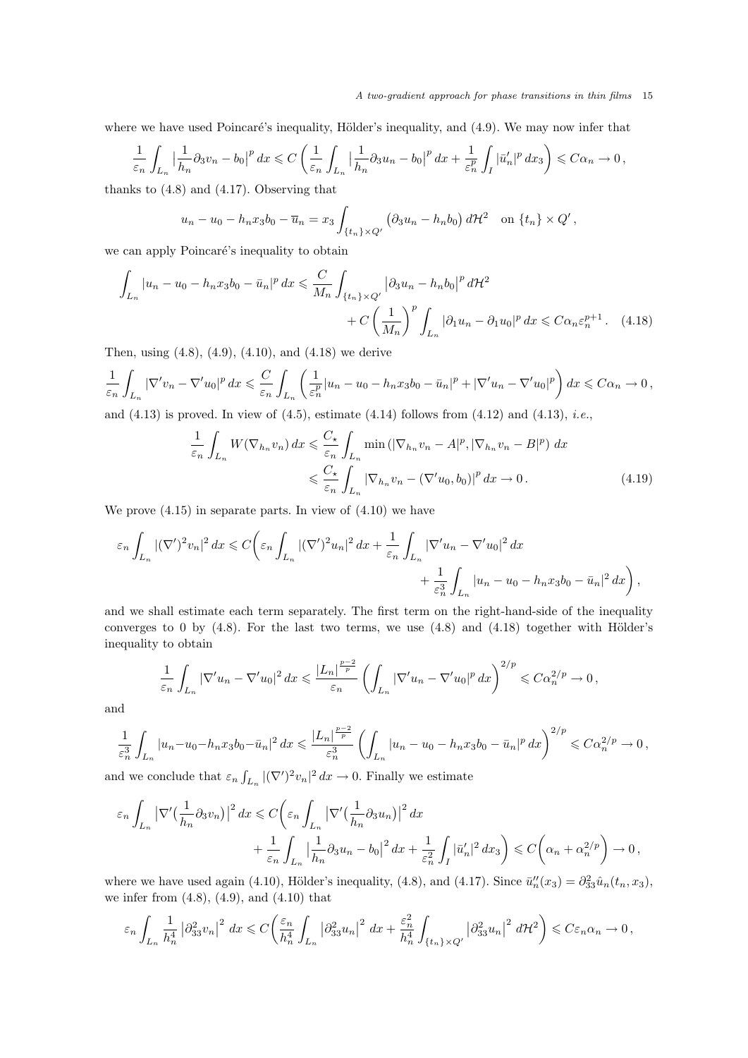where we have used Poincaré's inequality, Hölder's inequality, and (4.9). We may now infer that

$$\frac{1}{\varepsilon_n}\int_{L_n}\big|\frac{1}{h_n}\partial_3 v_n - b_0\big|^p\,dx \leqslant C\left(\frac{1}{\varepsilon_n}\int_{L_n}\big|\frac{1}{h_n}\partial_3 u_n - b_0\big|^p\,dx + \frac{1}{\varepsilon_n^p}\int_I |\bar{u}_n'|^p\,dx_3\right) \leqslant C\alpha_n \to 0\,,$$

thanks to (4.8) and (4.17). Observing that

$$u_n - u_0 - h_n x_3 b_0 - \overline{u}_n = x_3 \int_{\{t_n\}\times Q'} \big(\partial_3 u_n - h_n b_0\big)\,d\mathcal{H}^2 \quad \text{on } \{t_n\}\times Q'\,,$$

we can apply Poincaré's inequality to obtain

$$\int_{L_n} |u_n - u_0 - h_n x_3 b_0 - \bar{u}_n|^p\,dx \leqslant \frac{C}{M_n}\int_{\{t_n\}\times Q'} \big|\partial_3 u_n - h_n b_0\big|^p\,d\mathcal{H}^2 + C\left(\frac{1}{M_n}\right)^p \int_{L_n} |\partial_1 u_n - \partial_1 u_0|^p\,dx \leqslant C\alpha_n \varepsilon_n^{p+1}\,. \quad (4.18)$$

Then, using (4.8), (4.9), (4.10), and (4.18) we derive

$$\frac{1}{\varepsilon_n}\int_{L_n} |\nabla' v_n - \nabla' u_0|^p\,dx \leqslant \frac{C}{\varepsilon_n}\int_{L_n}\left(\frac{1}{\varepsilon_n^p}|u_n - u_0 - h_n x_3 b_0 - \bar{u}_n|^p + |\nabla' u_n - \nabla' u_0|^p\right)dx \leqslant C\alpha_n \to 0\,,$$

and (4.13) is proved. In view of (4.5), estimate (4.14) follows from (4.12) and (4.13), *i.e.*,

$$\begin{aligned}\frac{1}{\varepsilon_n}\int_{L_n} W(\nabla_{h_n} v_n)\,dx &\leqslant \frac{C_\star}{\varepsilon_n}\int_{L_n} \min\left(|\nabla_{h_n} v_n - A|^p, |\nabla_{h_n} v_n - B|^p\right)\,dx \\ &\leqslant \frac{C_\star}{\varepsilon_n}\int_{L_n} \big|\nabla_{h_n} v_n - (\nabla' u_0, b_0)\big|^p\,dx \to 0\,. \end{aligned} \quad (4.19)$$

We prove (4.15) in separate parts. In view of (4.10) we have

$$\varepsilon_n \int_{L_n} |(\nabla')^2 v_n|^2\,dx \leqslant C\bigg(\varepsilon_n\int_{L_n}|(\nabla')^2 u_n|^2\,dx + \frac{1}{\varepsilon_n}\int_{L_n}|\nabla' u_n - \nabla' u_0|^2\,dx + \frac{1}{\varepsilon_n^3}\int_{L_n}|u_n - u_0 - h_n x_3 b_0 - \bar{u}_n|^2\,dx\bigg)\,,$$

and we shall estimate each term separately. The first term on the right-hand-side of the inequality converges to 0 by (4.8). For the last two terms, we use (4.8) and (4.18) together with Hölder's inequality to obtain

$$\frac{1}{\varepsilon_n}\int_{L_n}|\nabla' u_n - \nabla' u_0|^2\,dx \leqslant \frac{|L_n|^{\frac{p-2}{p}}}{\varepsilon_n}\left(\int_{L_n}|\nabla' u_n - \nabla' u_0|^p\,dx\right)^{2/p} \leqslant C\alpha_n^{2/p} \to 0\,,$$

and

$$\frac{1}{\varepsilon_n^3}\int_{L_n}|u_n - u_0 - h_n x_3 b_0 - \bar{u}_n|^2\,dx \leqslant \frac{|L_n|^{\frac{p-2}{p}}}{\varepsilon_n^3}\left(\int_{L_n}|u_n - u_0 - h_n x_3 b_0 - \bar{u}_n|^p\,dx\right)^{2/p} \leqslant C\alpha_n^{2/p} \to 0\,,$$

and we conclude that $\varepsilon_n\int_{L_n}|(\nabla')^2 v_n|^2\,dx \to 0$. Finally we estimate

$$\varepsilon_n\int_{L_n}\big|\nabla'\big(\frac{1}{h_n}\partial_3 v_n\big)\big|^2\,dx \leqslant C\bigg(\varepsilon_n\int_{L_n}\big|\nabla'\big(\frac{1}{h_n}\partial_3 u_n\big)\big|^2\,dx + \frac{1}{\varepsilon_n}\int_{L_n}\big|\frac{1}{h_n}\partial_3 u_n - b_0\big|^2\,dx + \frac{1}{\varepsilon_n^2}\int_I |\bar{u}_n'|^2\,dx_3\bigg) \leqslant C\Big(\alpha_n + \alpha_n^{2/p}\Big) \to 0\,,$$

where we have used again (4.10), Hölder's inequality, (4.8), and (4.17). Since $\bar{u}_n''(x_3) = \partial^2_{33}\hat{u}_n(t_n, x_3)$, we infer from (4.8), (4.9), and (4.10) that

$$\varepsilon_n\int_{L_n}\frac{1}{h_n^4}\big|\partial^2_{33} v_n\big|^2\,dx \leqslant C\bigg(\frac{\varepsilon_n}{h_n^4}\int_{L_n}\big|\partial^2_{33} u_n\big|^2\,dx + \frac{\varepsilon_n^2}{h_n^4}\int_{\{t_n\}\times Q'}\big|\partial^2_{33} u_n\big|^2\,d\mathcal{H}^2\bigg) \leqslant C\varepsilon_n\alpha_n \to 0\,,$$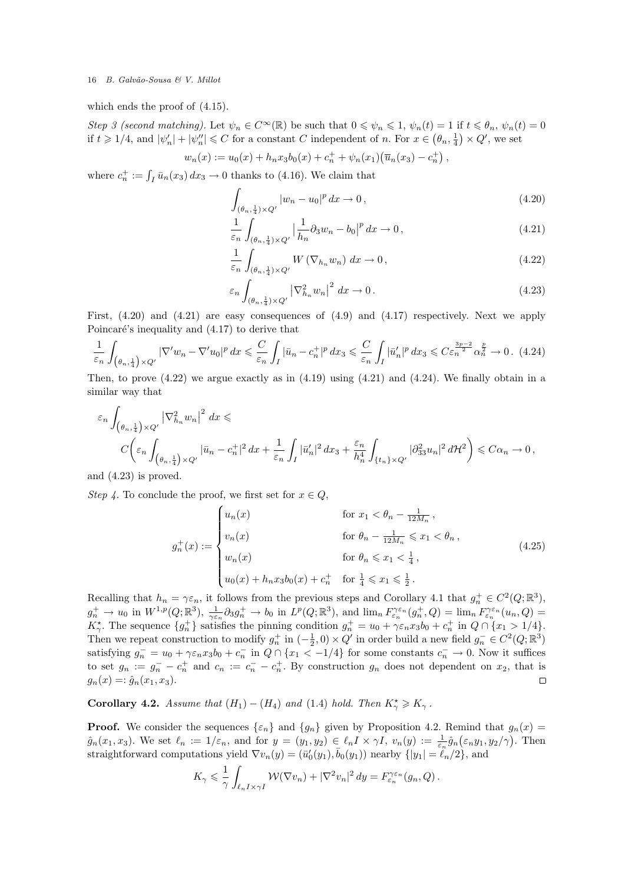which ends the proof of (4.15).

*Step 3 (second matching).* Let $\psi_n \in C^\infty(\mathbb{R})$ be such that $0 \leqslant \psi_n \leqslant 1$, $\psi_n(t) = 1$ if $t \leqslant \theta_n$, $\psi_n(t) = 0$ if $t \geqslant 1/4$, and $|\psi_n'| + |\psi_n''| \leqslant C$ for a constant $C$ independent of $n$. For $x \in \big(\theta_n, \frac{1}{4}\big) \times Q'$, we set

$$w_n(x) := u_0(x) + h_n x_3 b_0(x) + c_n^+ + \psi_n(x_1)\big(\overline{u}_n(x_3) - c_n^+\big)\,,$$

where $c_n^+ := \int_I \bar{u}_n(x_3)\,dx_3 \to 0$ thanks to (4.16). We claim that

$$\int_{(\theta_n,\frac{1}{4})\times Q'} |w_n - u_0|^p\,dx \to 0\,, \tag{4.20}$$

$$\frac{1}{\varepsilon_n}\int_{(\theta_n,\frac{1}{4})\times Q'} \big|\frac{1}{h_n}\partial_3 w_n - b_0\big|^p\,dx \to 0\,, \tag{4.21}$$

$$\frac{1}{\varepsilon_n}\int_{(\theta_n,\frac{1}{4})\times Q'} W\left(\nabla_{h_n} w_n\right)\,dx \to 0\,, \tag{4.22}$$

$$\varepsilon_n \int_{(\theta_n,\frac{1}{4})\times Q'} \big|\nabla^2_{h_n} w_n\big|^2\,dx \to 0\,. \tag{4.23}$$

First, (4.20) and (4.21) are easy consequences of (4.9) and (4.17) respectively. Next we apply Poincaré's inequality and (4.17) to derive that

$$\frac{1}{\varepsilon_n}\int_{\left(\theta_n,\frac{1}{4}\right)\times Q'} |\nabla' w_n - \nabla' u_0|^p\,dx \leqslant \frac{C}{\varepsilon_n}\int_I |\bar{u}_n - c_n^+|^p\,dx_3 \leqslant \frac{C}{\varepsilon_n}\int_I |\bar{u}_n'|^p\,dx_3 \leqslant C\varepsilon_n^{\frac{3p-2}{2}}\alpha_n^{\frac{p}{2}} \to 0\,. \tag{4.24}$$

Then, to prove (4.22) we argue exactly as in (4.19) using (4.21) and (4.24). We finally obtain in a similar way that

$$\varepsilon_n \int_{\left(\theta_n,\frac{1}{4}\right)\times Q'} \big|\nabla^2_{h_n} w_n\big|^2\,dx \leqslant$$
$$C\bigg(\varepsilon_n \int_{\left(\theta_n,\frac{1}{4}\right)\times Q'} |\bar{u}_n - c_n^+|^2\,dx + \frac{1}{\varepsilon_n}\int_I |\bar{u}_n'|^2\,dx_3 + \frac{\varepsilon_n}{h_n^4}\int_{\{t_n\}\times Q'} |\partial^2_{33} u_n|^2\,d\mathcal{H}^2\bigg) \leqslant C\alpha_n \to 0\,,$$

and (4.23) is proved.

*Step 4.* To conclude the proof, we first set for $x \in Q$,

$$g_n^+(x) := \begin{cases} u_n(x) & \text{for } x_1 < \theta_n - \frac{1}{12M_n}\,,\\ v_n(x) & \text{for } \theta_n - \frac{1}{12M_n} \leqslant x_1 < \theta_n\,,\\ w_n(x) & \text{for } \theta_n \leqslant x_1 < \frac{1}{4}\,,\\ u_0(x) + h_n x_3 b_0(x) + c_n^+ & \text{for } \frac{1}{4} \leqslant x_1 \leqslant \frac{1}{2}\,. \end{cases} \tag{4.25}$$

Recalling that $h_n = \gamma\varepsilon_n$, it follows from the previous steps and Corollary 4.1 that $g_n^+ \in C^2(Q;\mathbb{R}^3)$, $g_n^+ \to u_0$ in $W^{1,p}(Q;\mathbb{R}^3)$, $\frac{1}{\gamma\varepsilon_n}\partial_3 g_n^+ \to b_0$ in $L^p(Q;\mathbb{R}^3)$, and $\lim_n F^{\gamma\varepsilon_n}_{\varepsilon_n}(g_n^+, Q) = \lim_n F^{\gamma\varepsilon_n}_{\varepsilon_n}(u_n, Q) = K^\star_\gamma$. The sequence $\{g_n^+\}$ satisfies the pinning condition $g_n^+ = u_0 + \gamma\varepsilon_n x_3 b_0 + c_n^+$ in $Q \cap \{x_1 > 1/4\}$. Then we repeat construction to modify $g_n^+$ in $(-\frac{1}{2}, 0)\times Q'$ in order build a new field $g_n^- \in C^2(Q;\mathbb{R}^3)$ satisfying $g_n^- = u_0 + \gamma\varepsilon_n x_3 b_0 + c_n^-$ in $Q \cap \{x_1 < -1/4\}$ for some constants $c_n^- \to 0$. Now it suffices to set $g_n := g_n^- - c_n^+$ and $c_n := c_n^- - c_n^+$. By construction $g_n$ does not dependent on $x_2$, that is $g_n(x) =: \hat{g}_n(x_1, x_3)$. □

**Corollary 4.2.** *Assume that* $(H_1) - (H_4)$ *and* (1.4) *hold. Then* $K^\star_\gamma \geqslant K_\gamma$.

**Proof.** We consider the sequences $\{\varepsilon_n\}$ and $\{g_n\}$ given by Proposition 4.2. Remind that $g_n(x) = \hat{g}_n(x_1, x_3)$. We set $\ell_n := 1/\varepsilon_n$, and for $y = (y_1, y_2) \in \ell_n I \times \gamma I$, $v_n(y) := \frac{1}{\varepsilon_n}\hat{g}_n\big(\varepsilon_n y_1, y_2/\gamma\big)$. Then straightforward computations yield $\nabla v_n(y) = (\bar{u}_0'(y_1), \bar{b}_0(y_1))$ nearby $\{|y_1| = \ell_n/2\}$, and

$$K_\gamma \leqslant \frac{1}{\gamma}\int_{\ell_n I\times\gamma I} \mathcal{W}(\nabla v_n) + |\nabla^2 v_n|^2\,dy = F^{\gamma\varepsilon_n}_{\varepsilon_n}(g_n, Q)\,.$$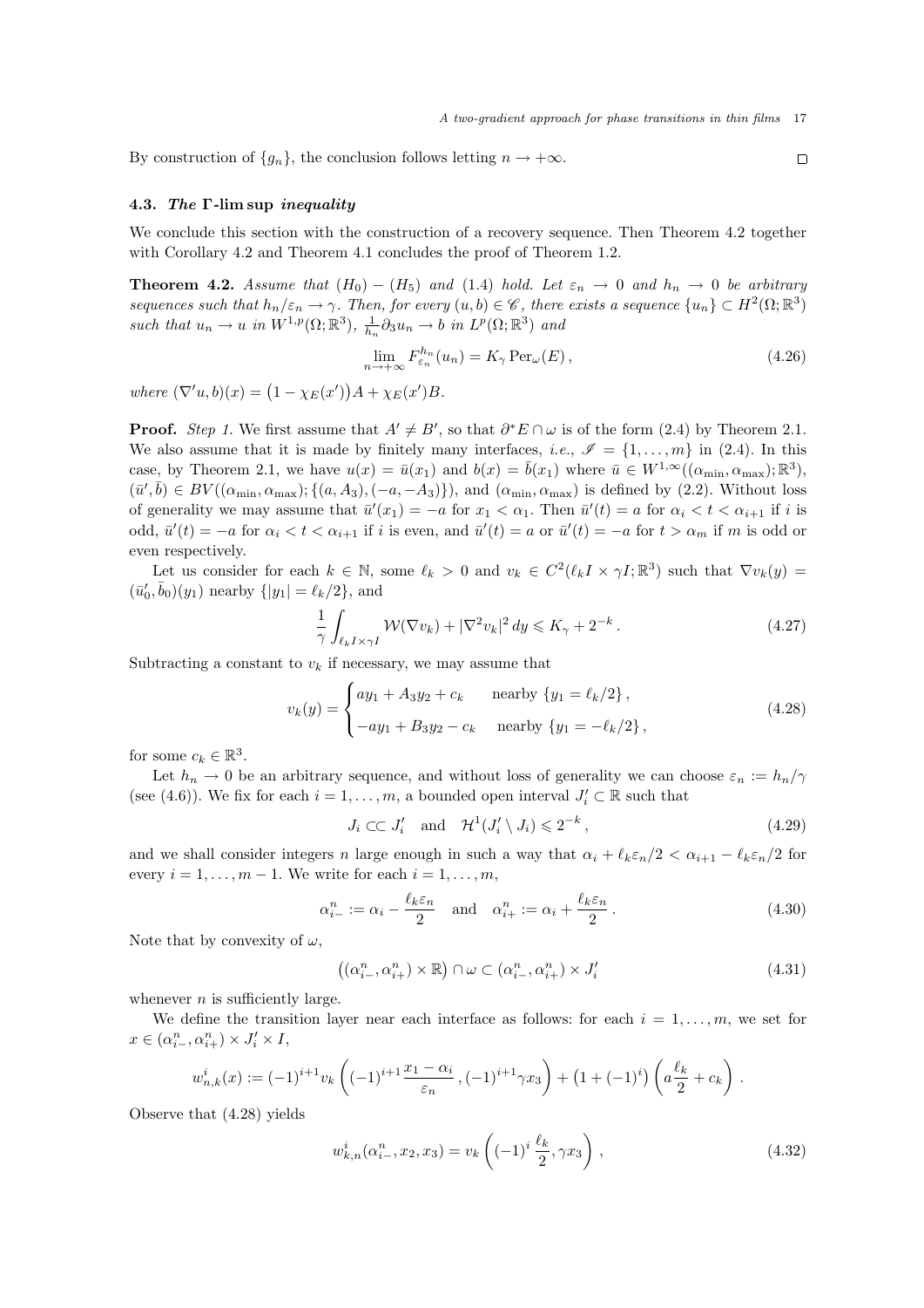By construction of $\{g_n\}$, the conclusion follows letting $n \to +\infty$. $\square$

### 4.3. *The* $\Gamma$-$\limsup$ *inequality*

We conclude this section with the construction of a recovery sequence. Then Theorem 4.2 together with Corollary 4.2 and Theorem 4.1 concludes the proof of Theorem 1.2.

**Theorem 4.2.** *Assume that* $(H_0) - (H_5)$ *and* (1.4) *hold. Let* $\varepsilon_n \to 0$ *and* $h_n \to 0$ *be arbitrary sequences such that* $h_n/\varepsilon_n \to \gamma$*. Then, for every* $(u, b) \in \mathscr{C}$*, there exists a sequence* $\{u_n\} \subset H^2(\Omega;\mathbb{R}^3)$ *such that* $u_n \to u$ *in* $W^{1,p}(\Omega;\mathbb{R}^3)$*,* $\frac{1}{h_n}\partial_3 u_n \to b$ *in* $L^p(\Omega;\mathbb{R}^3)$ *and*

$$\lim_{n\to+\infty} F^{h_n}_{\varepsilon_n}(u_n) = K_\gamma \,\mathrm{Per}_\omega(E)\,, \tag{4.26}$$

*where* $(\nabla' u, b)(x) = \big(1-\chi_E(x')\big)A + \chi_E(x')B$.

**Proof.** *Step 1.* We first assume that $A' \neq B'$, so that $\partial^* E \cap \omega$ is of the form (2.4) by Theorem 2.1. We also assume that it is made by finitely many interfaces, *i.e.*, $\mathscr{I} = \{1, \ldots, m\}$ in (2.4). In this case, by Theorem 2.1, we have $u(x) = \bar u(x_1)$ and $b(x) = \bar b(x_1)$ where $\bar u \in W^{1,\infty}((\alpha_{\min}, \alpha_{\max});\mathbb{R}^3)$, $(\bar u', \bar b) \in BV((\alpha_{\min}, \alpha_{\max}); \{(a, A_3), (-a, -A_3)\})$, and $(\alpha_{\min}, \alpha_{\max})$ is defined by (2.2). Without loss of generality we may assume that $\bar u'(x_1) = -a$ for $x_1 < \alpha_1$. Then $\bar u'(t) = a$ for $\alpha_i < t < \alpha_{i+1}$ if $i$ is odd, $\bar u'(t) = -a$ for $\alpha_i < t < \alpha_{i+1}$ if $i$ is even, and $\bar u'(t) = a$ or $\bar u'(t) = -a$ for $t > \alpha_m$ if $m$ is odd or even respectively.

Let us consider for each $k \in \mathbb{N}$, some $\ell_k > 0$ and $v_k \in C^2(\ell_k I \times \gamma I;\mathbb{R}^3)$ such that $\nabla v_k(y) = (\bar u'_0, \bar b_0)(y_1)$ nearby $\{|y_1| = \ell_k/2\}$, and

$$\frac{1}{\gamma}\int_{\ell_k I\times\gamma I} \mathcal{W}(\nabla v_k) + |\nabla^2 v_k|^2\,dy \leqslant K_\gamma + 2^{-k}\,. \tag{4.27}$$

Subtracting a constant to $v_k$ if necessary, we may assume that

$$v_k(y) = \begin{cases} a y_1 + A_3 y_2 + c_k & \text{nearby } \{y_1 = \ell_k/2\}\,,\\ -a y_1 + B_3 y_2 - c_k & \text{nearby } \{y_1 = -\ell_k/2\}\,, \end{cases} \tag{4.28}$$

for some $c_k \in \mathbb{R}^3$.

Let $h_n \to 0$ be an arbitrary sequence, and without loss of generality we can choose $\varepsilon_n := h_n/\gamma$ (see (4.6)). We fix for each $i = 1, \ldots, m$, a bounded open interval $J'_i \subset \mathbb{R}$ such that

$$J_i \subset\subset J'_i \quad\text{and}\quad \mathcal{H}^1(J'_i \setminus J_i) \leqslant 2^{-k}\,, \tag{4.29}$$

and we shall consider integers $n$ large enough in such a way that $\alpha_i + \ell_k\varepsilon_n/2 < \alpha_{i+1} - \ell_k\varepsilon_n/2$ for every $i = 1, \ldots, m-1$. We write for each $i = 1, \ldots, m$,

$$\alpha^n_{i-} := \alpha_i - \frac{\ell_k \varepsilon_n}{2} \quad\text{and}\quad \alpha^n_{i+} := \alpha_i + \frac{\ell_k\varepsilon_n}{2}\,. \tag{4.30}$$

Note that by convexity of $\omega$,

$$\big((\alpha^n_{i-}, \alpha^n_{i+}) \times \mathbb{R}\big) \cap \omega \subset (\alpha^n_{i-}, \alpha^n_{i+}) \times J'_i \tag{4.31}$$

whenever $n$ is sufficiently large.

We define the transition layer near each interface as follows: for each $i = 1, \ldots, m$, we set for $x \in (\alpha^n_{i-}, \alpha^n_{i+}) \times J'_i \times I$,

$$w^i_{n,k}(x) := (-1)^{i+1} v_k\left((-1)^{i+1}\frac{x_1 - \alpha_i}{\varepsilon_n}\,, (-1)^{i+1}\gamma x_3\right) + \big(1 + (-1)^i\big)\left(a\frac{\ell_k}{2} + c_k\right)\,.$$

Observe that (4.28) yields

$$w^i_{k,n}(\alpha^n_{i-}, x_2, x_3) = v_k\left((-1)^i\,\frac{\ell_k}{2}, \gamma x_3\right)\,, \tag{4.32}$$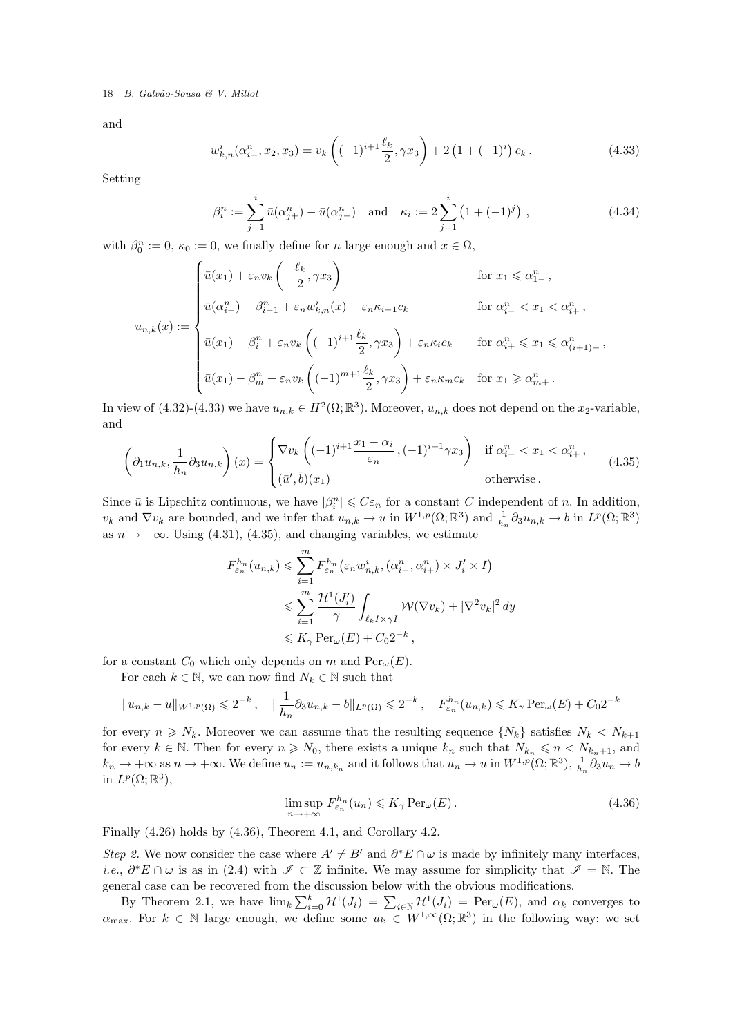and

$$w^i_{k,n}(\alpha^n_{i+}, x_2, x_3) = v_k\left((-1)^{i+1}\frac{\ell_k}{2}, \gamma x_3\right) + 2\left(1+(-1)^i\right)c_k\,. \tag{4.33}$$

Setting

$$\beta^n_i := \sum_{j=1}^{i} \bar u(\alpha^n_{j+}) - \bar u(\alpha^n_{j-}) \quad \text{and} \quad \kappa_i := 2\sum_{j=1}^{i}\left(1+(-1)^j\right), \tag{4.34}$$

with $\beta^n_0 := 0$, $\kappa_0 := 0$, we finally define for $n$ large enough and $x \in \Omega$,

$$u_{n,k}(x) := \begin{cases} \bar u(x_1) + \varepsilon_n v_k\left(-\dfrac{\ell_k}{2}, \gamma x_3\right) & \text{for } x_1 \leqslant \alpha^n_{1-}\,,\\[2mm] \bar u(\alpha^n_{i-}) - \beta^n_{i-1} + \varepsilon_n w^i_{k,n}(x) + \varepsilon_n \kappa_{i-1} c_k & \text{for } \alpha^n_{i-} < x_1 < \alpha^n_{i+}\,,\\[2mm] \bar u(x_1) - \beta^n_i + \varepsilon_n v_k\left((-1)^{i+1}\dfrac{\ell_k}{2}, \gamma x_3\right) + \varepsilon_n \kappa_i c_k & \text{for } \alpha^n_{i+} \leqslant x_1 \leqslant \alpha^n_{(i+1)-}\,,\\[2mm] \bar u(x_1) - \beta^n_m + \varepsilon_n v_k\left((-1)^{m+1}\dfrac{\ell_k}{2}, \gamma x_3\right) + \varepsilon_n \kappa_m c_k & \text{for } x_1 \geqslant \alpha^n_{m+}\,. \end{cases}$$

In view of (4.32)-(4.33) we have $u_{n,k} \in H^2(\Omega;\mathbb{R}^3)$. Moreover, $u_{n,k}$ does not depend on the $x_2$-variable, and

$$\left(\partial_1 u_{n,k}, \frac{1}{h_n}\partial_3 u_{n,k}\right)(x) = \begin{cases} \nabla v_k\left((-1)^{i+1}\dfrac{x_1-\alpha_i}{\varepsilon_n}, (-1)^{i+1}\gamma x_3\right) & \text{if } \alpha^n_{i-} < x_1 < \alpha^n_{i+}\,,\\[2mm] (\bar u', \bar b)(x_1) & \text{otherwise}\,. \end{cases} \tag{4.35}$$

Since $\bar u$ is Lipschitz continuous, we have $|\beta^n_i| \leqslant C\varepsilon_n$ for a constant $C$ independent of $n$. In addition, $v_k$ and $\nabla v_k$ are bounded, and we infer that $u_{n,k} \to u$ in $W^{1,p}(\Omega;\mathbb{R}^3)$ and $\frac{1}{h_n}\partial_3 u_{n,k} \to b$ in $L^p(\Omega;\mathbb{R}^3)$ as $n \to +\infty$. Using (4.31), (4.35), and changing variables, we estimate

$$\begin{aligned} F^{h_n}_{\varepsilon_n}(u_{n,k}) &\leqslant \sum_{i=1}^m F^{h_n}_{\varepsilon_n}\big(\varepsilon_n w^i_{n,k}, (\alpha^n_{i-}, \alpha^n_{i+}) \times J'_i \times I\big)\\ &\leqslant \sum_{i=1}^m \frac{\mathcal{H}^1(J'_i)}{\gamma}\int_{\ell_k I \times \gamma I} \mathcal{W}(\nabla v_k) + |\nabla^2 v_k|^2\,dy\\ &\leqslant K_\gamma \operatorname{Per}_\omega(E) + C_0 2^{-k}\,, \end{aligned}$$

for a constant $C_0$ which only depends on $m$ and $\operatorname{Per}_\omega(E)$.

For each $k \in \mathbb{N}$, we can now find $N_k \in \mathbb{N}$ such that

$$\|u_{n,k} - u\|_{W^{1,p}(\Omega)} \leqslant 2^{-k}\,, \quad \|\frac{1}{h_n}\partial_3 u_{n,k} - b\|_{L^p(\Omega)} \leqslant 2^{-k}\,, \quad F^{h_n}_{\varepsilon_n}(u_{n,k}) \leqslant K_\gamma \operatorname{Per}_\omega(E) + C_0 2^{-k}$$

for every $n \geqslant N_k$. Moreover we can assume that the resulting sequence $\{N_k\}$ satisfies $N_k < N_{k+1}$ for every $k \in \mathbb{N}$. Then for every $n \geqslant N_0$, there exists a unique $k_n$ such that $N_{k_n} \leqslant n < N_{k_n+1}$, and $k_n \to +\infty$ as $n \to +\infty$. We define $u_n := u_{n,k_n}$ and it follows that $u_n \to u$ in $W^{1,p}(\Omega;\mathbb{R}^3)$, $\frac{1}{h_n}\partial_3 u_n \to b$ in $L^p(\Omega;\mathbb{R}^3)$,

$$\limsup_{n\to+\infty} F^{h_n}_{\varepsilon_n}(u_n) \leqslant K_\gamma \operatorname{Per}_\omega(E)\,. \tag{4.36}$$

Finally (4.26) holds by (4.36), Theorem 4.1, and Corollary 4.2.

*Step 2.* We now consider the case where $A' \neq B'$ and $\partial^* E \cap \omega$ is made by infinitely many interfaces, *i.e.*, $\partial^* E \cap \omega$ is as in (2.4) with $\mathscr{I} \subset \mathbb{Z}$ infinite. We may assume for simplicity that $\mathscr{I} = \mathbb{N}$. The general case can be recovered from the discussion below with the obvious modifications.

By Theorem 2.1, we have $\lim_k \sum_{i=0}^k \mathcal{H}^1(J_i) = \sum_{i\in\mathbb{N}} \mathcal{H}^1(J_i) = \operatorname{Per}_\omega(E)$, and $\alpha_k$ converges to $\alpha_{\max}$. For $k \in \mathbb{N}$ large enough, we define some $u_k \in W^{1,\infty}(\Omega;\mathbb{R}^3)$ in the following way: we set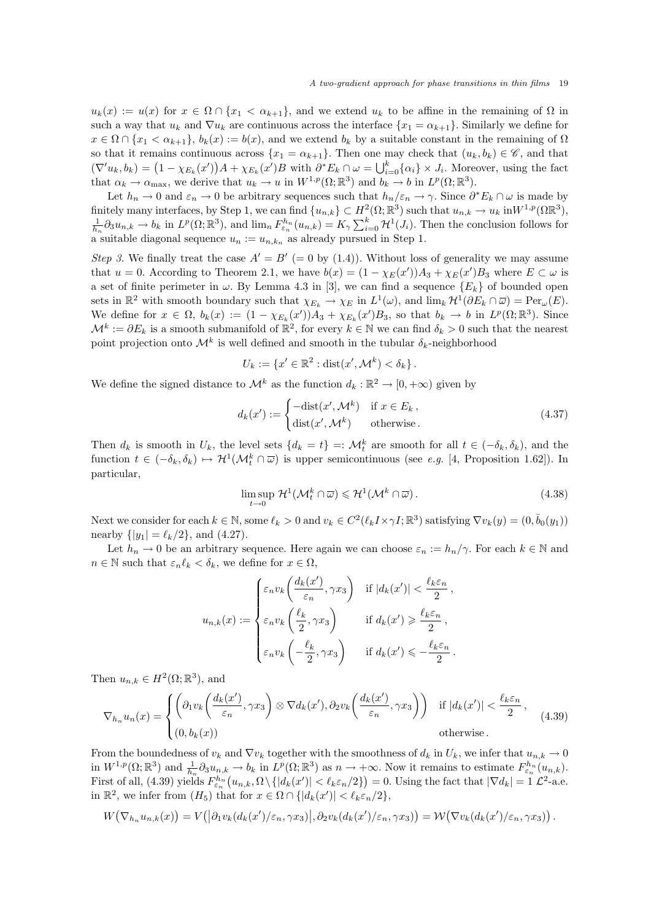$u_k(x) := u(x)$ for $x \in \Omega \cap \{x_1 < \alpha_{k+1}\}$, and we extend $u_k$ to be affine in the remaining of $\Omega$ in such a way that $u_k$ and $\nabla u_k$ are continuous across the interface $\{x_1 = \alpha_{k+1}\}$. Similarly we define for $x \in \Omega \cap \{x_1 < \alpha_{k+1}\}$, $b_k(x) := b(x)$, and we extend $b_k$ by a suitable constant in the remaining of $\Omega$ so that it remains continuous across $\{x_1 = \alpha_{k+1}\}$. Then one may check that $(u_k, b_k) \in \mathscr{C}$, and that $(\nabla' u_k, b_k) = \big(1 - \chi_{E_k}(x')\big)A + \chi_{E_k}(x')B$ with $\partial^* E_k \cap \omega = \bigcup_{i=0}^k \{\alpha_i\} \times J_i$. Moreover, using the fact that $\alpha_k \to \alpha_{\max}$, we derive that $u_k \to u$ in $W^{1,p}(\Omega;\mathbb{R}^3)$ and $b_k \to b$ in $L^p(\Omega;\mathbb{R}^3)$.

Let $h_n \to 0$ and $\varepsilon_n \to 0$ be arbitrary sequences such that $h_n/\varepsilon_n \to \gamma$. Since $\partial^* E_k \cap \omega$ is made by finitely many interfaces, by Step 1, we can find $\{u_{n,k}\} \subset H^2(\Omega;\mathbb{R}^3)$ such that $u_{n,k} \to u_k$ in$W^{1,p}(\Omega\mathbb{R}^3)$, $\frac{1}{h_n}\partial_3 u_{n,k} \to b_k$ in $L^p(\Omega;\mathbb{R}^3)$, and $\lim_n F^{h_n}_{\varepsilon_n}(u_{n,k}) = K_\gamma \sum_{i=0}^k \mathcal{H}^1(J_i)$. Then the conclusion follows for a suitable diagonal sequence $u_n := u_{n,k_n}$ as already pursued in Step 1.

*Step 3.* We finally treat the case $A' = B'$ ($= 0$ by (1.4)). Without loss of generality we may assume that $u = 0$. According to Theorem 2.1, we have $b(x) = (1 - \chi_E(x'))A_3 + \chi_E(x')B_3$ where $E \subset \omega$ is a set of finite perimeter in $\omega$. By Lemma 4.3 in [3], we can find a sequence $\{E_k\}$ of bounded open sets in $\mathbb{R}^2$ with smooth boundary such that $\chi_{E_k} \to \chi_E$ in $L^1(\omega)$, and $\lim_k \mathcal{H}^1(\partial E_k \cap \overline{\omega}) = \mathrm{Per}_\omega(E)$. We define for $x \in \Omega$, $b_k(x) := (1 - \chi_{E_k}(x'))A_3 + \chi_{E_k}(x')B_3$, so that $b_k \to b$ in $L^p(\Omega;\mathbb{R}^3)$. Since $\mathcal{M}^k := \partial E_k$ is a smooth submanifold of $\mathbb{R}^2$, for every $k \in \mathbb{N}$ we can find $\delta_k > 0$ such that the nearest point projection onto $\mathcal{M}^k$ is well defined and smooth in the tubular $\delta_k$-neighborhood

$$U_k := \{x' \in \mathbb{R}^2 : \mathrm{dist}(x', \mathcal{M}^k) < \delta_k\}.$$

We define the signed distance to $\mathcal{M}^k$ as the function $d_k : \mathbb{R}^2 \to [0, +\infty)$ given by

$$d_k(x') := \begin{cases} -\mathrm{dist}(x', \mathcal{M}^k) & \text{if } x \in E_k\,, \\ \mathrm{dist}(x', \mathcal{M}^k) & \text{otherwise}\,. \end{cases} \tag{4.37}$$

Then $d_k$ is smooth in $U_k$, the level sets $\{d_k = t\} =: \mathcal{M}^k_t$ are smooth for all $t \in (-\delta_k, \delta_k)$, and the function $t \in (-\delta_k, \delta_k) \mapsto \mathcal{H}^1(\mathcal{M}^k_t \cap \overline{\omega})$ is upper semicontinuous (see *e.g.* [4, Proposition 1.62]). In particular,

$$\limsup_{t \to 0} \mathcal{H}^1(\mathcal{M}^k_t \cap \overline{\omega}) \leqslant \mathcal{H}^1(\mathcal{M}^k \cap \overline{\omega})\,. \tag{4.38}$$

Next we consider for each $k \in \mathbb{N}$, some $\ell_k > 0$ and $v_k \in C^2(\ell_k I \times \gamma I;\mathbb{R}^3)$ satisfying $\nabla v_k(y) = (0, \bar{b}_0(y_1))$ nearby $\{|y_1| = \ell_k/2\}$, and (4.27).

Let $h_n \to 0$ be an arbitrary sequence. Here again we can choose $\varepsilon_n := h_n/\gamma$. For each $k \in \mathbb{N}$ and $n \in \mathbb{N}$ such that $\varepsilon_n \ell_k < \delta_k$, we define for $x \in \Omega$,

$$u_{n,k}(x) := \begin{cases} \varepsilon_n v_k\left(\dfrac{d_k(x')}{\varepsilon_n}, \gamma x_3\right) & \text{if } |d_k(x')| < \dfrac{\ell_k \varepsilon_n}{2}\,, \\[2ex] \varepsilon_n v_k\left(\dfrac{\ell_k}{2}, \gamma x_3\right) & \text{if } d_k(x') \geqslant \dfrac{\ell_k \varepsilon_n}{2}\,, \\[2ex] \varepsilon_n v_k\left(-\dfrac{\ell_k}{2}, \gamma x_3\right) & \text{if } d_k(x') \leqslant -\dfrac{\ell_k \varepsilon_n}{2}\,. \end{cases}$$

Then $u_{n,k} \in H^2(\Omega;\mathbb{R}^3)$, and

$$\nabla_{h_n} u_n(x) = \begin{cases} \left(\partial_1 v_k\left(\dfrac{d_k(x')}{\varepsilon_n}, \gamma x_3\right) \otimes \nabla d_k(x'), \partial_2 v_k\left(\dfrac{d_k(x')}{\varepsilon_n}, \gamma x_3\right)\right) & \text{if } |d_k(x')| < \dfrac{\ell_k \varepsilon_n}{2}\,, \\[2ex] (0, b_k(x)) & \text{otherwise}\,. \end{cases} \tag{4.39}$$

From the boundedness of $v_k$ and $\nabla v_k$ together with the smoothness of $d_k$ in $U_k$, we infer that $u_{n,k} \to 0$ in $W^{1,p}(\Omega;\mathbb{R}^3)$ and $\frac{1}{h_n}\partial_3 u_{n,k} \to b_k$ in $L^p(\Omega;\mathbb{R}^3)$ as $n \to +\infty$. Now it remains to estimate $F^{h_n}_{\varepsilon_n}(u_{n,k})$. First of all, (4.39) yields $F^{h_n}_{\varepsilon_n}\big(u_{n,k}, \Omega \setminus \{|d_k(x')| < \ell_k\varepsilon_n/2\}\big) = 0$. Using the fact that $|\nabla d_k| = 1$ $\mathcal{L}^2$-a.e. in $\mathbb{R}^2$, we infer from $(H_5)$ that for $x \in \Omega \cap \{|d_k(x')| < \ell_k\varepsilon_n/2\}$,

$$W\big(\nabla_{h_n} u_{n,k}(x)\big) = V\big(\big|\partial_1 v_k(d_k(x')/\varepsilon_n, \gamma x_3)\big|, \partial_2 v_k(d_k(x')/\varepsilon_n, \gamma x_3)\big) = \mathcal{W}\big(\nabla v_k(d_k(x')/\varepsilon_n, \gamma x_3)\big)\,.$$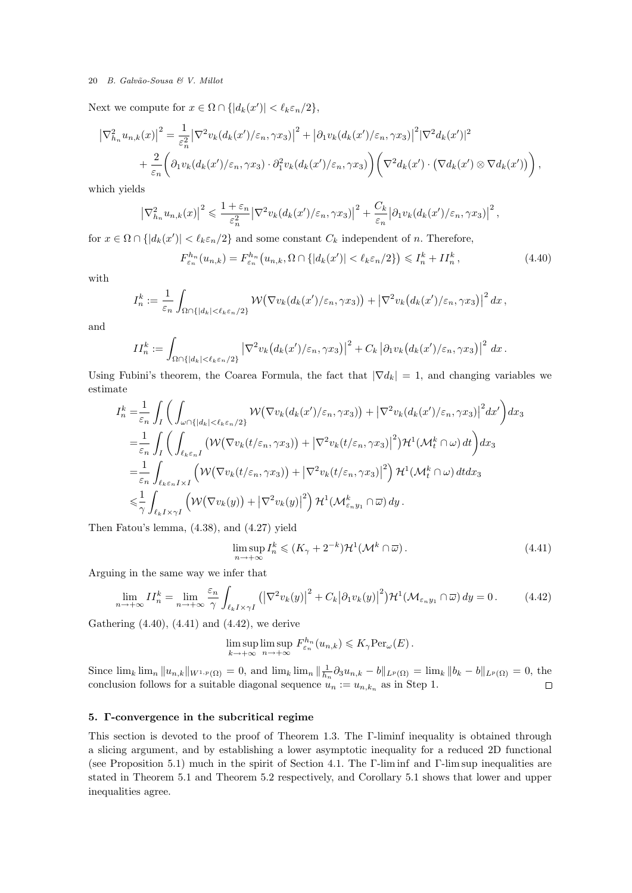Next we compute for $x \in \Omega \cap \{|d_k(x')| < \ell_k \varepsilon_n/2\}$,

$$
\begin{aligned}
\left|\nabla^2_{h_n} u_{n,k}(x)\right|^2 = \frac{1}{\varepsilon_n^2}\left|\nabla^2 v_k(d_k(x')/\varepsilon_n, \gamma x_3)\right|^2 + \left|\partial_1 v_k(d_k(x')/\varepsilon_n, \gamma x_3)\right|^2 |\nabla^2 d_k(x')|^2 \\
+ \frac{2}{\varepsilon_n}\bigg(\partial_1 v_k(d_k(x')/\varepsilon_n, \gamma x_3) \cdot \partial_1^2 v_k(d_k(x')/\varepsilon_n, \gamma x_3)\bigg)\bigg(\nabla^2 d_k(x') \cdot \big(\nabla d_k(x') \otimes \nabla d_k(x')\big)\bigg),
\end{aligned}
$$

which yields

$$
\left|\nabla^2_{h_n} u_{n,k}(x)\right|^2 \leqslant \frac{1+\varepsilon_n}{\varepsilon_n^2}\left|\nabla^2 v_k(d_k(x')/\varepsilon_n, \gamma x_3)\right|^2 + \frac{C_k}{\varepsilon_n}\left|\partial_1 v_k(d_k(x')/\varepsilon_n, \gamma x_3)\right|^2,
$$

for $x \in \Omega \cap \{|d_k(x')| < \ell_k \varepsilon_n/2\}$ and some constant $C_k$ independent of $n$. Therefore,

$$
F^{h_n}_{\varepsilon_n}(u_{n,k}) = F^{h_n}_{\varepsilon_n}\big(u_{n,k}, \Omega \cap \{|d_k(x')| < \ell_k \varepsilon_n/2\}\big) \leqslant I^k_n + II^k_n\,, \tag{4.40}
$$

with

$$
I^k_n := \frac{1}{\varepsilon_n}\int_{\Omega\cap\{|d_k|<\ell_k\varepsilon_n/2\}} \mathcal{W}\big(\nabla v_k(d_k(x')/\varepsilon_n, \gamma x_3)\big) + \left|\nabla^2 v_k\big(d_k(x')/\varepsilon_n, \gamma x_3\big)\right|^2 dx\,,
$$

and

$$
II^k_n := \int_{\Omega\cap\{|d_k|<\ell_k\varepsilon_n/2\}} \left|\nabla^2 v_k\big(d_k(x')/\varepsilon_n, \gamma x_3\big)\right|^2 + C_k\left|\partial_1 v_k\big(d_k(x')/\varepsilon_n, \gamma x_3\big)\right|^2 dx\,.
$$

Using Fubini's theorem, the Coarea Formula, the fact that $|\nabla d_k| = 1$, and changing variables we estimate

$$
\begin{aligned}
I^k_n =& \frac{1}{\varepsilon_n}\int_I \bigg(\int_{\omega\cap\{|d_k|<\ell_k\varepsilon_n/2\}} \mathcal{W}\big(\nabla v_k(d_k(x')/\varepsilon_n, \gamma x_3)\big) + \left|\nabla^2 v_k(d_k(x')/\varepsilon_n, \gamma x_3)\right|^2 dx'\bigg)dx_3 \\
=& \frac{1}{\varepsilon_n}\int_I \bigg(\int_{\ell_k\varepsilon_n I} \big(\mathcal{W}(\nabla v_k(t/\varepsilon_n, \gamma x_3)) + \left|\nabla^2 v_k(t/\varepsilon_n, \gamma x_3)\right|^2\big)\mathcal{H}^1(\mathcal{M}^k_t\cap\omega)\,dt\bigg)dx_3 \\
=& \frac{1}{\varepsilon_n}\int_{\ell_k\varepsilon_n I\times I} \Big(\mathcal{W}\big(\nabla v_k(t/\varepsilon_n, \gamma x_3)\big) + \left|\nabla^2 v_k(t/\varepsilon_n, \gamma x_3)\right|^2\Big)\,\mathcal{H}^1(\mathcal{M}^k_t\cap\omega)\,dt dx_3 \\
\leqslant& \frac{1}{\gamma}\int_{\ell_k I\times\gamma I} \Big(\mathcal{W}\big(\nabla v_k(y)\big) + \left|\nabla^2 v_k(y)\right|^2\Big)\,\mathcal{H}^1(\mathcal{M}^k_{\varepsilon_n y_1}\cap\overline{\omega})\,dy\,.
\end{aligned}
$$

Then Fatou's lemma, (4.38), and (4.27) yield

$$
\limsup_{n\to+\infty} I^k_n \leqslant (K_\gamma + 2^{-k})\mathcal{H}^1(\mathcal{M}^k\cap\overline{\omega})\,. \tag{4.41}
$$

Arguing in the same way we infer that

$$
\lim_{n\to+\infty} II^k_n = \lim_{n\to+\infty}\frac{\varepsilon_n}{\gamma}\int_{\ell_k I\times\gamma I}\big(\left|\nabla^2 v_k(y)\right|^2 + C_k\left|\partial_1 v_k(y)\right|^2\big)\mathcal{H}^1(\mathcal{M}_{\varepsilon_n y_1}\cap\overline{\omega})\,dy = 0\,. \tag{4.42}
$$

Gathering (4.40), (4.41) and (4.42), we derive

$$
\limsup_{k\to+\infty}\limsup_{n\to+\infty} F^{h_n}_{\varepsilon_n}(u_{n,k}) \leqslant K_\gamma \mathrm{Per}_\omega(E)\,.
$$

Since $\lim_k\lim_n\|u_{n,k}\|_{W^{1,p}(\Omega)} = 0$, and $\lim_k\lim_n\|\frac{1}{h_n}\partial_3 u_{n,k} - b\|_{L^p(\Omega)} = \lim_k\|b_k - b\|_{L^p(\Omega)} = 0$, the conclusion follows for a suitable diagonal sequence $u_n := u_{n,k_n}$ as in Step 1. $\square$

## 5. Γ-convergence in the subcritical regime

This section is devoted to the proof of Theorem 1.3. The Γ-liminf inequality is obtained through a slicing argument, and by establishing a lower asymptotic inequality for a reduced 2D functional (see Proposition 5.1) much in the spirit of Section 4.1. The Γ-lim inf and Γ-lim sup inequalities are stated in Theorem 5.1 and Theorem 5.2 respectively, and Corollary 5.1 shows that lower and upper inequalities agree.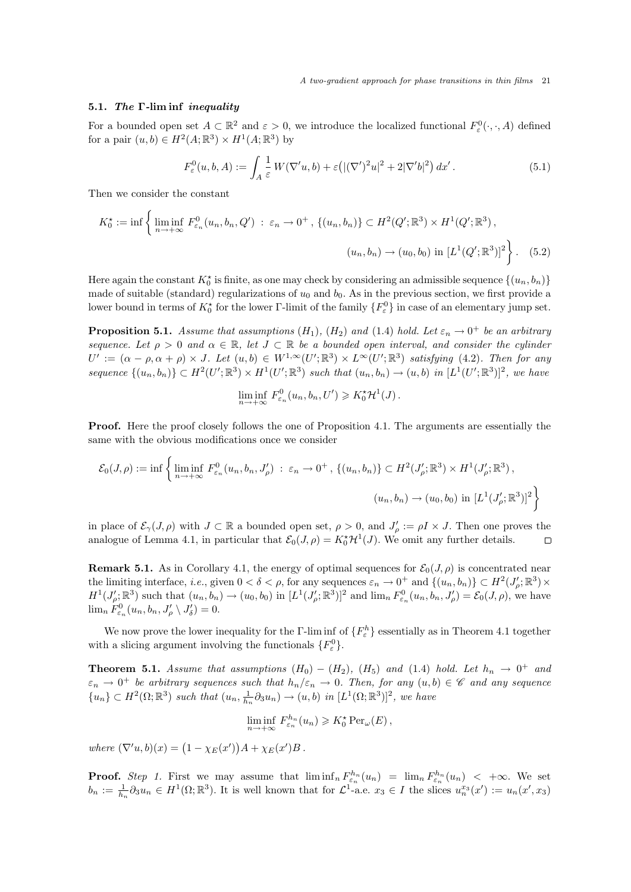### 5.1. *The* $\Gamma$*-*$\liminf$ *inequality*

For a bounded open set $A \subset \mathbb{R}^2$ and $\varepsilon > 0$, we introduce the localized functional $F^0_\varepsilon(\cdot,\cdot,A)$ defined for a pair $(u,b) \in H^2(A;\mathbb{R}^3) \times H^1(A;\mathbb{R}^3)$ by

$$F^0_\varepsilon(u,b,A) := \int_A \frac{1}{\varepsilon} W(\nabla' u, b) + \varepsilon\big(|(\nabla')^2 u|^2 + 2|\nabla' b|^2\big)\, dx' \,. \tag{5.1}$$

Then we consider the constant

$$K^\star_0 := \inf\bigg\{ \liminf_{n\to+\infty} F^0_{\varepsilon_n}(u_n,b_n,Q') \;:\; \varepsilon_n \to 0^+\,,\; \{(u_n,b_n)\} \subset H^2(Q';\mathbb{R}^3) \times H^1(Q';\mathbb{R}^3)\,, \\ (u_n,b_n) \to (u_0,b_0) \text{ in } [L^1(Q';\mathbb{R}^3)]^2 \bigg\}\,. \tag{5.2}$$

Here again the constant $K^\star_0$ is finite, as one may check by considering an admissible sequence $\{(u_n,b_n)\}$ made of suitable (standard) regularizations of $u_0$ and $b_0$. As in the previous section, we first provide a lower bound in terms of $K^\star_0$ for the lower $\Gamma$-limit of the family $\{F^0_\varepsilon\}$ in case of an elementary jump set.

**Proposition 5.1.** *Assume that assumptions* $(H_1)$*,* $(H_2)$ *and* (1.4) *hold. Let* $\varepsilon_n \to 0^+$ *be an arbitrary sequence. Let* $\rho > 0$ *and* $\alpha \in \mathbb{R}$*, let* $J \subset \mathbb{R}$ *be a bounded open interval, and consider the cylinder* $U' := (\alpha - \rho, \alpha + \rho) \times J$*. Let* $(u,b) \in W^{1,\infty}(U';\mathbb{R}^3) \times L^\infty(U';\mathbb{R}^3)$ *satisfying* (4.2)*. Then for any sequence* $\{(u_n,b_n)\} \subset H^2(U';\mathbb{R}^3) \times H^1(U';\mathbb{R}^3)$ *such that* $(u_n,b_n) \to (u,b)$ *in* $[L^1(U';\mathbb{R}^3)]^2$*, we have*

$$\liminf_{n\to+\infty} F^0_{\varepsilon_n}(u_n,b_n,U') \geqslant K^\star_0 \mathcal{H}^1(J)\,.$$

**Proof.** Here the proof closely follows the one of Proposition 4.1. The arguments are essentially the same with the obvious modifications once we consider

$$\mathcal{E}_0(J,\rho) := \inf\bigg\{ \liminf_{n\to+\infty} F^0_{\varepsilon_n}(u_n,b_n,J'_\rho) \;:\; \varepsilon_n \to 0^+\,,\; \{(u_n,b_n)\} \subset H^2(J'_\rho;\mathbb{R}^3) \times H^1(J'_\rho;\mathbb{R}^3)\,, \\ (u_n,b_n) \to (u_0,b_0) \text{ in } [L^1(J'_\rho;\mathbb{R}^3)]^2 \bigg\}$$

in place of $\mathcal{E}_\gamma(J,\rho)$ with $J \subset \mathbb{R}$ a bounded open set, $\rho > 0$, and $J'_\rho := \rho I \times J$. Then one proves the analogue of Lemma 4.1, in particular that $\mathcal{E}_0(J,\rho) = K^\star_0 \mathcal{H}^1(J)$. We omit any further details. $\square$

**Remark 5.1.** As in Corollary 4.1, the energy of optimal sequences for $\mathcal{E}_0(J,\rho)$ is concentrated near the limiting interface, *i.e.*, given $0 < \delta < \rho$, for any sequences $\varepsilon_n \to 0^+$ and $\{(u_n,b_n)\} \subset H^2(J'_\rho;\mathbb{R}^3) \times H^1(J'_\rho;\mathbb{R}^3)$ such that $(u_n,b_n) \to (u_0,b_0)$ in $[L^1(J'_\rho;\mathbb{R}^3)]^2$ and $\lim_n F^0_{\varepsilon_n}(u_n,b_n,J'_\rho) = \mathcal{E}_0(J,\rho)$, we have $\lim_n F^0_{\varepsilon_n}(u_n,b_n,J'_\rho \setminus J'_\delta) = 0$.

We now prove the lower inequality for the $\Gamma$-$\liminf$ of $\{F^h_\varepsilon\}$ essentially as in Theorem 4.1 together with a slicing argument involving the functionals $\{F^0_\varepsilon\}$.

**Theorem 5.1.** *Assume that assumptions* $(H_0) - (H_2)$*,* $(H_5)$ *and* (1.4) *hold. Let* $h_n \to 0^+$ *and* $\varepsilon_n \to 0^+$ *be arbitrary sequences such that* $h_n/\varepsilon_n \to 0$*. Then, for any* $(u,b) \in \mathscr{C}$ *and any sequence* $\{u_n\} \subset H^2(\Omega;\mathbb{R}^3)$ *such that* $(u_n, \frac{1}{h_n}\partial_3 u_n) \to (u,b)$ *in* $[L^1(\Omega;\mathbb{R}^3)]^2$*, we have*

$$\liminf_{n\to+\infty} F^{h_n}_{\varepsilon_n}(u_n) \geqslant K^\star_0 \operatorname{Per}_\omega(E)\,,$$

*where* $(\nabla' u, b)(x) = \big(1 - \chi_E(x')\big)A + \chi_E(x')B$*.*

**Proof.** *Step 1.* First we may assume that $\liminf_n F^{h_n}_{\varepsilon_n}(u_n) = \lim_n F^{h_n}_{\varepsilon_n}(u_n) < +\infty$. We set $b_n := \frac{1}{h_n}\partial_3 u_n \in H^1(\Omega;\mathbb{R}^3)$. It is well known that for $\mathcal{L}^1$-a.e. $x_3 \in I$ the slices $u^{x_3}_n(x') := u_n(x',x_3)$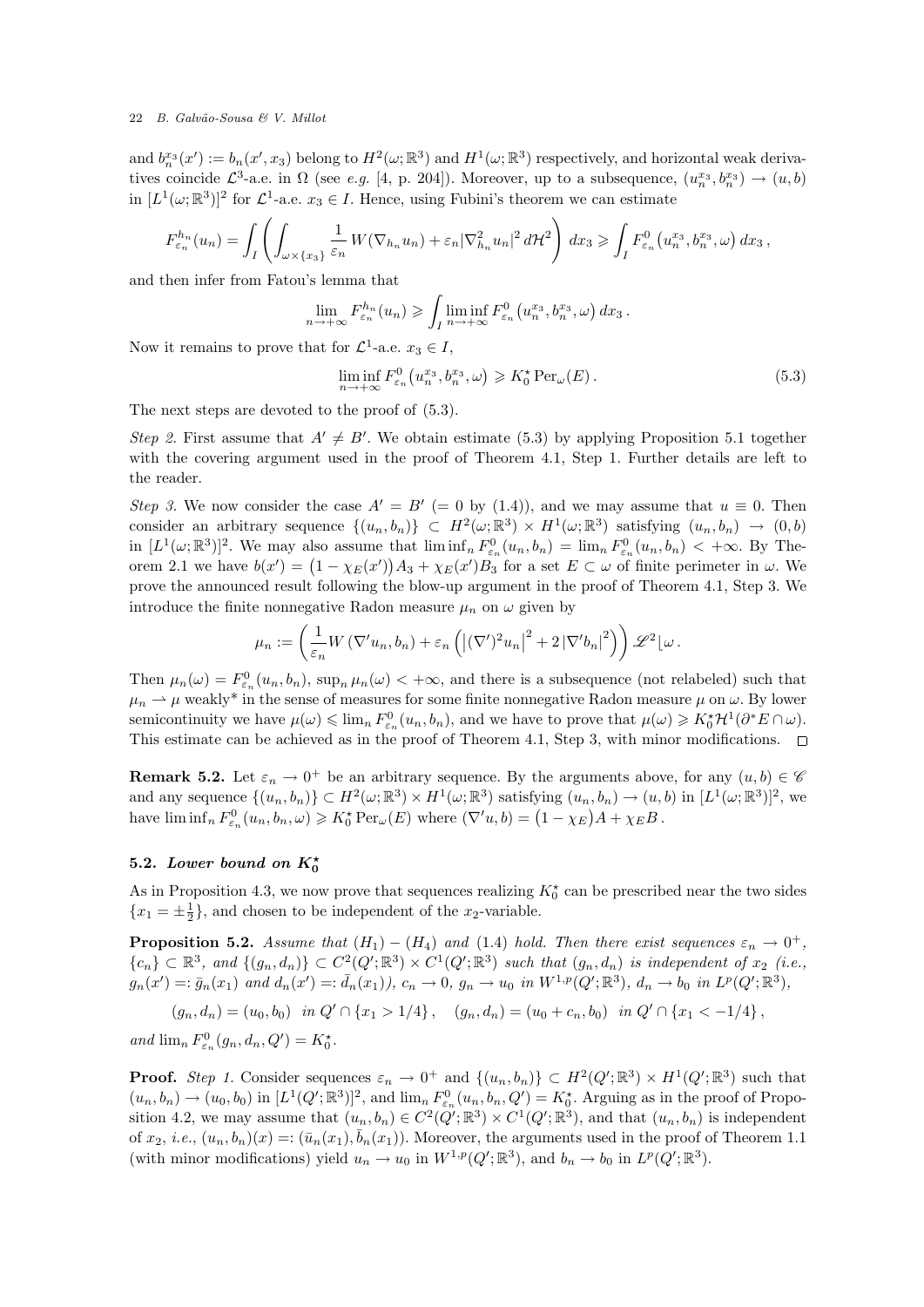and $b_n^{x_3}(x') := b_n(x', x_3)$ belong to $H^2(\omega;\mathbb{R}^3)$ and $H^1(\omega;\mathbb{R}^3)$ respectively, and horizontal weak derivatives coincide $\mathcal{L}^3$-a.e. in $\Omega$ (see *e.g.* [4, p. 204]). Moreover, up to a subsequence, $(u_n^{x_3}, b_n^{x_3}) \to (u, b)$ in $[L^1(\omega;\mathbb{R}^3)]^2$ for $\mathcal{L}^1$-a.e. $x_3 \in I$. Hence, using Fubini's theorem we can estimate

$$F_{\varepsilon_n}^{h_n}(u_n) = \int_I \left( \int_{\omega \times \{x_3\}} \frac{1}{\varepsilon_n} W(\nabla_{h_n} u_n) + \varepsilon_n |\nabla_{h_n}^2 u_n|^2 \, d\mathcal{H}^2 \right) dx_3 \geqslant \int_I F_{\varepsilon_n}^0 \big(u_n^{x_3}, b_n^{x_3}, \omega\big) \, dx_3 \,,$$

and then infer from Fatou's lemma that

$$\lim_{n \to +\infty} F_{\varepsilon_n}^{h_n}(u_n) \geqslant \int_I \liminf_{n \to +\infty} F_{\varepsilon_n}^0 \big(u_n^{x_3}, b_n^{x_3}, \omega\big) \, dx_3 \,.$$

Now it remains to prove that for $\mathcal{L}^1$-a.e. $x_3 \in I$,

$$\liminf_{n \to +\infty} F_{\varepsilon_n}^0 \big(u_n^{x_3}, b_n^{x_3}, \omega\big) \geqslant K_0^\star \operatorname{Per}_\omega(E) \,. \tag{5.3}$$

The next steps are devoted to the proof of (5.3).

*Step 2.* First assume that $A' \neq B'$. We obtain estimate (5.3) by applying Proposition 5.1 together with the covering argument used in the proof of Theorem 4.1, Step 1. Further details are left to the reader.

*Step 3.* We now consider the case $A' = B'$ ($= 0$ by (1.4)), and we may assume that $u \equiv 0$. Then consider an arbitrary sequence $\{(u_n, b_n)\} \subset H^2(\omega;\mathbb{R}^3) \times H^1(\omega;\mathbb{R}^3)$ satisfying $(u_n, b_n) \to (0, b)$ in $[L^1(\omega;\mathbb{R}^3)]^2$. We may also assume that $\liminf_n F_{\varepsilon_n}^0(u_n, b_n) = \lim_n F_{\varepsilon_n}^0(u_n, b_n) < +\infty$. By Theorem 2.1 we have $b(x') = \big(1 - \chi_E(x')\big) A_3 + \chi_E(x') B_3$ for a set $E \subset \omega$ of finite perimeter in $\omega$. We prove the announced result following the blow-up argument in the proof of Theorem 4.1, Step 3. We introduce the finite nonnegative Radon measure $\mu_n$ on $\omega$ given by

$$\mu_n := \left( \frac{1}{\varepsilon_n} W\left(\nabla' u_n, b_n\right) + \varepsilon_n \left( \left|(\nabla')^2 u_n\right|^2 + 2 \left|\nabla' b_n\right|^2 \right) \right) \mathscr{L}^2 \lfloor \omega \,.$$

Then $\mu_n(\omega) = F_{\varepsilon_n}^0(u_n, b_n)$, $\sup_n \mu_n(\omega) < +\infty$, and there is a subsequence (not relabeled) such that $\mu_n \rightharpoonup \mu$ weakly* in the sense of measures for some finite nonnegative Radon measure $\mu$ on $\omega$. By lower semicontinuity we have $\mu(\omega) \leqslant \lim_n F_{\varepsilon_n}^0(u_n, b_n)$, and we have to prove that $\mu(\omega) \geqslant K_0^\star \mathcal{H}^1(\partial^* E \cap \omega)$. This estimate can be achieved as in the proof of Theorem 4.1, Step 3, with minor modifications. $\square$

**Remark 5.2.** Let $\varepsilon_n \to 0^+$ be an arbitrary sequence. By the arguments above, for any $(u, b) \in \mathscr{C}$ and any sequence $\{(u_n, b_n)\} \subset H^2(\omega;\mathbb{R}^3) \times H^1(\omega;\mathbb{R}^3)$ satisfying $(u_n, b_n) \to (u, b)$ in $[L^1(\omega;\mathbb{R}^3)]^2$, we have $\liminf_n F_{\varepsilon_n}^0(u_n, b_n, \omega) \geqslant K_0^\star \operatorname{Per}_\omega(E)$ where $(\nabla' u, b) = \big(1 - \chi_E\big) A + \chi_E B$.

## 5.2. *Lower bound on* $K_0^\star$

As in Proposition 4.3, we now prove that sequences realizing $K_0^\star$ can be prescribed near the two sides $\{x_1 = \pm\frac{1}{2}\}$, and chosen to be independent of the $x_2$-variable.

**Proposition 5.2.** *Assume that* $(H_1) - (H_4)$ *and* (1.4) *hold. Then there exist sequences* $\varepsilon_n \to 0^+$, $\{c_n\} \subset \mathbb{R}^3$, *and* $\{(g_n, d_n)\} \subset C^2(Q';\mathbb{R}^3) \times C^1(Q';\mathbb{R}^3)$ *such that* $(g_n, d_n)$ *is independent of* $x_2$ *(i.e.,* $g_n(x') =: \bar{g}_n(x_1)$ *and* $d_n(x') =: \bar{d}_n(x_1)$*),* $c_n \to 0$, $g_n \to u_0$ *in* $W^{1,p}(Q';\mathbb{R}^3)$, $d_n \to b_0$ *in* $L^p(Q';\mathbb{R}^3)$,

$$(g_n, d_n) = (u_0, b_0) \ \ \text{in } Q' \cap \{x_1 > 1/4\} \,, \quad (g_n, d_n) = (u_0 + c_n, b_0) \ \ \text{in } Q' \cap \{x_1 < -1/4\} \,,$$

*and* $\lim_n F_{\varepsilon_n}^0(g_n, d_n, Q') = K_0^\star$.

**Proof.** *Step 1.* Consider sequences $\varepsilon_n \to 0^+$ and $\{(u_n, b_n)\} \subset H^2(Q';\mathbb{R}^3) \times H^1(Q';\mathbb{R}^3)$ such that $(u_n, b_n) \to (u_0, b_0)$ in $[L^1(Q';\mathbb{R}^3)]^2$, and $\lim_n F_{\varepsilon_n}^0(u_n, b_n, Q') = K_0^\star$. Arguing as in the proof of Proposition 4.2, we may assume that $(u_n, b_n) \in C^2(\overline{Q'};\mathbb{R}^3) \times C^1(\overline{Q'};\mathbb{R}^3)$, and that $(u_n, b_n)$ is independent of $x_2$, *i.e.*, $(u_n, b_n)(x) =: (\bar{u}_n(x_1), \bar{b}_n(x_1))$. Moreover, the arguments used in the proof of Theorem 1.1 (with minor modifications) yield $u_n \to u_0$ in $W^{1,p}(Q';\mathbb{R}^3)$, and $b_n \to b_0$ in $L^p(Q';\mathbb{R}^3)$.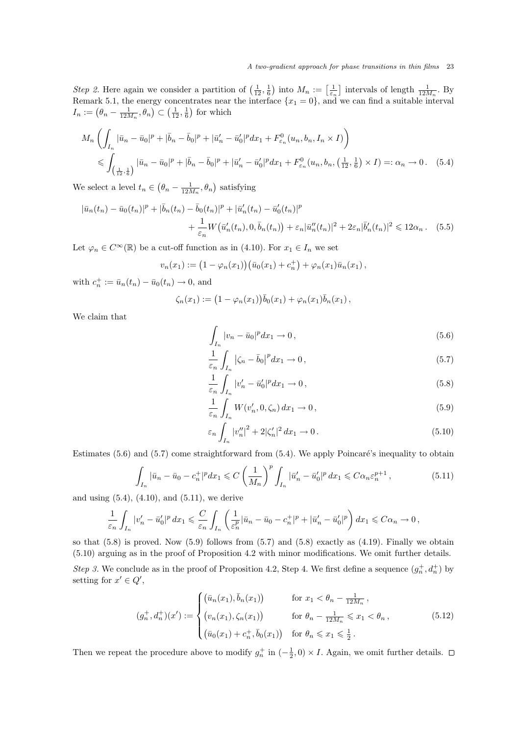*Step 2.* Here again we consider a partition of $\left(\frac{1}{12}, \frac{1}{6}\right)$ into $M_n := \left[\frac{1}{\varepsilon_n}\right]$ intervals of length $\frac{1}{12M_n}$. By Remark 5.1, the energy concentrates near the interface $\{x_1 = 0\}$, and we can find a suitable interval $I_n := \left(\theta_n - \frac{1}{12M_n}, \theta_n\right) \subset \left(\frac{1}{12}, \frac{1}{6}\right)$ for which

$$
\begin{aligned}
M_n \left( \int_{I_n} |\bar{u}_n - \bar{u}_0|^p + |\bar{b}_n - \bar{b}_0|^p + |\bar{u}_n' - \bar{u}_0'|^p dx_1 + F^0_{\varepsilon_n}(u_n, b_n, I_n \times I) \right) \\
\leqslant \int_{\left(\frac{1}{12},\frac{1}{6}\right)} |\bar{u}_n - \bar{u}_0|^p + |\bar{b}_n - \bar{b}_0|^p + |\bar{u}_n' - \bar{u}_0'|^p dx_1 + F^0_{\varepsilon_n}(u_n, b_n, \left(\tfrac{1}{12}, \tfrac{1}{6}\right) \times I) =: \alpha_n \to 0\,. \quad (5.4)
\end{aligned}
$$

We select a level $t_n \in \left(\theta_n - \frac{1}{12M_n}, \theta_n\right)$ satisfying

$$
\begin{aligned}
|\bar{u}_n(t_n) - \bar{u}_0(t_n)|^p + |\bar{b}_n(t_n) - \bar{b}_0(t_n)|^p + |\bar{u}_n'(t_n) - \bar{u}_0'(t_n)|^p \\
+ \frac{1}{\varepsilon_n} W\big(\bar{u}_n'(t_n), 0, \bar{b}_n(t_n)\big) + \varepsilon_n |\bar{u}_n''(t_n)|^2 + 2\varepsilon_n |\bar{b}_n'(t_n)|^2 \leqslant 12\alpha_n\,. \quad (5.5)
\end{aligned}
$$

Let $\varphi_n \in C^\infty(\mathbb{R})$ be a cut-off function as in (4.10). For $x_1 \in I_n$ we set

$$
v_n(x_1) := \big(1 - \varphi_n(x_1)\big)\big(\bar{u}_0(x_1) + c_n^+\big) + \varphi_n(x_1)\bar{u}_n(x_1)\,,
$$

with $c_n^+ := \bar{u}_n(t_n) - \bar{u}_0(t_n) \to 0$, and

$$
\zeta_n(x_1) := \big(1 - \varphi_n(x_1)\big)\bar{b}_0(x_1) + \varphi_n(x_1)\bar{b}_n(x_1)\,,
$$

We claim that

$$
\int_{I_n} |v_n - \bar{u}_0|^p dx_1 \to 0\,, \quad (5.6)
$$

$$
\frac{1}{\varepsilon_n} \int_{I_n} \big|\zeta_n - \bar{b}_0\big|^p dx_1 \to 0\,, \quad (5.7)
$$

$$
\frac{1}{\varepsilon_n} \int_{I_n} |v_n' - \bar{u}_0'|^p dx_1 \to 0\,, \quad (5.8)
$$

$$
\frac{1}{\varepsilon_n} \int_{I_n} W(v_n', 0, \zeta_n)\, dx_1 \to 0\,, \quad (5.9)
$$

$$
\varepsilon_n \int_{I_n} |v_n''|^2 + 2|\zeta_n'|^2\, dx_1 \to 0\,. \quad (5.10)
$$

Estimates (5.6) and (5.7) come straightforward from (5.4). We apply Poincaré's inequality to obtain

$$
\int_{I_n} |\bar{u}_n - \bar{u}_0 - c_n^+|^p dx_1 \leqslant C \left(\frac{1}{M_n}\right)^p \int_{I_n} |\bar{u}_n' - \bar{u}_0'|^p\, dx_1 \leqslant C\alpha_n \varepsilon_n^{p+1}\,, \quad (5.11)
$$

and using (5.4), (4.10), and (5.11), we derive

$$
\frac{1}{\varepsilon_n} \int_{I_n} |v_n' - \bar{u}_0'|^p\, dx_1 \leqslant \frac{C}{\varepsilon_n} \int_{I_n} \left( \frac{1}{\varepsilon_n^p} |\bar{u}_n - \bar{u}_0 - c_n^+|^p + |\bar{u}_n' - \bar{u}_0'|^p \right) dx_1 \leqslant C\alpha_n \to 0\,,
$$

so that (5.8) is proved. Now (5.9) follows from (5.7) and (5.8) exactly as (4.19). Finally we obtain (5.10) arguing as in the proof of Proposition 4.2 with minor modifications. We omit further details.

*Step 3.* We conclude as in the proof of Proposition 4.2, Step 4. We first define a sequence $(g_n^+, d_n^+)$ by setting for $x' \in Q'$,

$$
(g_n^+, d_n^+)(x') := \begin{cases} \big(\bar{u}_n(x_1), \bar{b}_n(x_1)\big) & \text{for } x_1 < \theta_n - \frac{1}{12M_n}\,, \\ \big(v_n(x_1), \zeta_n(x_1)\big) & \text{for } \theta_n - \frac{1}{12M_n} \leqslant x_1 < \theta_n\,, \\ \big(\bar{u}_0(x_1) + c_n^+, \bar{b}_0(x_1)\big) & \text{for } \theta_n \leqslant x_1 \leqslant \frac{1}{2}\,. \end{cases} \quad (5.12)
$$

Then we repeat the procedure above to modify $g_n^+$ in $(-\frac{1}{2}, 0) \times I$. Again, we omit further details. $\square$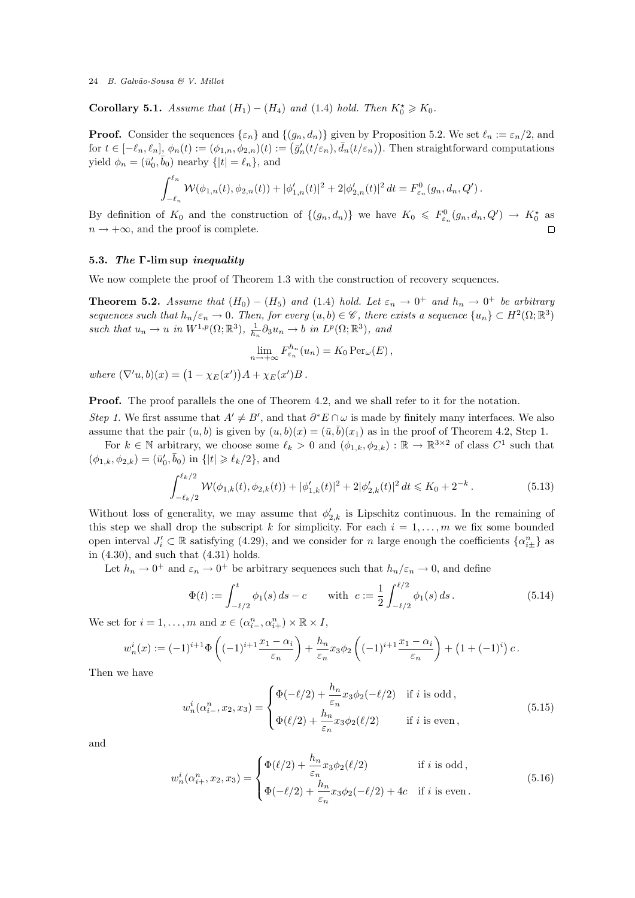**Corollary 5.1.** *Assume that* $(H_1)-(H_4)$ *and* (1.4) *hold. Then* $K_0^\star \geqslant K_0$.

**Proof.** Consider the sequences $\{\varepsilon_n\}$ and $\{(g_n,d_n)\}$ given by Proposition 5.2. We set $\ell_n := \varepsilon_n/2$, and for $t\in[-\ell_n,\ell_n]$, $\phi_n(t) := (\phi_{1,n},\phi_{2,n})(t) := \big(\bar g_n'(t/\varepsilon_n), \bar d_n(t/\varepsilon_n)\big)$. Then straightforward computations yield $\phi_n = (\bar u_0', \bar b_0)$ nearby $\{|t|=\ell_n\}$, and

$$\int_{-\ell_n}^{\ell_n} \mathcal{W}(\phi_{1,n}(t),\phi_{2,n}(t)) + |\phi_{1,n}'(t)|^2 + 2|\phi_{2,n}'(t)|^2\,dt = F^0_{\varepsilon_n}(g_n,d_n,Q')\,.$$

By definition of $K_0$ and the construction of $\{(g_n,d_n)\}$ we have $K_0 \leqslant F^0_{\varepsilon_n}(g_n,d_n,Q') \to K_0^\star$ as $n\to+\infty$, and the proof is complete. $\square$

### 5.3. *The* $\Gamma$-$\limsup$ *inequality*

We now complete the proof of Theorem 1.3 with the construction of recovery sequences.

**Theorem 5.2.** *Assume that* $(H_0)-(H_5)$ *and* (1.4) *hold. Let* $\varepsilon_n\to 0^+$ *and* $h_n\to 0^+$ *be arbitrary sequences such that* $h_n/\varepsilon_n\to 0$. *Then, for every* $(u,b)\in\mathscr{C}$, *there exists a sequence* $\{u_n\}\subset H^2(\Omega;\mathbb{R}^3)$ *such that* $u_n\to u$ *in* $W^{1,p}(\Omega;\mathbb{R}^3)$, $\frac{1}{h_n}\partial_3 u_n \to b$ *in* $L^p(\Omega;\mathbb{R}^3)$, *and*

$$\lim_{n\to+\infty} F^{h_n}_{\varepsilon_n}(u_n) = K_0\,\mathrm{Per}_\omega(E)\,,$$

*where* $(\nabla' u, b)(x) = \big(1-\chi_E(x')\big)A + \chi_E(x')B$.

**Proof.** The proof parallels the one of Theorem 4.2, and we shall refer to it for the notation.

*Step 1.* We first assume that $A'\neq B'$, and that $\partial^* E\cap\omega$ is made by finitely many interfaces. We also assume that the pair $(u,b)$ is given by $(u,b)(x) = (\bar u,\bar b)(x_1)$ as in the proof of Theorem 4.2, Step 1.

For $k\in\mathbb{N}$ arbitrary, we choose some $\ell_k>0$ and $(\phi_{1,k},\phi_{2,k}):\mathbb{R}\to\mathbb{R}^{3\times 2}$ of class $C^1$ such that $(\phi_{1,k},\phi_{2,k}) = (\bar u_0', \bar b_0)$ in $\{|t|\geqslant \ell_k/2\}$, and

$$\int_{-\ell_k/2}^{\ell_k/2} \mathcal{W}(\phi_{1,k}(t),\phi_{2,k}(t)) + |\phi_{1,k}'(t)|^2 + 2|\phi_{2,k}'(t)|^2\,dt \leqslant K_0 + 2^{-k}\,. \tag{5.13}$$

Without loss of generality, we may assume that $\phi_{2,k}'$ is Lipschitz continuous. In the remaining of this step we shall drop the subscript $k$ for simplicity. For each $i=1,\dots,m$ we fix some bounded open interval $J_i'\subset\mathbb{R}$ satisfying (4.29), and we consider for $n$ large enough the coefficients $\{\alpha^n_{i\pm}\}$ as in (4.30), and such that (4.31) holds.

Let $h_n\to 0^+$ and $\varepsilon_n\to 0^+$ be arbitrary sequences such that $h_n/\varepsilon_n\to 0$, and define

$$\Phi(t) := \int_{-\ell/2}^{t} \phi_1(s)\,ds - c \qquad \text{with } \ c := \frac{1}{2}\int_{-\ell/2}^{\ell/2} \phi_1(s)\,ds\,. \tag{5.14}$$

We set for $i=1,\dots,m$ and $x\in(\alpha^n_{i-},\alpha^n_{i+})\times\mathbb{R}\times I$,

$$w_n^i(x) := (-1)^{i+1}\Phi\left((-1)^{i+1}\frac{x_1-\alpha_i}{\varepsilon_n}\right) + \frac{h_n}{\varepsilon_n}x_3\phi_2\left((-1)^{i+1}\frac{x_1-\alpha_i}{\varepsilon_n}\right) + \big(1+(-1)^i\big)\,c\,.$$

Then we have

$$w_n^i(\alpha^n_{i-},x_2,x_3) = \begin{cases} \Phi(-\ell/2) + \dfrac{h_n}{\varepsilon_n}x_3\phi_2(-\ell/2) & \text{if } i \text{ is odd}\,,\\[2mm] \Phi(\ell/2) + \dfrac{h_n}{\varepsilon_n}x_3\phi_2(\ell/2) & \text{if } i \text{ is even}\,, \end{cases} \tag{5.15}$$

and

$$w_n^i(\alpha^n_{i+},x_2,x_3) = \begin{cases} \Phi(\ell/2) + \dfrac{h_n}{\varepsilon_n}x_3\phi_2(\ell/2) & \text{if } i \text{ is odd}\,,\\[2mm] \Phi(-\ell/2) + \dfrac{h_n}{\varepsilon_n}x_3\phi_2(-\ell/2) + 4c & \text{if } i \text{ is even}\,. \end{cases} \tag{5.16}$$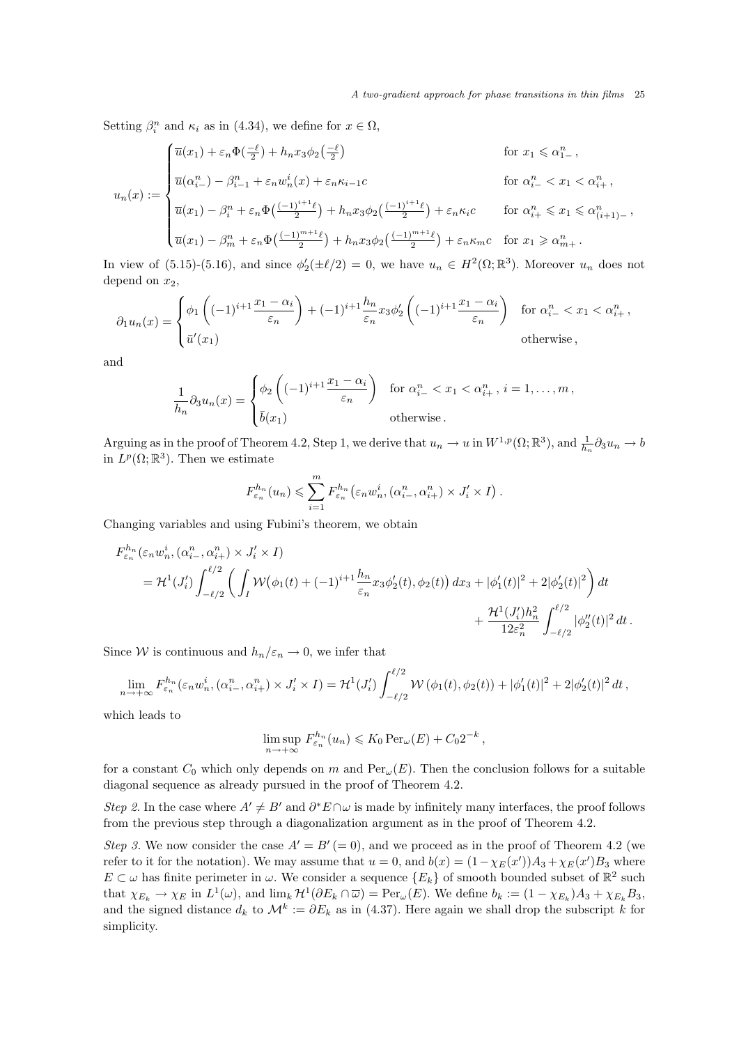Setting $\beta_i^n$ and $\kappa_i$ as in (4.34), we define for $x \in \Omega$,

$$
u_n(x) := \begin{cases} \overline{u}(x_1) + \varepsilon_n \Phi\big(\frac{-\ell}{2}\big) + h_n x_3 \phi_2\big(\frac{-\ell}{2}\big) & \text{for } x_1 \leqslant \alpha_{1-}^n\,, \\ \overline{u}(\alpha_{i-}^n) - \beta_{i-1}^n + \varepsilon_n w_n^i(x) + \varepsilon_n \kappa_{i-1} c & \text{for } \alpha_{i-}^n < x_1 < \alpha_{i+}^n\,, \\ \overline{u}(x_1) - \beta_i^n + \varepsilon_n \Phi\big(\frac{(-1)^{i+1}\ell}{2}\big) + h_n x_3 \phi_2\big(\frac{(-1)^{i+1}\ell}{2}\big) + \varepsilon_n \kappa_i c & \text{for } \alpha_{i+}^n \leqslant x_1 \leqslant \alpha_{(i+1)-}^n\,, \\ \overline{u}(x_1) - \beta_m^n + \varepsilon_n \Phi\big(\frac{(-1)^{m+1}\ell}{2}\big) + h_n x_3 \phi_2\big(\frac{(-1)^{m+1}\ell}{2}\big) + \varepsilon_n \kappa_m c & \text{for } x_1 \geqslant \alpha_{m+}^n\,. \end{cases}
$$

In view of (5.15)-(5.16), and since $\phi_2'(\pm\ell/2) = 0$, we have $u_n \in H^2(\Omega;\mathbb{R}^3)$. Moreover $u_n$ does not depend on $x_2$,

$$
\partial_1 u_n(x) = \begin{cases} \phi_1\left((-1)^{i+1}\dfrac{x_1-\alpha_i}{\varepsilon_n}\right) + (-1)^{i+1}\dfrac{h_n}{\varepsilon_n} x_3 \phi_2'\left((-1)^{i+1}\dfrac{x_1-\alpha_i}{\varepsilon_n}\right) & \text{for } \alpha_{i-}^n < x_1 < \alpha_{i+}^n\,, \\ \bar{u}'(x_1) & \text{otherwise}\,, \end{cases}
$$

and

$$
\frac{1}{h_n}\partial_3 u_n(x) = \begin{cases} \phi_2\left((-1)^{i+1}\dfrac{x_1-\alpha_i}{\varepsilon_n}\right) & \text{for } \alpha_{i-}^n < x_1 < \alpha_{i+}^n\,,\ i = 1,\ldots,m\,, \\ \bar{b}(x_1) & \text{otherwise}\,. \end{cases}
$$

Arguing as in the proof of Theorem 4.2, Step 1, we derive that $u_n \to u$ in $W^{1,p}(\Omega;\mathbb{R}^3)$, and $\frac{1}{h_n}\partial_3 u_n \to b$ in $L^p(\Omega;\mathbb{R}^3)$. Then we estimate

$$
F_{\varepsilon_n}^{h_n}(u_n) \leqslant \sum_{i=1}^m F_{\varepsilon_n}^{h_n}\big(\varepsilon_n w_n^i, (\alpha_{i-}^n, \alpha_{i+}^n) \times J_i' \times I\big)\,.
$$

Changing variables and using Fubini's theorem, we obtain

$$
\begin{aligned}
&F_{\varepsilon_n}^{h_n}(\varepsilon_n w_n^i, (\alpha_{i-}^n, \alpha_{i+}^n) \times J_i' \times I) \\
&= \mathcal{H}^1(J_i') \int_{-\ell/2}^{\ell/2} \left( \int_I \mathcal{W}\big(\phi_1(t) + (-1)^{i+1}\frac{h_n}{\varepsilon_n} x_3 \phi_2'(t), \phi_2(t)\big)\, dx_3 + |\phi_1'(t)|^2 + 2|\phi_2'(t)|^2 \right) dt \\
&\qquad\qquad + \frac{\mathcal{H}^1(J_i')h_n^2}{12\varepsilon_n^2} \int_{-\ell/2}^{\ell/2} |\phi_2''(t)|^2\, dt\,.
\end{aligned}
$$

Since $\mathcal{W}$ is continuous and $h_n/\varepsilon_n \to 0$, we infer that

$$
\lim_{n\to+\infty} F_{\varepsilon_n}^{h_n}(\varepsilon_n w_n^i, (\alpha_{i-}^n, \alpha_{i+}^n) \times J_i' \times I) = \mathcal{H}^1(J_i') \int_{-\ell/2}^{\ell/2} \mathcal{W}\left(\phi_1(t), \phi_2(t)\right) + |\phi_1'(t)|^2 + 2|\phi_2'(t)|^2\, dt\,,
$$

which leads to

$$
\limsup_{n\to+\infty} F_{\varepsilon_n}^{h_n}(u_n) \leqslant K_0 \operatorname{Per}_\omega(E) + C_0 2^{-k}\,,
$$

for a constant $C_0$ which only depends on $m$ and $\operatorname{Per}_\omega(E)$. Then the conclusion follows for a suitable diagonal sequence as already pursued in the proof of Theorem 4.2.

*Step 2.* In the case where $A' \neq B'$ and $\partial^* E \cap \omega$ is made by infinitely many interfaces, the proof follows from the previous step through a diagonalization argument as in the proof of Theorem 4.2.

*Step 3.* We now consider the case $A' = B' (= 0)$, and we proceed as in the proof of Theorem 4.2 (we refer to it for the notation). We may assume that $u = 0$, and $b(x) = (1 - \chi_E(x'))A_3 + \chi_E(x')B_3$ where $E \subset \omega$ has finite perimeter in $\omega$. We consider a sequence $\{E_k\}$ of smooth bounded subset of $\mathbb{R}^2$ such that $\chi_{E_k} \to \chi_E$ in $L^1(\omega)$, and $\lim_k \mathcal{H}^1(\partial E_k \cap \overline{\omega}) = \operatorname{Per}_\omega(E)$. We define $b_k := (1 - \chi_{E_k})A_3 + \chi_{E_k} B_3$, and the signed distance $d_k$ to $\mathcal{M}^k := \partial E_k$ as in (4.37). Here again we shall drop the subscript $k$ for simplicity.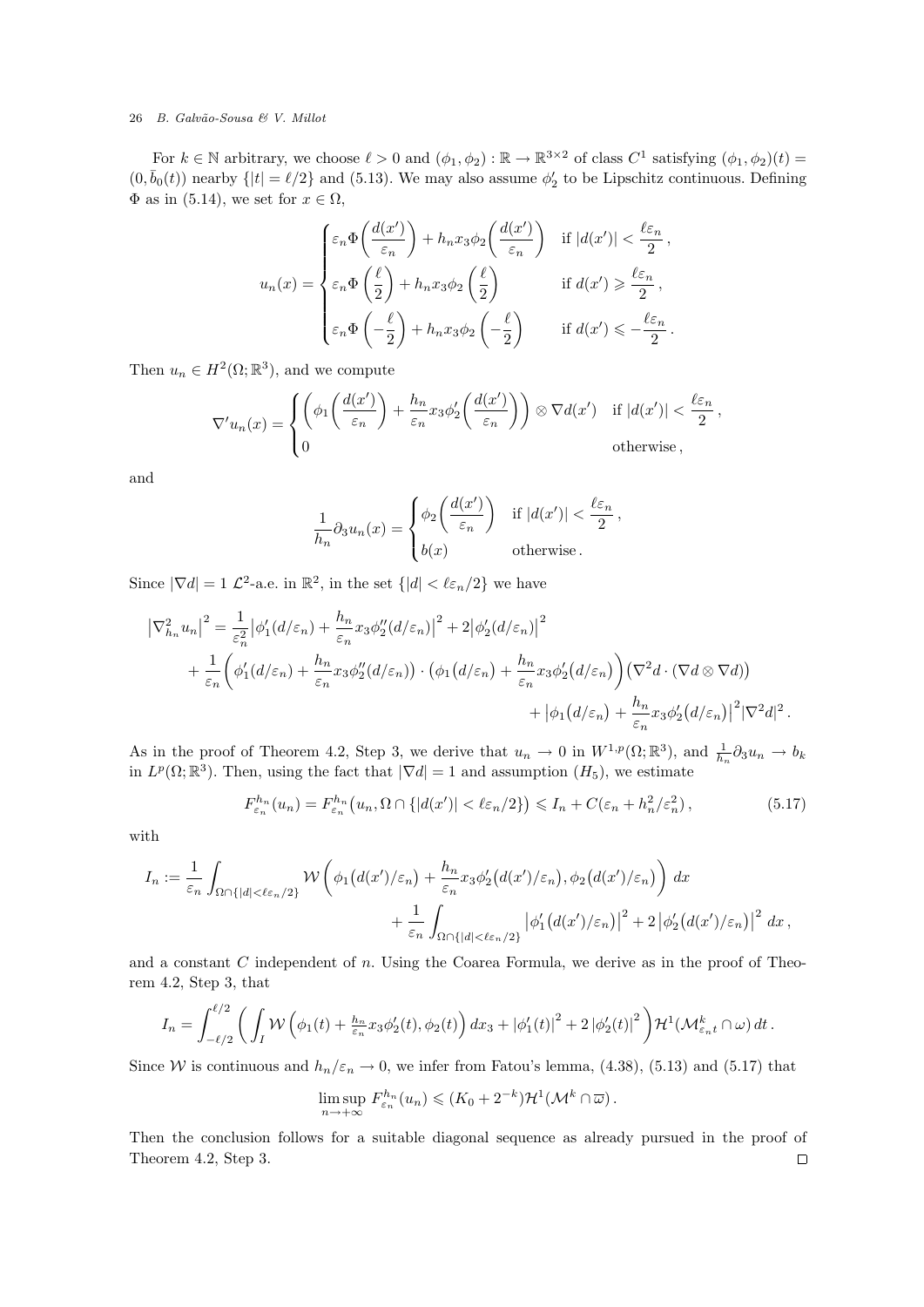For $k \in \mathbb{N}$ arbitrary, we choose $\ell > 0$ and $(\phi_1, \phi_2) : \mathbb{R} \to \mathbb{R}^{3\times 2}$ of class $C^1$ satisfying $(\phi_1,\phi_2)(t) = (0, \bar{b}_0(t))$ nearby $\{|t| = \ell/2\}$ and (5.13). We may also assume $\phi_2'$ to be Lipschitz continuous. Defining $\Phi$ as in (5.14), we set for $x \in \Omega$,

$$
u_n(x) = \begin{cases} \varepsilon_n \Phi\left(\dfrac{d(x')}{\varepsilon_n}\right) + h_n x_3 \phi_2\left(\dfrac{d(x')}{\varepsilon_n}\right) & \text{if } |d(x')| < \dfrac{\ell\varepsilon_n}{2}\,, \\[2ex] \varepsilon_n \Phi\left(\dfrac{\ell}{2}\right) + h_n x_3 \phi_2\left(\dfrac{\ell}{2}\right) & \text{if } d(x') \geqslant \dfrac{\ell\varepsilon_n}{2}\,, \\[2ex] \varepsilon_n \Phi\left(-\dfrac{\ell}{2}\right) + h_n x_3 \phi_2\left(-\dfrac{\ell}{2}\right) & \text{if } d(x') \leqslant -\dfrac{\ell\varepsilon_n}{2}\,. \end{cases}
$$

Then $u_n \in H^2(\Omega;\mathbb{R}^3)$, and we compute

$$
\nabla' u_n(x) = \begin{cases} \left(\phi_1\left(\dfrac{d(x')}{\varepsilon_n}\right) + \dfrac{h_n}{\varepsilon_n} x_3 \phi_2'\left(\dfrac{d(x')}{\varepsilon_n}\right)\right) \otimes \nabla d(x') & \text{if } |d(x')| < \dfrac{\ell\varepsilon_n}{2}\,, \\[2ex] 0 & \text{otherwise}\,, \end{cases}
$$

and

$$
\frac{1}{h_n}\partial_3 u_n(x) = \begin{cases} \phi_2\left(\dfrac{d(x')}{\varepsilon_n}\right) & \text{if } |d(x')| < \dfrac{\ell\varepsilon_n}{2}\,, \\[2ex] b(x) & \text{otherwise}\,. \end{cases}
$$

Since $|\nabla d| = 1$ $\mathcal{L}^2$-a.e. in $\mathbb{R}^2$, in the set $\{|d| < \ell\varepsilon_n/2\}$ we have

$$
\begin{aligned}
\left|\nabla^2_{h_n} u_n\right|^2 = {} & \frac{1}{\varepsilon_n^2}\left|\phi_1'(d/\varepsilon_n) + \frac{h_n}{\varepsilon_n} x_3 \phi_2''(d/\varepsilon_n)\right|^2 + 2\left|\phi_2'(d/\varepsilon_n)\right|^2 \\
& + \frac{1}{\varepsilon_n}\left(\phi_1'(d/\varepsilon_n) + \frac{h_n}{\varepsilon_n} x_3 \phi_2''(d/\varepsilon_n)\right)\cdot\left(\phi_1\big(d/\varepsilon_n\big) + \frac{h_n}{\varepsilon_n} x_3 \phi_2'\big(d/\varepsilon_n\big)\right)\big(\nabla^2 d\cdot(\nabla d\otimes\nabla d)\big) \\
& + \left|\phi_1\big(d/\varepsilon_n\big) + \frac{h_n}{\varepsilon_n} x_3 \phi_2'\big(d/\varepsilon_n\big)\right|^2 |\nabla^2 d|^2\,.
\end{aligned}
$$

As in the proof of Theorem 4.2, Step 3, we derive that $u_n \to 0$ in $W^{1,p}(\Omega;\mathbb{R}^3)$, and $\frac{1}{h_n}\partial_3 u_n \to b_k$ in $L^p(\Omega;\mathbb{R}^3)$. Then, using the fact that $|\nabla d| = 1$ and assumption $(H_5)$, we estimate

$$
F^{h_n}_{\varepsilon_n}(u_n) = F^{h_n}_{\varepsilon_n}\big(u_n, \Omega\cap\{|d(x')| < \ell\varepsilon_n/2\}\big) \leqslant I_n + C(\varepsilon_n + h_n^2/\varepsilon_n^2)\,, \tag{5.17}
$$

with

$$
\begin{aligned}
I_n := {} & \frac{1}{\varepsilon_n}\int_{\Omega\cap\{|d|<\ell\varepsilon_n/2\}} \mathcal{W}\left(\phi_1\big(d(x')/\varepsilon_n\big) + \frac{h_n}{\varepsilon_n} x_3 \phi_2'\big(d(x')/\varepsilon_n\big), \phi_2\big(d(x')/\varepsilon_n\big)\right) dx \\
& + \frac{1}{\varepsilon_n}\int_{\Omega\cap\{|d|<\ell\varepsilon_n/2\}} \left|\phi_1'\big(d(x')/\varepsilon_n\big)\right|^2 + 2\left|\phi_2'\big(d(x')/\varepsilon_n\big)\right|^2\, dx\,,
\end{aligned}
$$

and a constant $C$ independent of $n$. Using the Coarea Formula, we derive as in the proof of Theorem 4.2, Step 3, that

$$
I_n = \int_{-\ell/2}^{\ell/2}\left(\int_I \mathcal{W}\left(\phi_1(t) + \tfrac{h_n}{\varepsilon_n} x_3\phi_2'(t), \phi_2(t)\right) dx_3 + \left|\phi_1'(t)\right|^2 + 2\left|\phi_2'(t)\right|^2\right)\mathcal{H}^1(\mathcal{M}^k_{\varepsilon_n t}\cap\omega)\, dt\,.
$$

Since $\mathcal{W}$ is continuous and $h_n/\varepsilon_n \to 0$, we infer from Fatou's lemma, (4.38), (5.13) and (5.17) that

$$
\limsup_{n\to+\infty} F^{h_n}_{\varepsilon_n}(u_n) \leqslant (K_0 + 2^{-k})\mathcal{H}^1(\mathcal{M}^k\cap\overline{\omega})\,.
$$

Then the conclusion follows for a suitable diagonal sequence as already pursued in the proof of Theorem 4.2, Step 3. $\square$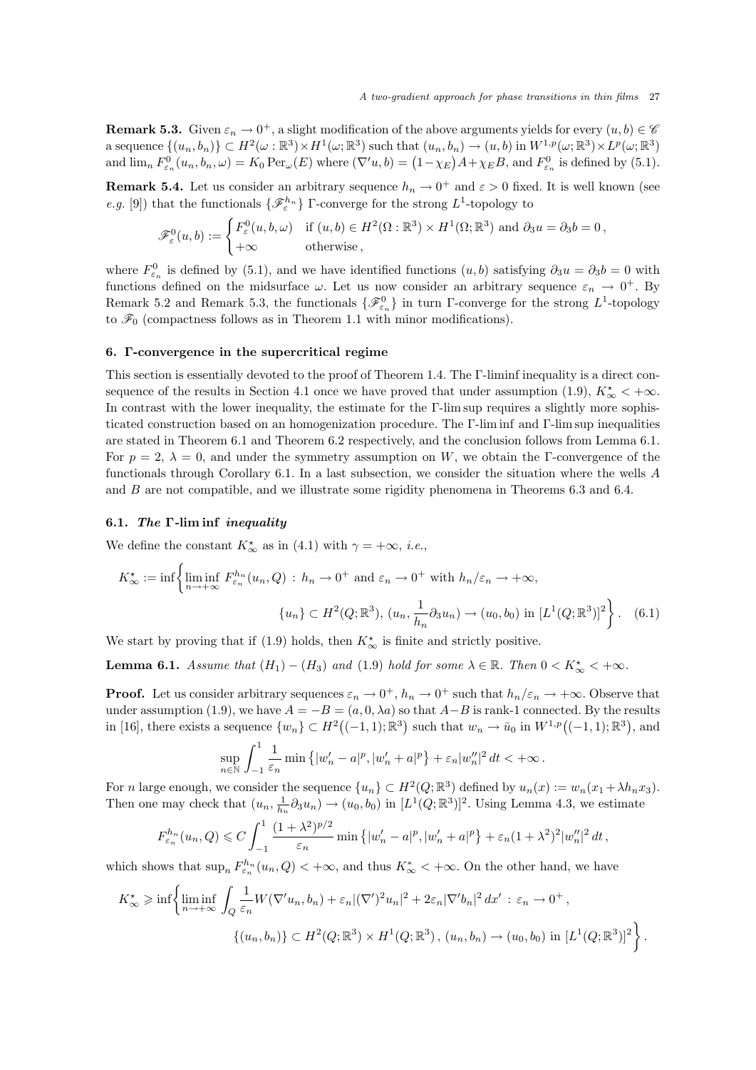**Remark 5.3.** Given $\varepsilon_n \to 0^+$, a slight modification of the above arguments yields for every $(u,b) \in \mathscr{C}$ a sequence $\{(u_n, b_n)\} \subset H^2(\omega : \mathbb{R}^3) \times H^1(\omega; \mathbb{R}^3)$ such that $(u_n, b_n) \to (u, b)$ in $W^{1,p}(\omega; \mathbb{R}^3) \times L^p(\omega; \mathbb{R}^3)$ and $\lim_n F^0_{\varepsilon_n}(u_n, b_n, \omega) = K_0 \operatorname{Per}_\omega(E)$ where $(\nabla' u, b) = \big(1 - \chi_E\big)A + \chi_E B$, and $F^0_{\varepsilon_n}$ is defined by (5.1).

**Remark 5.4.** Let us consider an arbitrary sequence $h_n \to 0^+$ and $\varepsilon > 0$ fixed. It is well known (see *e.g.* [9]) that the functionals $\{\mathscr{F}^{h_n}_\varepsilon\}$ Γ-converge for the strong $L^1$-topology to

$$
\mathscr{F}^0_\varepsilon(u,b) := \begin{cases} F^0_\varepsilon(u,b,\omega) & \text{if } (u,b) \in H^2(\Omega : \mathbb{R}^3) \times H^1(\Omega; \mathbb{R}^3) \text{ and } \partial_3 u = \partial_3 b = 0\,, \\ +\infty & \text{otherwise}\,, \end{cases}
$$

where $F^0_{\varepsilon_n}$ is defined by (5.1), and we have identified functions $(u,b)$ satisfying $\partial_3 u = \partial_3 b = 0$ with functions defined on the midsurface $\omega$. Let us now consider an arbitrary sequence $\varepsilon_n \to 0^+$. By Remark 5.2 and Remark 5.3, the functionals $\{\mathscr{F}^0_{\varepsilon_n}\}$ in turn Γ-converge for the strong $L^1$-topology to $\mathscr{F}_0$ (compactness follows as in Theorem 1.1 with minor modifications).

## 6. Γ-convergence in the supercritical regime

This section is essentially devoted to the proof of Theorem 1.4. The Γ-liminf inequality is a direct consequence of the results in Section 4.1 once we have proved that under assumption (1.9), $K^\star_\infty < +\infty$. In contrast with the lower inequality, the estimate for the Γ-lim sup requires a slightly more sophisticated construction based on an homogenization procedure. The Γ-lim inf and Γ-lim sup inequalities are stated in Theorem 6.1 and Theorem 6.2 respectively, and the conclusion follows from Lemma 6.1. For $p = 2$, $\lambda = 0$, and under the symmetry assumption on $W$, we obtain the Γ-convergence of the functionals through Corollary 6.1. In a last subsection, we consider the situation where the wells $A$ and $B$ are not compatible, and we illustrate some rigidity phenomena in Theorems 6.3 and 6.4.

### 6.1. *The* Γ-lim inf *inequality*

We define the constant $K^\star_\infty$ as in (4.1) with $\gamma = +\infty$, *i.e.*,

$$
\begin{aligned}
K^\star_\infty := \inf\Bigg\{ \liminf_{n\to+\infty} F^{h_n}_{\varepsilon_n}(u_n, Q) \,:\, h_n \to 0^+ \text{ and } \varepsilon_n \to 0^+ \text{ with } h_n/\varepsilon_n \to +\infty, \\
\{u_n\} \subset H^2(Q; \mathbb{R}^3),\ (u_n, \frac{1}{h_n}\partial_3 u_n) \to (u_0, b_0) \text{ in } [L^1(Q; \mathbb{R}^3)]^2 \Bigg\}. \quad (6.1)
\end{aligned}
$$

We start by proving that if (1.9) holds, then $K^\star_\infty$ is finite and strictly positive.

**Lemma 6.1.** *Assume that* $(H_1) - (H_3)$ *and* (1.9) *hold for some* $\lambda \in \mathbb{R}$. *Then* $0 < K^\star_\infty < +\infty$.

**Proof.** Let us consider arbitrary sequences $\varepsilon_n \to 0^+$, $h_n \to 0^+$ such that $h_n/\varepsilon_n \to +\infty$. Observe that under assumption (1.9), we have $A = -B = (a, 0, \lambda a)$ so that $A - B$ is rank-1 connected. By the results in [16], there exists a sequence $\{w_n\} \subset H^2\big((-1,1); \mathbb{R}^3\big)$ such that $w_n \to \bar{u}_0$ in $W^{1,p}\big((-1,1); \mathbb{R}^3\big)$, and

$$
\sup_{n\in\mathbb{N}} \int_{-1}^{1} \frac{1}{\varepsilon_n} \min\left\{|w'_n - a|^p, |w'_n + a|^p\right\} + \varepsilon_n |w''_n|^2 \, dt < +\infty\,.
$$

For $n$ large enough, we consider the sequence $\{u_n\} \subset H^2(Q; \mathbb{R}^3)$ defined by $u_n(x) := w_n(x_1 + \lambda h_n x_3)$. Then one may check that $(u_n, \frac{1}{h_n}\partial_3 u_n) \to (u_0, b_0)$ in $[L^1(Q; \mathbb{R}^3)]^2$. Using Lemma 4.3, we estimate

$$
F^{h_n}_{\varepsilon_n}(u_n, Q) \leqslant C \int_{-1}^{1} \frac{(1+\lambda^2)^{p/2}}{\varepsilon_n} \min\left\{|w'_n - a|^p, |w'_n + a|^p\right\} + \varepsilon_n (1+\lambda^2)^2 |w''_n|^2 \, dt\,,
$$

which shows that $\sup_n F^{h_n}_{\varepsilon_n}(u_n, Q) < +\infty$, and thus $K^\star_\infty < +\infty$. On the other hand, we have

$$
\begin{aligned}
K^\star_\infty \geqslant \inf\Bigg\{ \liminf_{n\to+\infty} \int_Q \frac{1}{\varepsilon_n} W(\nabla' u_n, b_n) + \varepsilon_n |(\nabla')^2 u_n|^2 + 2\varepsilon_n |\nabla' b_n|^2 \, dx' \,:\, \varepsilon_n \to 0^+\,, \\
\{(u_n, b_n)\} \subset H^2(Q; \mathbb{R}^3) \times H^1(Q; \mathbb{R}^3)\,,\ (u_n, b_n) \to (u_0, b_0) \text{ in } [L^1(Q; \mathbb{R}^3)]^2 \Bigg\}.
\end{aligned}
$$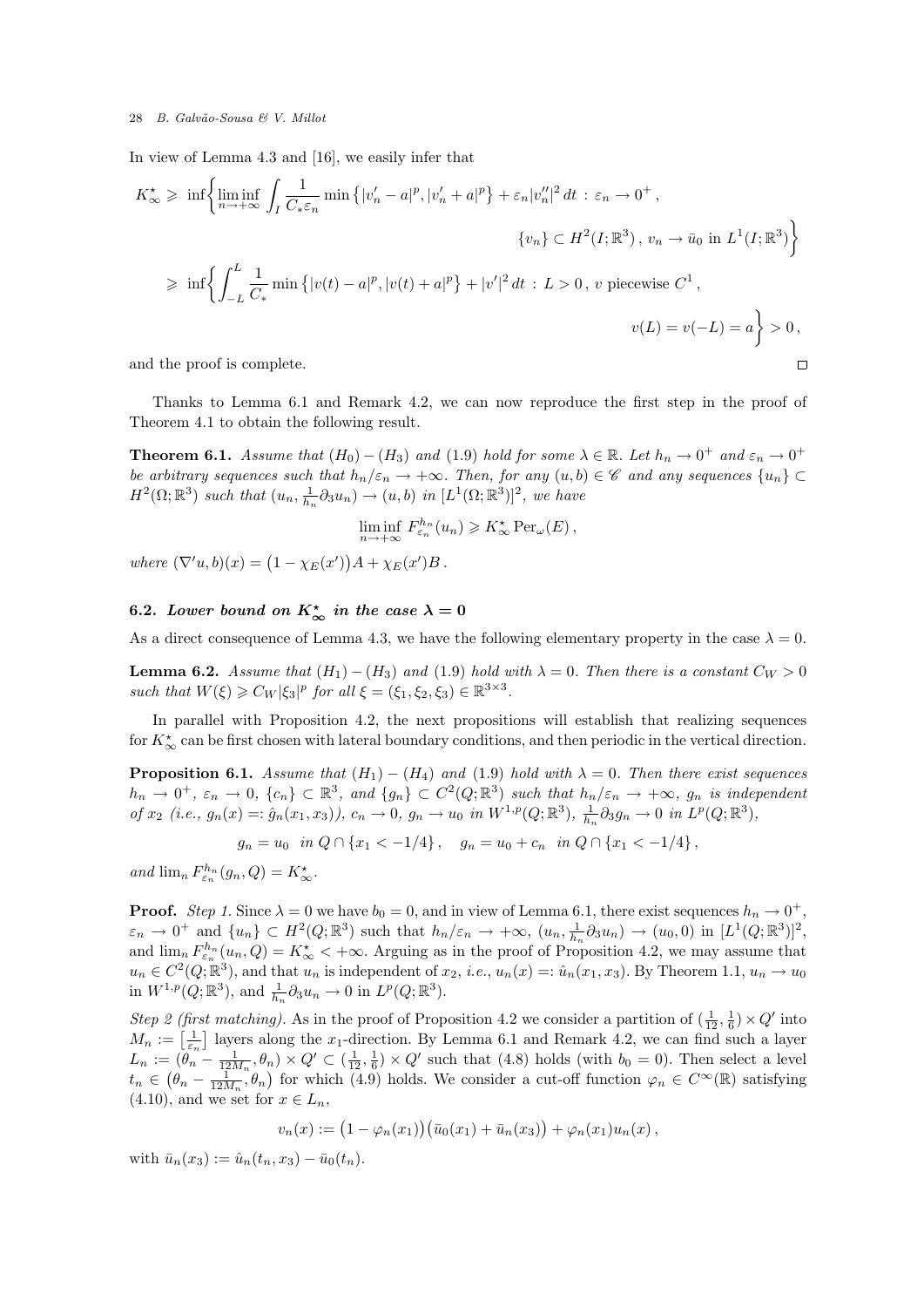In view of Lemma 4.3 and [16], we easily infer that

$$
\begin{aligned}
K^\star_\infty \geqslant \inf\bigg\{ & \liminf_{n\to+\infty} \int_I \frac{1}{C_*\varepsilon_n} \min\left\{|v_n' - a|^p, |v_n' + a|^p\right\} + \varepsilon_n |v_n''|^2 \, dt \;:\; \varepsilon_n \to 0^+\,, \\
& \qquad\qquad \{v_n\} \subset H^2(I;\mathbb{R}^3)\,,\; v_n \to \bar u_0 \text{ in } L^1(I;\mathbb{R}^3)\bigg\} \\
\geqslant \inf\bigg\{ & \int_{-L}^{L} \frac{1}{C_*} \min\left\{|v(t) - a|^p, |v(t) + a|^p\right\} + |v'|^2 \, dt \;:\; L > 0\,,\; v \text{ piecewise } C^1\,, \\
& \qquad\qquad v(L) = v(-L) = a\bigg\} > 0\,,
\end{aligned}
$$

and the proof is complete. $\square$

Thanks to Lemma 6.1 and Remark 4.2, we can now reproduce the first step in the proof of Theorem 4.1 to obtain the following result.

**Theorem 6.1.** *Assume that $(H_0) - (H_3)$ and (1.9) hold for some $\lambda \in \mathbb{R}$. Let $h_n \to 0^+$ and $\varepsilon_n \to 0^+$ be arbitrary sequences such that $h_n/\varepsilon_n \to +\infty$. Then, for any $(u,b) \in \mathscr{C}$ and any sequences $\{u_n\} \subset H^2(\Omega;\mathbb{R}^3)$ such that $(u_n, \frac{1}{h_n}\partial_3 u_n) \to (u,b)$ in $[L^1(\Omega;\mathbb{R}^3)]^2$, we have*

$$
\liminf_{n\to+\infty} F^{h_n}_{\varepsilon_n}(u_n) \geqslant K^\star_\infty \operatorname{Per}_\omega(E)\,,
$$

*where $(\nabla' u, b)(x) = \big(1 - \chi_E(x')\big)A + \chi_E(x')B$.*

### 6.2. Lower bound on $K^\star_\infty$ in the case $\lambda = 0$

As a direct consequence of Lemma 4.3, we have the following elementary property in the case $\lambda = 0$.

**Lemma 6.2.** *Assume that $(H_1) - (H_3)$ and (1.9) hold with $\lambda = 0$. Then there is a constant $C_W > 0$ such that $W(\xi) \geqslant C_W |\xi_3|^p$ for all $\xi = (\xi_1, \xi_2, \xi_3) \in \mathbb{R}^{3\times 3}$.*

In parallel with Proposition 4.2, the next propositions will establish that realizing sequences for $K^\star_\infty$ can be first chosen with lateral boundary conditions, and then periodic in the vertical direction.

**Proposition 6.1.** *Assume that $(H_1) - (H_4)$ and (1.9) hold with $\lambda = 0$. Then there exist sequences $h_n \to 0^+$, $\varepsilon_n \to 0$, $\{c_n\} \subset \mathbb{R}^3$, and $\{g_n\} \subset C^2(Q;\mathbb{R}^3)$ such that $h_n/\varepsilon_n \to +\infty$, $g_n$ is independent of $x_2$ (i.e., $g_n(x) =: \hat g_n(x_1, x_3)$), $c_n \to 0$, $g_n \to u_0$ in $W^{1,p}(Q;\mathbb{R}^3)$, $\frac{1}{h_n}\partial_3 g_n \to 0$ in $L^p(Q;\mathbb{R}^3)$,*

$$
g_n = u_0 \quad \text{in } Q \cap \{x_1 < -1/4\}\,, \qquad g_n = u_0 + c_n \quad \text{in } Q \cap \{x_1 < -1/4\}\,,
$$

*and $\lim_n F^{h_n}_{\varepsilon_n}(g_n, Q) = K^\star_\infty$.*

**Proof.** *Step 1.* Since $\lambda = 0$ we have $b_0 = 0$, and in view of Lemma 6.1, there exist sequences $h_n \to 0^+$, $\varepsilon_n \to 0^+$ and $\{u_n\} \subset H^2(Q;\mathbb{R}^3)$ such that $h_n/\varepsilon_n \to +\infty$, $(u_n, \frac{1}{h_n}\partial_3 u_n) \to (u_0, 0)$ in $[L^1(Q;\mathbb{R}^3)]^2$, and $\lim_n F^{h_n}_{\varepsilon_n}(u_n, Q) = K^\star_\infty < +\infty$. Arguing as in the proof of Proposition 4.2, we may assume that $u_n \in C^2(Q;\mathbb{R}^3)$, and that $u_n$ is independent of $x_2$, *i.e.*, $u_n(x) =: \hat u_n(x_1, x_3)$. By Theorem 1.1, $u_n \to u_0$ in $W^{1,p}(Q;\mathbb{R}^3)$, and $\frac{1}{h_n}\partial_3 u_n \to 0$ in $L^p(Q;\mathbb{R}^3)$.

*Step 2 (first matching).* As in the proof of Proposition 4.2 we consider a partition of $(\frac{1}{12}, \frac{1}{6}) \times Q'$ into $M_n := \big[\frac{1}{\varepsilon_n}\big]$ layers along the $x_1$-direction. By Lemma 6.1 and Remark 4.2, we can find such a layer $L_n := (\theta_n - \frac{1}{12M_n}, \theta_n) \times Q' \subset (\frac{1}{12}, \frac{1}{6}) \times Q'$ such that (4.8) holds (with $b_0 = 0$). Then select a level $t_n \in \big(\theta_n - \frac{1}{12M_n}, \theta_n\big)$ for which (4.9) holds. We consider a cut-off function $\varphi_n \in C^\infty(\mathbb{R})$ satisfying (4.10), and we set for $x \in L_n$,

$$
v_n(x) := \big(1 - \varphi_n(x_1)\big)\big(\bar u_0(x_1) + \bar u_n(x_3)\big) + \varphi_n(x_1) u_n(x)\,,
$$

with $\bar u_n(x_3) := \hat u_n(t_n, x_3) - \bar u_0(t_n)$.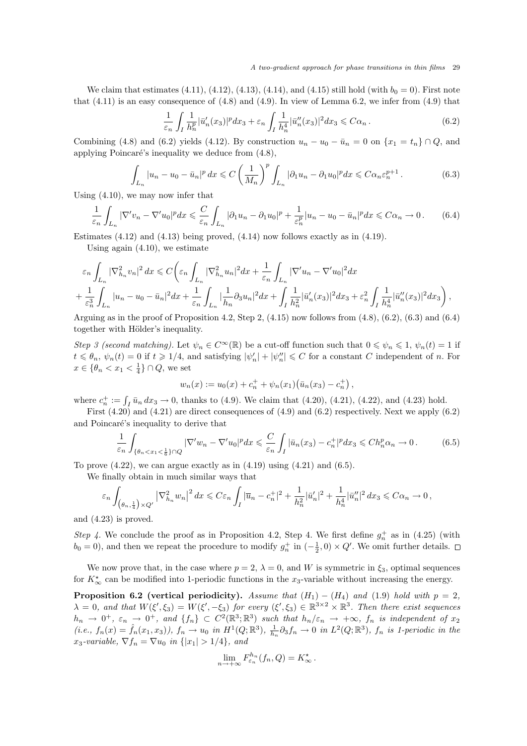We claim that estimates (4.11), (4.12), (4.13), (4.14), and (4.15) still hold (with $b_0 = 0$). First note that (4.11) is an easy consequence of (4.8) and (4.9). In view of Lemma 6.2, we infer from (4.9) that

$$\frac{1}{\varepsilon_n}\int_I \frac{1}{h_n^p}|\bar{u}_n'(x_3)|^p dx_3 + \varepsilon_n \int_I \frac{1}{h_n^4}|\bar{u}_n''(x_3)|^2 dx_3 \leqslant C\alpha_n\,. \tag{6.2}$$

Combining (4.8) and (6.2) yields (4.12). By construction $u_n - u_0 - \bar{u}_n = 0$ on $\{x_1 = t_n\} \cap Q$, and applying Poincaré's inequality we deduce from (4.8),

$$\int_{L_n} |u_n - u_0 - \bar{u}_n|^p\, dx \leqslant C\left(\frac{1}{M_n}\right)^p \int_{L_n} |\partial_1 u_n - \partial_1 u_0|^p dx \leqslant C\alpha_n \varepsilon_n^{p+1}\,. \tag{6.3}$$

Using (4.10), we may now infer that

$$\frac{1}{\varepsilon_n}\int_{L_n} |\nabla' v_n - \nabla' u_0|^p dx \leqslant \frac{C}{\varepsilon_n}\int_{L_n} |\partial_1 u_n - \partial_1 u_0|^p + \frac{1}{\varepsilon_n^p}|u_n - u_0 - \bar{u}_n|^p dx \leqslant C\alpha_n \to 0\,. \tag{6.4}$$

Estimates (4.12) and (4.13) being proved, (4.14) now follows exactly as in (4.19).

Using again (4.10), we estimate

$$\varepsilon_n \int_{L_n} |\nabla^2_{h_n} v_n|^2\, dx \leqslant C\bigg(\varepsilon_n \int_{L_n} |\nabla^2_{h_n} u_n|^2 dx + \frac{1}{\varepsilon_n}\int_{L_n} |\nabla' u_n - \nabla' u_0|^2 dx$$
$$+ \frac{1}{\varepsilon_n^3}\int_{L_n} |u_n - u_0 - \bar{u}_n|^2 dx + \frac{1}{\varepsilon_n}\int_{L_n} |\frac{1}{h_n}\partial_3 u_n|^2 dx + \int_I \frac{1}{h_n^2}|\bar{u}_n'(x_3)|^2 dx_3 + \varepsilon_n^2 \int_I \frac{1}{h_n^4}|\bar{u}_n''(x_3)|^2 dx_3\bigg)\,,$$

Arguing as in the proof of Proposition 4.2, Step 2, (4.15) now follows from (4.8), (6.2), (6.3) and (6.4) together with Hölder's inequality.

*Step 3 (second matching).* Let $\psi_n \in C^\infty(\mathbb{R})$ be a cut-off function such that $0 \leqslant \psi_n \leqslant 1$, $\psi_n(t) = 1$ if $t \leqslant \theta_n$, $\psi_n(t) = 0$ if $t \geqslant 1/4$, and satisfying $|\psi_n'| + |\psi_n''| \leqslant C$ for a constant $C$ independent of $n$. For $x \in \{\theta_n < x_1 < \frac{1}{4}\} \cap Q$, we set

$$w_n(x) := u_0(x) + c_n^+ + \psi_n(x_1)\big(\bar{u}_n(x_3) - c_n^+\big)\,,$$

where $c_n^+ := \int_I \bar{u}_n\, dx_3 \to 0$, thanks to (4.9). We claim that (4.20), (4.21), (4.22), and (4.23) hold.

First (4.20) and (4.21) are direct consequences of (4.9) and (6.2) respectively. Next we apply (6.2) and Poincaré's inequality to derive that

$$\frac{1}{\varepsilon_n}\int_{\{\theta_n < x_1 < \frac{1}{6}\}\cap Q} |\nabla' w_n - \nabla' u_0|^p dx \leqslant \frac{C}{\varepsilon_n}\int_I |\bar{u}_n(x_3) - c_n^+|^p dx_3 \leqslant C h_n^p \alpha_n \to 0\,. \tag{6.5}$$

To prove (4.22), we can argue exactly as in (4.19) using (4.21) and (6.5).

We finally obtain in much similar ways that

$$\varepsilon_n \int_{\left(\theta_n, \frac{1}{4}\right)\times Q'} \left|\nabla^2_{h_n} w_n\right|^2 dx \leqslant C\varepsilon_n \int_I |\overline{u}_n - c_n^+|^2 + \frac{1}{h_n^2}|\bar{u}_n'|^2 + \frac{1}{h_n^4}|\bar{u}_n''|^2\, dx_3 \leqslant C\alpha_n \to 0\,,$$

and (4.23) is proved.

*Step 4.* We conclude the proof as in Proposition 4.2, Step 4. We first define $g_n^+$ as in (4.25) (with $b_0 = 0$), and then we repeat the procedure to modify $g_n^+$ in $(-\frac{1}{2}, 0) \times Q'$. We omit further details. □

We now prove that, in the case where $p = 2$, $\lambda = 0$, and $W$ is symmetric in $\xi_3$, optimal sequences for $K^\star_\infty$ can be modified into 1-periodic functions in the $x_3$-variable without increasing the energy.

**Proposition 6.2 (vertical periodicity).** *Assume that $(H_1) - (H_4)$ and (1.9) hold with $p = 2$, $\lambda = 0$, and that $W(\xi', \xi_3) = W(\xi', -\xi_3)$ for every $(\xi', \xi_3) \in \mathbb{R}^{3\times 2} \times \mathbb{R}^3$. Then there exist sequences $h_n \to 0^+$, $\varepsilon_n \to 0^+$, and $\{f_n\} \subset C^2(\mathbb{R}^3; \mathbb{R}^3)$ such that $h_n/\varepsilon_n \to +\infty$, $f_n$ is independent of $x_2$ (i.e., $f_n(x) = \hat{f}_n(x_1, x_3)$), $f_n \to u_0$ in $H^1(Q; \mathbb{R}^3)$, $\frac{1}{h_n}\partial_3 f_n \to 0$ in $L^2(Q; \mathbb{R}^3)$, $f_n$ is 1-periodic in the $x_3$-variable, $\nabla f_n = \nabla u_0$ in $\{|x_1| > 1/4\}$, and*

$$\lim_{n\to+\infty} F^{h_n}_{\varepsilon_n}(f_n, Q) = K^\star_\infty\,.$$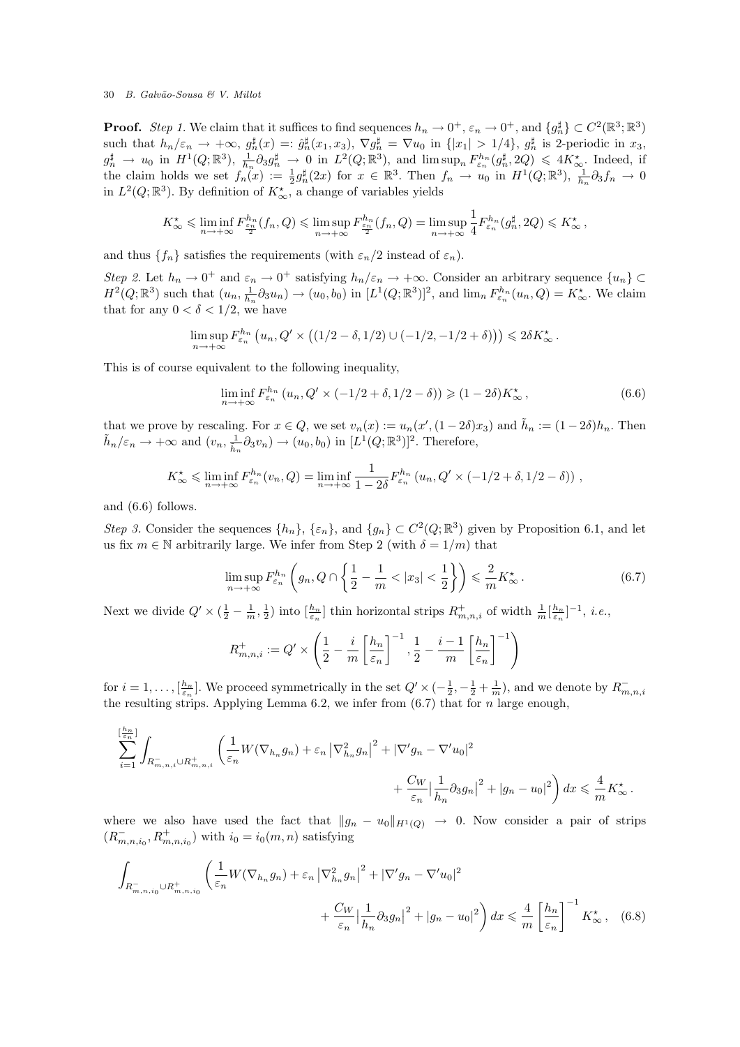**Proof.** *Step 1.* We claim that it suffices to find sequences $h_n \to 0^+$, $\varepsilon_n \to 0^+$, and $\{g_n^\sharp\} \subset C^2(\mathbb{R}^3;\mathbb{R}^3)$ such that $h_n/\varepsilon_n \to +\infty$, $g_n^\sharp(x) =: \hat{g}_n^\sharp(x_1,x_3)$, $\nabla g_n^\sharp = \nabla u_0$ in $\{|x_1| > 1/4\}$, $g_n^\sharp$ is 2-periodic in $x_3$, $g_n^\sharp \to u_0$ in $H^1(Q;\mathbb{R}^3)$, $\frac{1}{h_n}\partial_3 g_n^\sharp \to 0$ in $L^2(Q;\mathbb{R}^3)$, and $\limsup_n F_{\varepsilon_n}^{h_n}(g_n^\sharp, 2Q) \leqslant 4K_\infty^\star$. Indeed, if the claim holds we set $f_n(x) := \frac{1}{2}g_n^\sharp(2x)$ for $x \in \mathbb{R}^3$. Then $f_n \to u_0$ in $H^1(Q;\mathbb{R}^3)$, $\frac{1}{h_n}\partial_3 f_n \to 0$ in $L^2(Q;\mathbb{R}^3)$. By definition of $K_\infty^\star$, a change of variables yields

$$K_\infty^\star \leqslant \liminf_{n\to+\infty} F^{h_n}_{\frac{\varepsilon_n}{2}}(f_n,Q) \leqslant \limsup_{n\to+\infty} F^{h_n}_{\frac{\varepsilon_n}{2}}(f_n,Q) = \limsup_{n\to+\infty} \frac{1}{4}F^{h_n}_{\varepsilon_n}(g_n^\sharp,2Q) \leqslant K_\infty^\star\,,$$

and thus $\{f_n\}$ satisfies the requirements (with $\varepsilon_n/2$ instead of $\varepsilon_n$).

*Step 2.* Let $h_n \to 0^+$ and $\varepsilon_n \to 0^+$ satisfying $h_n/\varepsilon_n \to +\infty$. Consider an arbitrary sequence $\{u_n\} \subset H^2(Q;\mathbb{R}^3)$ such that $(u_n, \frac{1}{h_n}\partial_3 u_n) \to (u_0,b_0)$ in $[L^1(Q;\mathbb{R}^3)]^2$, and $\lim_n F_{\varepsilon_n}^{h_n}(u_n,Q) = K_\infty^\star$. We claim that for any $0<\delta<1/2$, we have

$$\limsup_{n\to+\infty} F^{h_n}_{\varepsilon_n}\big(u_n, Q'\times\big((1/2-\delta,1/2)\cup(-1/2,-1/2+\delta)\big)\big) \leqslant 2\delta K_\infty^\star\,.$$

This is of course equivalent to the following inequality,

$$\liminf_{n\to+\infty} F^{h_n}_{\varepsilon_n}\left(u_n, Q'\times(-1/2+\delta,1/2-\delta)\right) \geqslant (1-2\delta)K_\infty^\star\,, \tag{6.6}$$

that we prove by rescaling. For $x\in Q$, we set $v_n(x) := u_n(x',(1-2\delta)x_3)$ and $\tilde{h}_n := (1-2\delta)h_n$. Then $\tilde{h}_n/\varepsilon_n \to +\infty$ and $(v_n, \frac{1}{\tilde{h}_n}\partial_3 v_n) \to (u_0,b_0)$ in $[L^1(Q;\mathbb{R}^3)]^2$. Therefore,

$$K_\infty^\star \leqslant \liminf_{n\to+\infty} F^{\tilde{h}_n}_{\varepsilon_n}(v_n,Q) = \liminf_{n\to+\infty} \frac{1}{1-2\delta}F^{h_n}_{\varepsilon_n}\left(u_n, Q'\times(-1/2+\delta,1/2-\delta)\right)\,,$$

and (6.6) follows.

*Step 3.* Consider the sequences $\{h_n\}$, $\{\varepsilon_n\}$, and $\{g_n\}\subset C^2(Q;\mathbb{R}^3)$ given by Proposition 6.1, and let us fix $m\in\mathbb{N}$ arbitrarily large. We infer from Step 2 (with $\delta = 1/m$) that

$$\limsup_{n\to+\infty} F^{h_n}_{\varepsilon_n}\left(g_n, Q\cap\left\{\frac{1}{2}-\frac{1}{m}<|x_3|<\frac{1}{2}\right\}\right) \leqslant \frac{2}{m}K_\infty^\star\,. \tag{6.7}$$

Next we divide $Q'\times(\frac{1}{2}-\frac{1}{m},\frac{1}{2})$ into $[\frac{h_n}{\varepsilon_n}]$ thin horizontal strips $R^+_{m,n,i}$ of width $\frac{1}{m}[\frac{h_n}{\varepsilon_n}]^{-1}$, *i.e.*,

$$R^+_{m,n,i} := Q'\times\left(\frac{1}{2}-\frac{i}{m}\left[\frac{h_n}{\varepsilon_n}\right]^{-1}, \frac{1}{2}-\frac{i-1}{m}\left[\frac{h_n}{\varepsilon_n}\right]^{-1}\right)$$

for $i=1,\ldots,[\frac{h_n}{\varepsilon_n}]$. We proceed symmetrically in the set $Q'\times(-\frac{1}{2},-\frac{1}{2}+\frac{1}{m})$, and we denote by $R^-_{m,n,i}$ the resulting strips. Applying Lemma 6.2, we infer from (6.7) that for $n$ large enough,

$$\sum_{i=1}^{[\frac{h_n}{\varepsilon_n}]}\int_{R^-_{m,n,i}\cup R^+_{m,n,i}}\left(\frac{1}{\varepsilon_n}W(\nabla_{h_n}g_n)+\varepsilon_n\left|\nabla^2_{h_n}g_n\right|^2+|\nabla' g_n-\nabla' u_0|^2 + \frac{C_W}{\varepsilon_n}\Big|\frac{1}{h_n}\partial_3 g_n\Big|^2+|g_n-u_0|^2\right)dx \leqslant \frac{4}{m}K_\infty^\star\,.$$

where we also have used the fact that $\|g_n-u_0\|_{H^1(Q)}\to 0$. Now consider a pair of strips $(R^-_{m,n,i_0},R^+_{m,n,i_0})$ with $i_0=i_0(m,n)$ satisfying

$$\int_{R^-_{m,n,i_0}\cup R^+_{m,n,i_0}}\left(\frac{1}{\varepsilon_n}W(\nabla_{h_n}g_n)+\varepsilon_n\left|\nabla^2_{h_n}g_n\right|^2+|\nabla' g_n-\nabla' u_0|^2 + \frac{C_W}{\varepsilon_n}\Big|\frac{1}{h_n}\partial_3 g_n\Big|^2+|g_n-u_0|^2\right)dx \leqslant \frac{4}{m}\left[\frac{h_n}{\varepsilon_n}\right]^{-1}K_\infty^\star\,, \tag{6.8}$$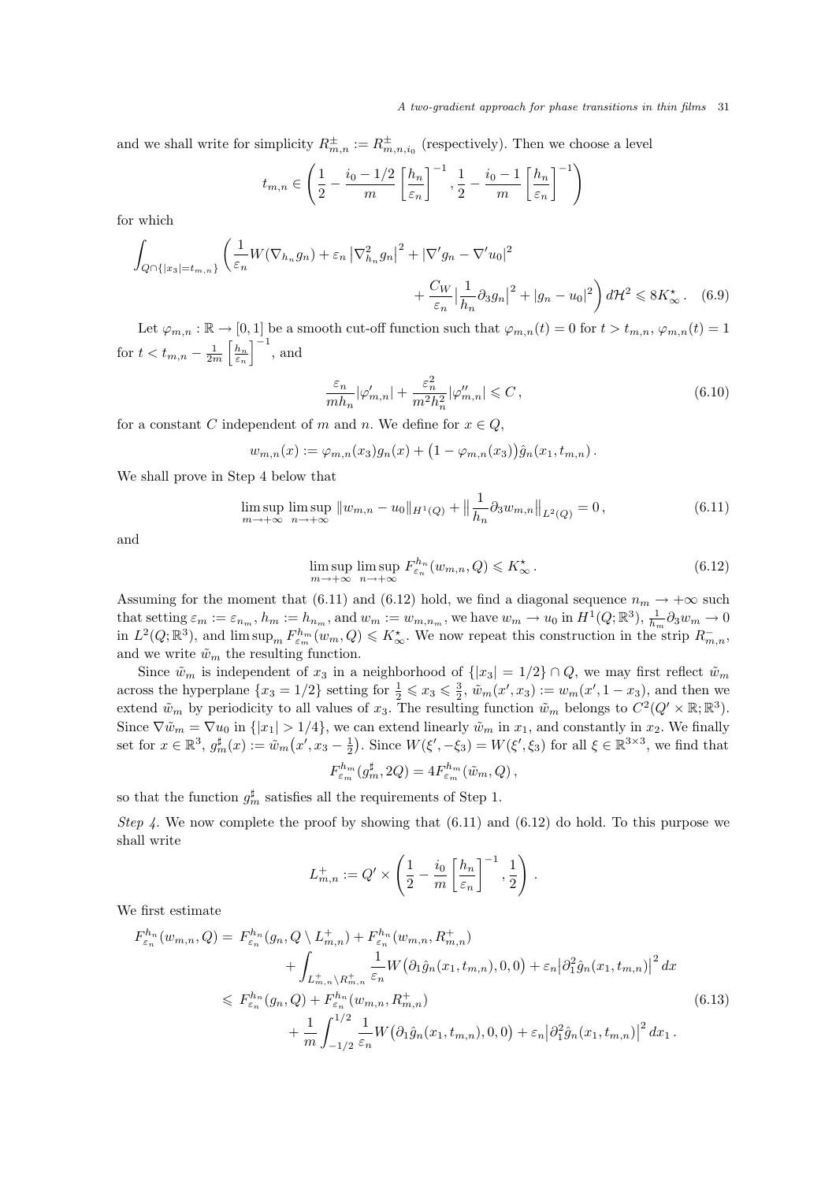and we shall write for simplicity $R^\pm_{m,n} := R^\pm_{m,n,i_0}$ (respectively). Then we choose a level

$$t_{m,n} \in \left( \frac{1}{2} - \frac{i_0 - 1/2}{m} \left[\frac{h_n}{\varepsilon_n}\right]^{-1}, \frac{1}{2} - \frac{i_0 - 1}{m} \left[\frac{h_n}{\varepsilon_n}\right]^{-1} \right)$$

for which

$$\int_{Q\cap\{|x_3|=t_{m,n}\}} \left( \frac{1}{\varepsilon_n} W(\nabla_{h_n} g_n) + \varepsilon_n \left|\nabla^2_{h_n} g_n\right|^2 + |\nabla' g_n - \nabla' u_0|^2 + \frac{C_W}{\varepsilon_n} \left|\frac{1}{h_n}\partial_3 g_n\right|^2 + |g_n - u_0|^2 \right) d\mathcal{H}^2 \leqslant 8K^\star_\infty . \quad (6.9)$$

Let $\varphi_{m,n} : \mathbb{R} \to [0,1]$ be a smooth cut-off function such that $\varphi_{m,n}(t) = 0$ for $t > t_{m,n}$, $\varphi_{m,n}(t) = 1$ for $t < t_{m,n} - \frac{1}{2m}\left[\frac{h_n}{\varepsilon_n}\right]^{-1}$, and

$$\frac{\varepsilon_n}{m h_n}|\varphi'_{m,n}| + \frac{\varepsilon_n^2}{m^2 h_n^2}|\varphi''_{m,n}| \leqslant C , \quad (6.10)$$

for a constant $C$ independent of $m$ and $n$. We define for $x \in Q$,

$$w_{m,n}(x) := \varphi_{m,n}(x_3) g_n(x) + \big(1 - \varphi_{m,n}(x_3)\big)\hat{g}_n(x_1, t_{m,n}) .$$

We shall prove in Step 4 below that

$$\limsup_{m\to+\infty} \limsup_{n\to+\infty} \|w_{m,n} - u_0\|_{H^1(Q)} + \Big\|\frac{1}{h_n}\partial_3 w_{m,n}\Big\|_{L^2(Q)} = 0 , \quad (6.11)$$

and

$$\limsup_{m\to+\infty} \limsup_{n\to+\infty} F^{h_n}_{\varepsilon_n}(w_{m,n}, Q) \leqslant K^\star_\infty . \quad (6.12)$$

Assuming for the moment that (6.11) and (6.12) hold, we find a diagonal sequence $n_m \to +\infty$ such that setting $\varepsilon_m := \varepsilon_{n_m}$, $h_m := h_{n_m}$, and $w_m := w_{m,n_m}$, we have $w_m \to u_0$ in $H^1(Q;\mathbb{R}^3)$, $\frac{1}{h_m}\partial_3 w_m \to 0$ in $L^2(Q;\mathbb{R}^3)$, and $\limsup_m F^{h_m}_{\varepsilon_m}(w_m, Q) \leqslant K^\star_\infty$. We now repeat this construction in the strip $R^-_{m,n}$, and we write $\tilde{w}_m$ the resulting function.

Since $\tilde{w}_m$ is independent of $x_3$ in a neighborhood of $\{|x_3| = 1/2\} \cap Q$, we may first reflect $\tilde{w}_m$ across the hyperplane $\{x_3 = 1/2\}$ setting for $\frac{1}{2} \leqslant x_3 \leqslant \frac{3}{2}$, $\tilde{w}_m(x', x_3) := w_m(x', 1 - x_3)$, and then we extend $\tilde{w}_m$ by periodicity to all values of $x_3$. The resulting function $\tilde{w}_m$ belongs to $C^2(Q' \times \mathbb{R};\mathbb{R}^3)$. Since $\nabla\tilde{w}_m = \nabla u_0$ in $\{|x_1| > 1/4\}$, we can extend linearly $\tilde{w}_m$ in $x_1$, and constantly in $x_2$. We finally set for $x \in \mathbb{R}^3$, $g^\sharp_m(x) := \tilde{w}_m\big(x', x_3 - \frac{1}{2}\big)$. Since $W(\xi', -\xi_3) = W(\xi', \xi_3)$ for all $\xi \in \mathbb{R}^{3\times 3}$, we find that

$$F^{h_m}_{\varepsilon_m}(g^\sharp_m, 2Q) = 4F^{h_m}_{\varepsilon_m}(\tilde{w}_m, Q) ,$$

so that the function $g^\sharp_m$ satisfies all the requirements of Step 1.

*Step 4.* We now complete the proof by showing that (6.11) and (6.12) do hold. To this purpose we shall write

$$L^+_{m,n} := Q' \times \left( \frac{1}{2} - \frac{i_0}{m}\left[\frac{h_n}{\varepsilon_n}\right]^{-1}, \frac{1}{2} \right) .$$

We first estimate

$$\begin{aligned} F^{h_n}_{\varepsilon_n}(w_{m,n}, Q) = \; & F^{h_n}_{\varepsilon_n}(g_n, Q \setminus L^+_{m,n}) + F^{h_n}_{\varepsilon_n}(w_{m,n}, R^+_{m,n}) \\ & + \int_{L^+_{m,n}\setminus R^+_{m,n}} \frac{1}{\varepsilon_n} W\big(\partial_1\hat{g}_n(x_1, t_{m,n}), 0, 0\big) + \varepsilon_n \big|\partial^2_1 \hat{g}_n(x_1, t_{m,n})\big|^2 \, dx \\ \leqslant \; & F^{h_n}_{\varepsilon_n}(g_n, Q) + F^{h_n}_{\varepsilon_n}(w_{m,n}, R^+_{m,n}) \\ & + \frac{1}{m}\int_{-1/2}^{1/2} \frac{1}{\varepsilon_n} W\big(\partial_1\hat{g}_n(x_1, t_{m,n}), 0, 0\big) + \varepsilon_n \big|\partial^2_1 \hat{g}_n(x_1, t_{m,n})\big|^2 \, dx_1 . \end{aligned} \quad (6.13)$$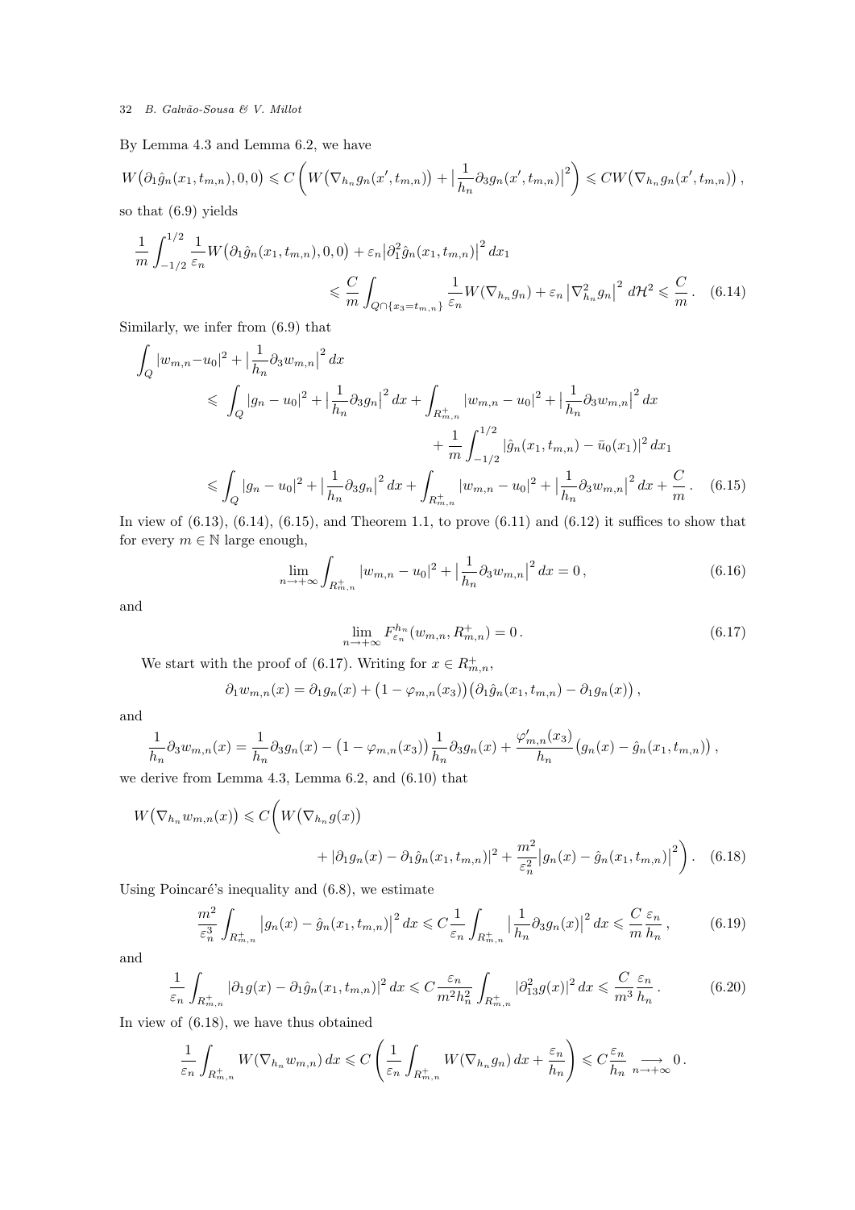By Lemma 4.3 and Lemma 6.2, we have

$$W\big(\partial_1\hat{g}_n(x_1,t_{m,n}),0,0\big) \leqslant C\left(W\big(\nabla_{h_n}g_n(x',t_{m,n})\big) + \big|\frac{1}{h_n}\partial_3 g_n(x',t_{m,n})\big|^2\right) \leqslant CW\big(\nabla_{h_n}g_n(x',t_{m,n})\big)\,,$$

so that (6.9) yields

$$\frac{1}{m}\int_{-1/2}^{1/2}\frac{1}{\varepsilon_n}W\big(\partial_1\hat{g}_n(x_1,t_{m,n}),0,0\big) + \varepsilon_n\big|\partial_1^2\hat{g}_n(x_1,t_{m,n})\big|^2\,dx_1 \leqslant \frac{C}{m}\int_{Q\cap\{x_3=t_{m,n}\}}\frac{1}{\varepsilon_n}W(\nabla_{h_n}g_n) + \varepsilon_n\big|\nabla_{h_n}^2 g_n\big|^2\,d\mathcal{H}^2 \leqslant \frac{C}{m}\,. \tag{6.14}$$

Similarly, we infer from (6.9) that

$$\begin{aligned}
\int_Q |w_{m,n}-u_0|^2 + \big|\frac{1}{h_n}\partial_3 w_{m,n}\big|^2\,dx
&\leqslant \int_Q |g_n-u_0|^2 + \big|\frac{1}{h_n}\partial_3 g_n\big|^2\,dx + \int_{R^+_{m,n}}|w_{m,n}-u_0|^2 + \big|\frac{1}{h_n}\partial_3 w_{m,n}\big|^2\,dx\\
&\qquad + \frac{1}{m}\int_{-1/2}^{1/2}|\hat{g}_n(x_1,t_{m,n}) - \bar{u}_0(x_1)|^2\,dx_1\\
&\leqslant \int_Q |g_n-u_0|^2 + \big|\frac{1}{h_n}\partial_3 g_n\big|^2\,dx + \int_{R^+_{m,n}}|w_{m,n}-u_0|^2 + \big|\frac{1}{h_n}\partial_3 w_{m,n}\big|^2\,dx + \frac{C}{m}\,.
\end{aligned} \tag{6.15}$$

In view of (6.13), (6.14), (6.15), and Theorem 1.1, to prove (6.11) and (6.12) it suffices to show that for every $m\in\mathbb{N}$ large enough,

$$\lim_{n\to+\infty}\int_{R^+_{m,n}}|w_{m,n}-u_0|^2 + \big|\frac{1}{h_n}\partial_3 w_{m,n}\big|^2\,dx = 0\,, \tag{6.16}$$

and

$$\lim_{n\to+\infty}F^{h_n}_{\varepsilon_n}(w_{m,n},R^+_{m,n}) = 0\,. \tag{6.17}$$

We start with the proof of (6.17). Writing for $x\in R^+_{m,n}$,

$$\partial_1 w_{m,n}(x) = \partial_1 g_n(x) + \big(1-\varphi_{m,n}(x_3)\big)\big(\partial_1\hat{g}_n(x_1,t_{m,n}) - \partial_1 g_n(x)\big)\,,$$

and

$$\frac{1}{h_n}\partial_3 w_{m,n}(x) = \frac{1}{h_n}\partial_3 g_n(x) - \big(1-\varphi_{m,n}(x_3)\big)\frac{1}{h_n}\partial_3 g_n(x) + \frac{\varphi'_{m,n}(x_3)}{h_n}\big(g_n(x) - \hat{g}_n(x_1,t_{m,n})\big)\,,$$

we derive from Lemma 4.3, Lemma 6.2, and (6.10) that

$$W\big(\nabla_{h_n}w_{m,n}(x)\big) \leqslant C\bigg(W\big(\nabla_{h_n}g(x)\big) + |\partial_1 g_n(x) - \partial_1\hat{g}_n(x_1,t_{m,n})|^2 + \frac{m^2}{\varepsilon_n^2}\big|g_n(x) - \hat{g}_n(x_1,t_{m,n})\big|^2\bigg)\,. \tag{6.18}$$

Using Poincaré's inequality and (6.8), we estimate

$$\frac{m^2}{\varepsilon_n^3}\int_{R^+_{m,n}}\big|g_n(x) - \hat{g}_n(x_1,t_{m,n})\big|^2\,dx \leqslant C\frac{1}{\varepsilon_n}\int_{R^+_{m,n}}\big|\frac{1}{h_n}\partial_3 g_n(x)\big|^2\,dx \leqslant \frac{C}{m}\frac{\varepsilon_n}{h_n}\,, \tag{6.19}$$

and

$$\frac{1}{\varepsilon_n}\int_{R^+_{m,n}}|\partial_1 g(x) - \partial_1\hat{g}_n(x_1,t_{m,n})|^2\,dx \leqslant C\frac{\varepsilon_n}{m^2h_n^2}\int_{R^+_{m,n}}|\partial^2_{13}g(x)|^2\,dx \leqslant \frac{C}{m^3}\frac{\varepsilon_n}{h_n}\,. \tag{6.20}$$

In view of (6.18), we have thus obtained

$$\frac{1}{\varepsilon_n}\int_{R^+_{m,n}}W(\nabla_{h_n}w_{m,n})\,dx \leqslant C\left(\frac{1}{\varepsilon_n}\int_{R^+_{m,n}}W(\nabla_{h_n}g_n)\,dx + \frac{\varepsilon_n}{h_n}\right) \leqslant C\frac{\varepsilon_n}{h_n}\underset{n\to+\infty}{\longrightarrow}0\,.$$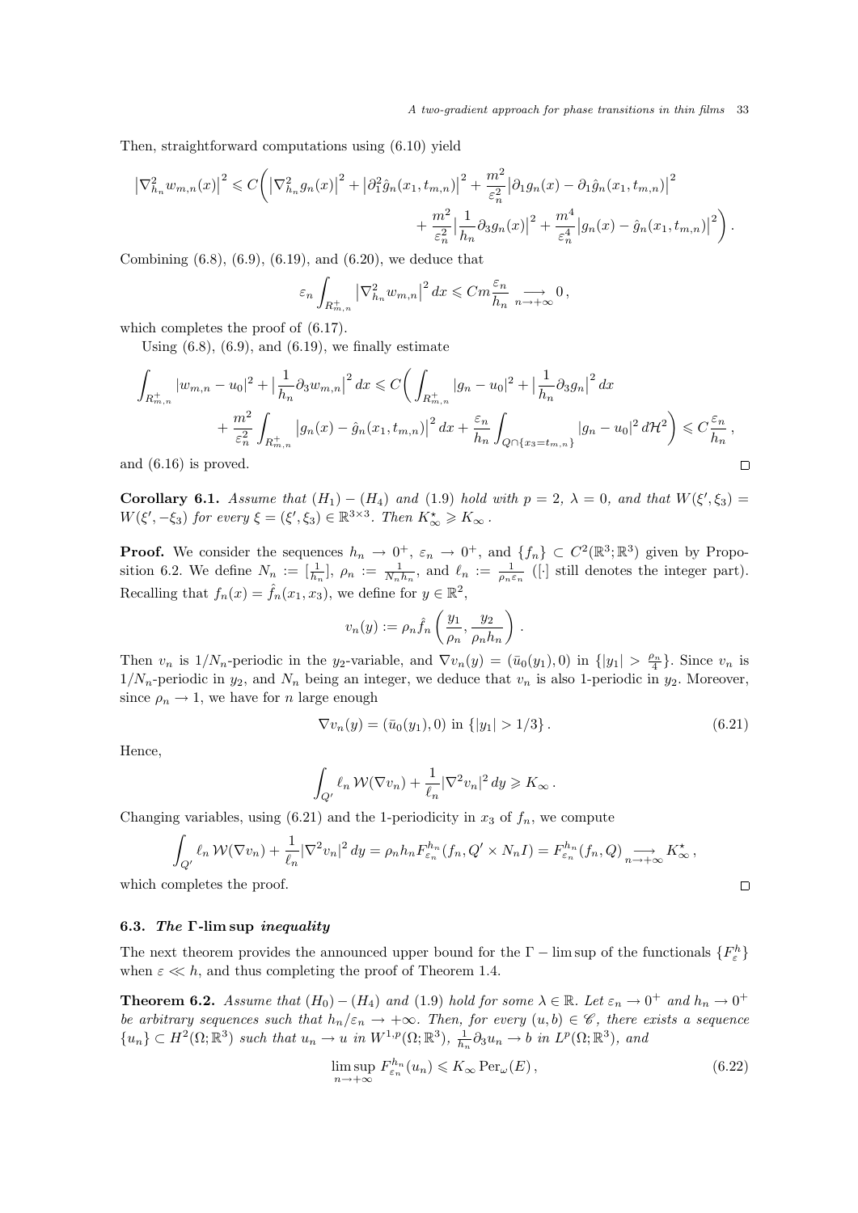Then, straightforward computations using (6.10) yield

$$
\left|\nabla^2_{h_n} w_{m,n}(x)\right|^2 \leqslant C\bigg( \left|\nabla^2_{h_n} g_n(x)\right|^2 + \left|\partial_1^2 \hat{g}_n(x_1,t_{m,n})\right|^2 + \frac{m^2}{\varepsilon_n^2}\left|\partial_1 g_n(x) - \partial_1 \hat{g}_n(x_1,t_{m,n})\right|^2 + \frac{m^2}{\varepsilon_n^2}\left|\frac{1}{h_n}\partial_3 g_n(x)\right|^2 + \frac{m^4}{\varepsilon_n^4}\left|g_n(x) - \hat{g}_n(x_1,t_{m,n})\right|^2 \bigg)\,.
$$

Combining (6.8), (6.9), (6.19), and (6.20), we deduce that

$$
\varepsilon_n \int_{R^+_{m,n}} \left|\nabla^2_{h_n} w_{m,n}\right|^2 dx \leqslant Cm\frac{\varepsilon_n}{h_n} \underset{n\to+\infty}{\longrightarrow} 0\,,
$$

which completes the proof of (6.17).

Using (6.8), (6.9), and (6.19), we finally estimate

$$
\int_{R^+_{m,n}} |w_{m,n} - u_0|^2 + \left|\frac{1}{h_n}\partial_3 w_{m,n}\right|^2 dx \leqslant C\bigg( \int_{R^+_{m,n}} |g_n - u_0|^2 + \left|\frac{1}{h_n}\partial_3 g_n\right|^2 dx + \frac{m^2}{\varepsilon_n^2}\int_{R^+_{m,n}} \left|g_n(x) - \hat{g}_n(x_1,t_{m,n})\right|^2 dx + \frac{\varepsilon_n}{h_n}\int_{Q\cap\{x_3=t_{m,n}\}} |g_n - u_0|^2\, d\mathcal{H}^2 \bigg) \leqslant C\frac{\varepsilon_n}{h_n}\,,
$$

and (6.16) is proved. □

**Corollary 6.1.** *Assume that $(H_1)-(H_4)$ and (1.9) hold with $p=2$, $\lambda=0$, and that $W(\xi',\xi_3) = W(\xi',-\xi_3)$ for every $\xi=(\xi',\xi_3)\in\mathbb{R}^{3\times 3}$. Then $K^\star_\infty \geqslant K_\infty$.*

**Proof.** We consider the sequences $h_n\to 0^+$, $\varepsilon_n\to 0^+$, and $\{f_n\}\subset C^2(\mathbb{R}^3;\mathbb{R}^3)$ given by Proposition 6.2. We define $N_n := [\frac{1}{h_n}]$, $\rho_n := \frac{1}{N_n h_n}$, and $\ell_n := \frac{1}{\rho_n\varepsilon_n}$ ($[\cdot]$ still denotes the integer part). Recalling that $f_n(x) = \hat{f}_n(x_1,x_3)$, we define for $y\in\mathbb{R}^2$,

$$
v_n(y) := \rho_n \hat{f}_n\left(\frac{y_1}{\rho_n}, \frac{y_2}{\rho_n h_n}\right)\,.
$$

Then $v_n$ is $1/N_n$-periodic in the $y_2$-variable, and $\nabla v_n(y) = (\bar{u}_0(y_1),0)$ in $\{|y_1|>\frac{\rho_n}{4}\}$. Since $v_n$ is $1/N_n$-periodic in $y_2$, and $N_n$ being an integer, we deduce that $v_n$ is also 1-periodic in $y_2$. Moreover, since $\rho_n\to 1$, we have for $n$ large enough

$$
\nabla v_n(y) = (\bar{u}_0(y_1),0) \text{ in } \{|y_1|>1/3\}\,. \tag{6.21}
$$

Hence,

$$
\int_{Q'} \ell_n\,\mathcal{W}(\nabla v_n) + \frac{1}{\ell_n}|\nabla^2 v_n|^2\,dy \geqslant K_\infty\,.
$$

Changing variables, using (6.21) and the 1-periodicity in $x_3$ of $f_n$, we compute

$$
\int_{Q'} \ell_n\,\mathcal{W}(\nabla v_n) + \frac{1}{\ell_n}|\nabla^2 v_n|^2\,dy = \rho_n h_n F^{h_n}_{\varepsilon_n}(f_n, Q'\times N_n I) = F^{h_n}_{\varepsilon_n}(f_n,Q) \underset{n\to+\infty}{\longrightarrow} K^\star_\infty\,,
$$

which completes the proof. □

### 6.3. *The* **Γ-lim sup** *inequality*

The next theorem provides the announced upper bound for the $\Gamma-\limsup$ of the functionals $\{F^h_\varepsilon\}$ when $\varepsilon\ll h$, and thus completing the proof of Theorem 1.4.

**Theorem 6.2.** *Assume that $(H_0)-(H_4)$ and (1.9) hold for some $\lambda\in\mathbb{R}$. Let $\varepsilon_n\to 0^+$ and $h_n\to 0^+$ be arbitrary sequences such that $h_n/\varepsilon_n\to+\infty$. Then, for every $(u,b)\in\mathscr{C}$, there exists a sequence $\{u_n\}\subset H^2(\Omega;\mathbb{R}^3)$ such that $u_n\to u$ in $W^{1,p}(\Omega;\mathbb{R}^3)$, $\frac{1}{h_n}\partial_3 u_n\to b$ in $L^p(\Omega;\mathbb{R}^3)$, and*

$$
\limsup_{n\to+\infty} F^{h_n}_{\varepsilon_n}(u_n) \leqslant K_\infty\,\mathrm{Per}_\omega(E)\,, \tag{6.22}
$$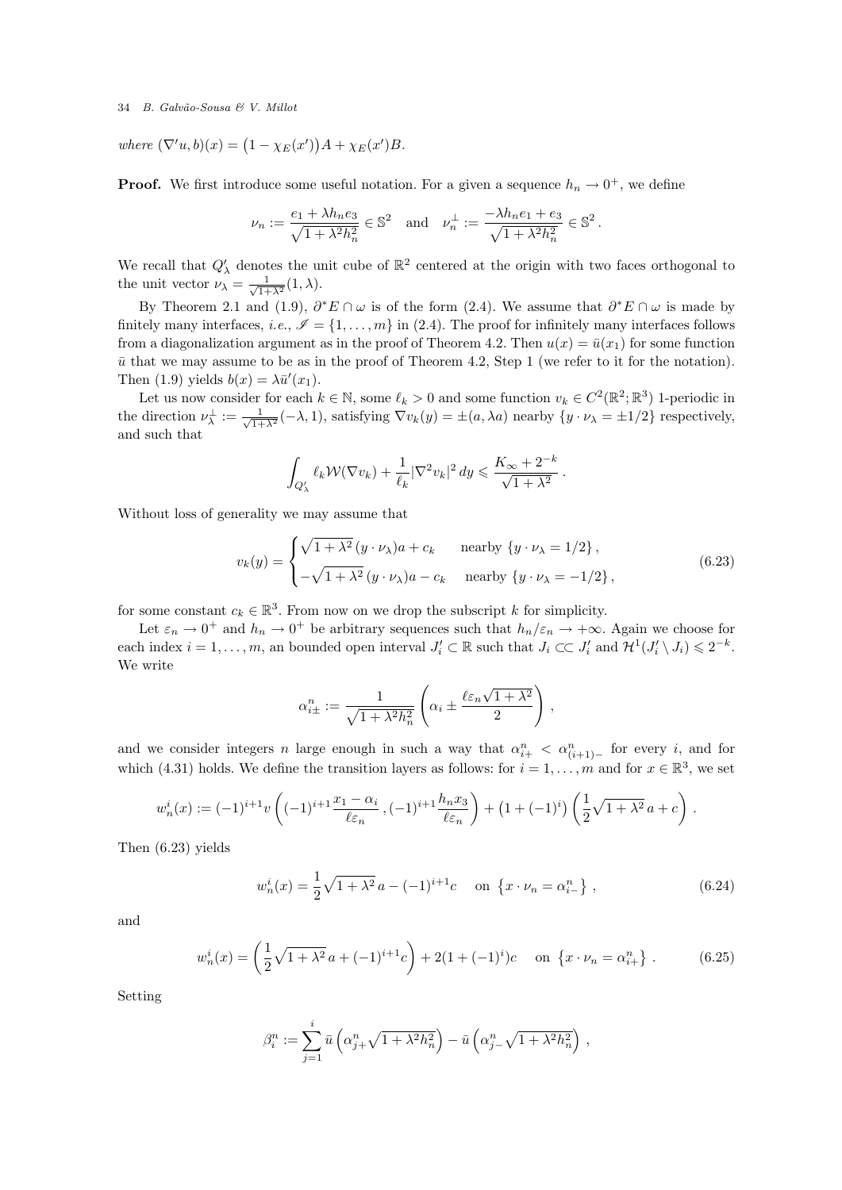*where* $(\nabla' u, b)(x) = \big(1-\chi_E(x')\big)A + \chi_E(x')B$.

**Proof.** We first introduce some useful notation. For a given a sequence $h_n \to 0^+$, we define

$$\nu_n := \frac{e_1 + \lambda h_n e_3}{\sqrt{1+\lambda^2 h_n^2}} \in \mathbb{S}^2 \quad \text{and} \quad \nu_n^\perp := \frac{-\lambda h_n e_1 + e_3}{\sqrt{1+\lambda^2 h_n^2}} \in \mathbb{S}^2 .$$

We recall that $Q'_\lambda$ denotes the unit cube of $\mathbb{R}^2$ centered at the origin with two faces orthogonal to the unit vector $\nu_\lambda = \frac{1}{\sqrt{1+\lambda^2}}(1,\lambda)$.

By Theorem 2.1 and (1.9), $\partial^* E \cap \omega$ is of the form (2.4). We assume that $\partial^* E \cap \omega$ is made by finitely many interfaces, *i.e.*, $\mathscr{I} = \{1,\dots,m\}$ in (2.4). The proof for infinitely many interfaces follows from a diagonalization argument as in the proof of Theorem 4.2. Then $u(x) = \bar{u}(x_1)$ for some function $\bar u$ that we may assume to be as in the proof of Theorem 4.2, Step 1 (we refer to it for the notation). Then (1.9) yields $b(x) = \lambda \bar{u}'(x_1)$.

Let us now consider for each $k \in \mathbb{N}$, some $\ell_k > 0$ and some function $v_k \in C^2(\mathbb{R}^2;\mathbb{R}^3)$ 1-periodic in the direction $\nu_\lambda^\perp := \frac{1}{\sqrt{1+\lambda^2}}(-\lambda,1)$, satisfying $\nabla v_k(y) = \pm(a,\lambda a)$ nearby $\{y\cdot\nu_\lambda = \pm 1/2\}$ respectively, and such that

$$\int_{Q'_\lambda} \ell_k \mathcal{W}(\nabla v_k) + \frac{1}{\ell_k}|\nabla^2 v_k|^2\,dy \leqslant \frac{K_\infty + 2^{-k}}{\sqrt{1+\lambda^2}} .$$

Without loss of generality we may assume that

$$v_k(y) = \begin{cases} \sqrt{1+\lambda^2}\,(y\cdot\nu_\lambda)a + c_k & \text{nearby } \{y\cdot\nu_\lambda = 1/2\}\,,\\ -\sqrt{1+\lambda^2}\,(y\cdot\nu_\lambda)a - c_k & \text{nearby } \{y\cdot\nu_\lambda = -1/2\}\,, \end{cases} \tag{6.23}$$

for some constant $c_k \in \mathbb{R}^3$. From now on we drop the subscript $k$ for simplicity.

Let $\varepsilon_n \to 0^+$ and $h_n \to 0^+$ be arbitrary sequences such that $h_n/\varepsilon_n \to +\infty$. Again we choose for each index $i = 1,\dots,m$, an bounded open interval $J'_i \subset \mathbb{R}$ such that $J_i \subset\subset J'_i$ and $\mathcal{H}^1(J'_i \setminus J_i) \leqslant 2^{-k}$. We write

$$\alpha^n_{i\pm} := \frac{1}{\sqrt{1+\lambda^2 h_n^2}}\left(\alpha_i \pm \frac{\ell\varepsilon_n\sqrt{1+\lambda^2}}{2}\right),$$

and we consider integers $n$ large enough in such a way that $\alpha^n_{i+} < \alpha^n_{(i+1)-}$ for every $i$, and for which (4.31) holds. We define the transition layers as follows: for $i = 1,\dots,m$ and for $x \in \mathbb{R}^3$, we set

$$w^i_n(x) := (-1)^{i+1} v\left((-1)^{i+1}\frac{x_1-\alpha_i}{\ell\varepsilon_n}\,,(-1)^{i+1}\frac{h_n x_3}{\ell\varepsilon_n}\right) + \big(1+(-1)^i\big)\left(\frac{1}{2}\sqrt{1+\lambda^2}\,a + c\right).$$

Then (6.23) yields

$$w^i_n(x) = \frac{1}{2}\sqrt{1+\lambda^2}\,a - (-1)^{i+1}c \quad \text{on } \left\{x\cdot\nu_n = \alpha^n_{i-}\right\}, \tag{6.24}$$

and

$$w^i_n(x) = \left(\frac{1}{2}\sqrt{1+\lambda^2}\,a + (-1)^{i+1}c\right) + 2(1+(-1)^i)c \quad \text{on } \left\{x\cdot\nu_n = \alpha^n_{i+}\right\}. \tag{6.25}$$

Setting

$$\beta^n_i := \sum_{j=1}^{i} \bar u\left(\alpha^n_{j+}\sqrt{1+\lambda^2 h_n^2}\right) - \bar u\left(\alpha^n_{j-}\sqrt{1+\lambda^2 h_n^2}\right),$$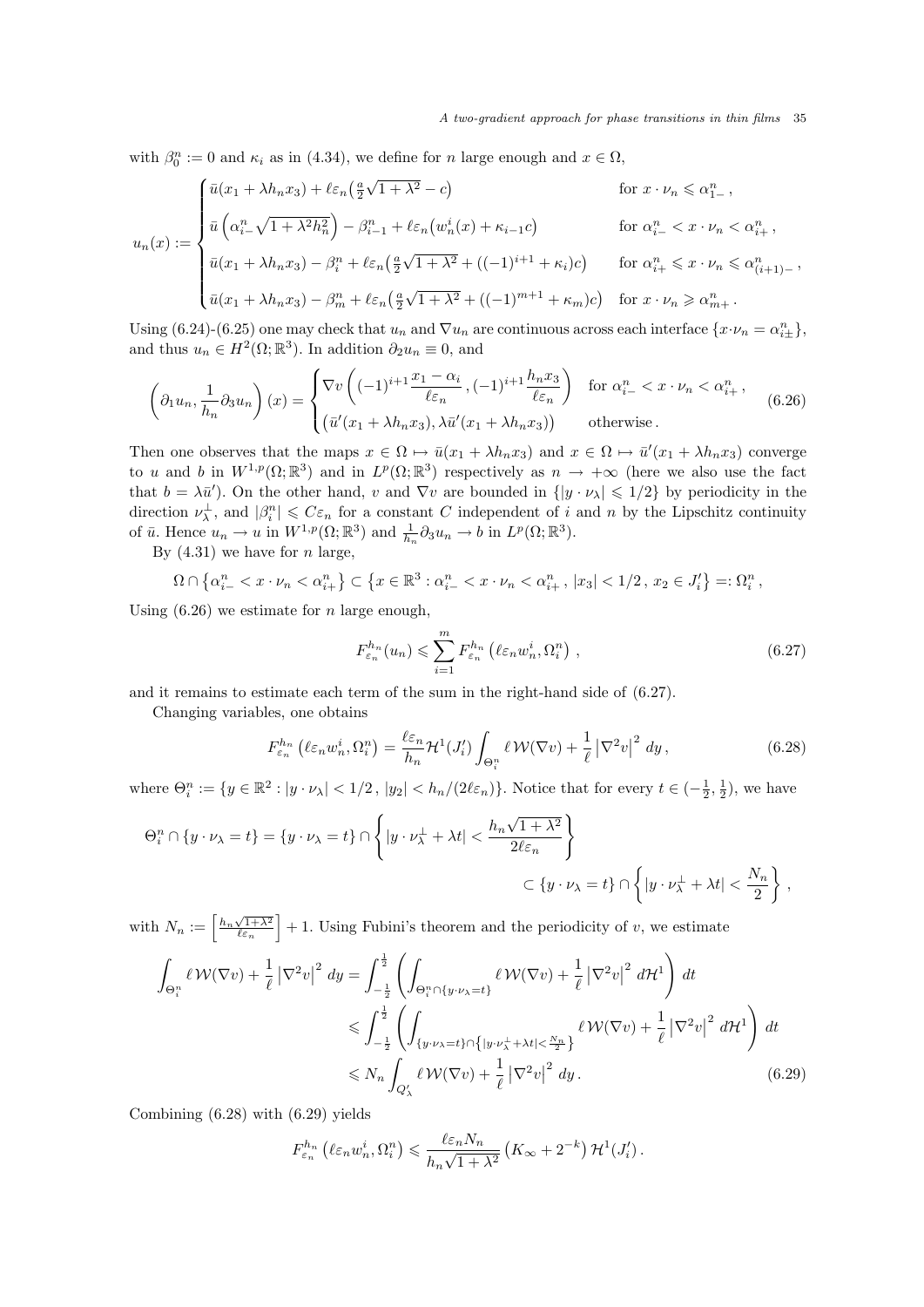with $\beta_0^n := 0$ and $\kappa_i$ as in (4.34), we define for $n$ large enough and $x \in \Omega$,

$$
u_n(x) := \begin{cases} \bar u(x_1 + \lambda h_n x_3) + \ell\varepsilon_n\big(\frac{a}{2}\sqrt{1+\lambda^2} - c\big) & \text{for } x\cdot\nu_n \leqslant \alpha^n_{1-}\,,\\[2mm] \bar u\left(\alpha^n_{i-}\sqrt{1+\lambda^2 h_n^2}\right) - \beta^n_{i-1} + \ell\varepsilon_n\big(w^i_n(x) + \kappa_{i-1}c\big) & \text{for } \alpha^n_{i-} < x\cdot\nu_n < \alpha^n_{i+}\,,\\[2mm] \bar u(x_1 + \lambda h_n x_3) - \beta^n_i + \ell\varepsilon_n\big(\frac{a}{2}\sqrt{1+\lambda^2} + ((-1)^{i+1} + \kappa_i)c\big) & \text{for } \alpha^n_{i+} \leqslant x\cdot\nu_n \leqslant \alpha^n_{(i+1)-}\,,\\[2mm] \bar u(x_1 + \lambda h_n x_3) - \beta^n_m + \ell\varepsilon_n\big(\frac{a}{2}\sqrt{1+\lambda^2} + ((-1)^{m+1} + \kappa_m)c\big) & \text{for } x\cdot\nu_n \geqslant \alpha^n_{m+}\,. \end{cases}
$$

Using (6.24)-(6.25) one may check that $u_n$ and $\nabla u_n$ are continuous across each interface $\{x\cdot\nu_n = \alpha^n_{i\pm}\}$, and thus $u_n \in H^2(\Omega;\mathbb{R}^3)$. In addition $\partial_2 u_n \equiv 0$, and

$$
\left(\partial_1 u_n, \frac{1}{h_n}\partial_3 u_n\right)(x) = \begin{cases} \nabla v\left((-1)^{i+1}\dfrac{x_1 - \alpha_i}{\ell\varepsilon_n}\,, (-1)^{i+1}\dfrac{h_n x_3}{\ell\varepsilon_n}\right) & \text{for } \alpha^n_{i-} < x\cdot\nu_n < \alpha^n_{i+}\,,\\[2mm] \big(\bar u'(x_1 + \lambda h_n x_3), \lambda\bar u'(x_1+\lambda h_n x_3)\big) & \text{otherwise}\,. \end{cases} \tag{6.26}
$$

Then one observes that the maps $x \in \Omega \mapsto \bar u(x_1 + \lambda h_n x_3)$ and $x \in \Omega \mapsto \bar u'(x_1 + \lambda h_n x_3)$ converge to $u$ and $b$ in $W^{1,p}(\Omega;\mathbb{R}^3)$ and in $L^p(\Omega;\mathbb{R}^3)$ respectively as $n \to +\infty$ (here we also use the fact that $b = \lambda \bar u'$). On the other hand, $v$ and $\nabla v$ are bounded in $\{|y\cdot\nu_\lambda| \leqslant 1/2\}$ by periodicity in the direction $\nu_\lambda^\perp$, and $|\beta^n_i| \leqslant C\varepsilon_n$ for a constant $C$ independent of $i$ and $n$ by the Lipschitz continuity of $\bar u$. Hence $u_n \to u$ in $W^{1,p}(\Omega;\mathbb{R}^3)$ and $\frac{1}{h_n}\partial_3 u_n \to b$ in $L^p(\Omega;\mathbb{R}^3)$.

By (4.31) we have for $n$ large,

$$
\Omega \cap \big\{\alpha^n_{i-} < x\cdot\nu_n < \alpha^n_{i+}\big\} \subset \big\{x \in \mathbb{R}^3 : \alpha^n_{i-} < x\cdot\nu_n < \alpha^n_{i+}\,,\ |x_3| < 1/2\,,\ x_2 \in J'_i\big\} =: \Omega^n_i\,,
$$

Using (6.26) we estimate for $n$ large enough,

$$
F^{h_n}_{\varepsilon_n}(u_n) \leqslant \sum_{i=1}^m F^{h_n}_{\varepsilon_n}\left(\ell\varepsilon_n w^i_n, \Omega^n_i\right)\,, \tag{6.27}
$$

and it remains to estimate each term of the sum in the right-hand side of (6.27).

Changing variables, one obtains

$$
F^{h_n}_{\varepsilon_n}\left(\ell\varepsilon_n w^i_n, \Omega^n_i\right) = \frac{\ell\varepsilon_n}{h_n}\mathcal{H}^1(J'_i)\int_{\Theta^n_i} \ell\,\mathcal{W}(\nabla v) + \frac{1}{\ell}\left|\nabla^2 v\right|^2\,dy\,, \tag{6.28}
$$

where $\Theta^n_i := \{y \in \mathbb{R}^2 : |y\cdot\nu_\lambda| < 1/2\,,\ |y_2| < h_n/(2\ell\varepsilon_n)\}$. Notice that for every $t \in (-\frac12, \frac12)$, we have

$$
\Theta^n_i \cap \{y\cdot\nu_\lambda = t\} = \{y\cdot\nu_\lambda = t\} \cap \left\{|y\cdot\nu_\lambda^\perp + \lambda t| < \frac{h_n\sqrt{1+\lambda^2}}{2\ell\varepsilon_n}\right\} \\
\subset \{y\cdot\nu_\lambda = t\} \cap \left\{|y\cdot\nu_\lambda^\perp + \lambda t| < \frac{N_n}{2}\right\}\,,
$$

with $N_n := \left[\frac{h_n\sqrt{1+\lambda^2}}{\ell\varepsilon_n}\right] + 1$. Using Fubini's theorem and the periodicity of $v$, we estimate

$$
\begin{aligned}
\int_{\Theta^n_i} \ell\,\mathcal{W}(\nabla v) + \frac{1}{\ell}\left|\nabla^2 v\right|^2\,dy &= \int_{-\frac12}^{\frac12}\left(\int_{\Theta^n_i\cap\{y\cdot\nu_\lambda = t\}} \ell\,\mathcal{W}(\nabla v) + \frac{1}{\ell}\left|\nabla^2 v\right|^2\,d\mathcal{H}^1\right)dt\\
&\leqslant \int_{-\frac12}^{\frac12}\left(\int_{\{y\cdot\nu_\lambda = t\}\cap\left\{|y\cdot\nu_\lambda^\perp + \lambda t| < \frac{N_n}{2}\right\}} \ell\,\mathcal{W}(\nabla v) + \frac{1}{\ell}\left|\nabla^2 v\right|^2\,d\mathcal{H}^1\right)dt\\
&\leqslant N_n\int_{Q'_\lambda} \ell\,\mathcal{W}(\nabla v) + \frac{1}{\ell}\left|\nabla^2 v\right|^2\,dy\,.
\end{aligned} \tag{6.29}
$$

Combining (6.28) with (6.29) yields

$$
F^{h_n}_{\varepsilon_n}\left(\ell\varepsilon_n w^i_n, \Omega^n_i\right) \leqslant \frac{\ell\varepsilon_n N_n}{h_n\sqrt{1+\lambda^2}}\left(K_\infty + 2^{-k}\right)\mathcal{H}^1(J'_i)\,.
$$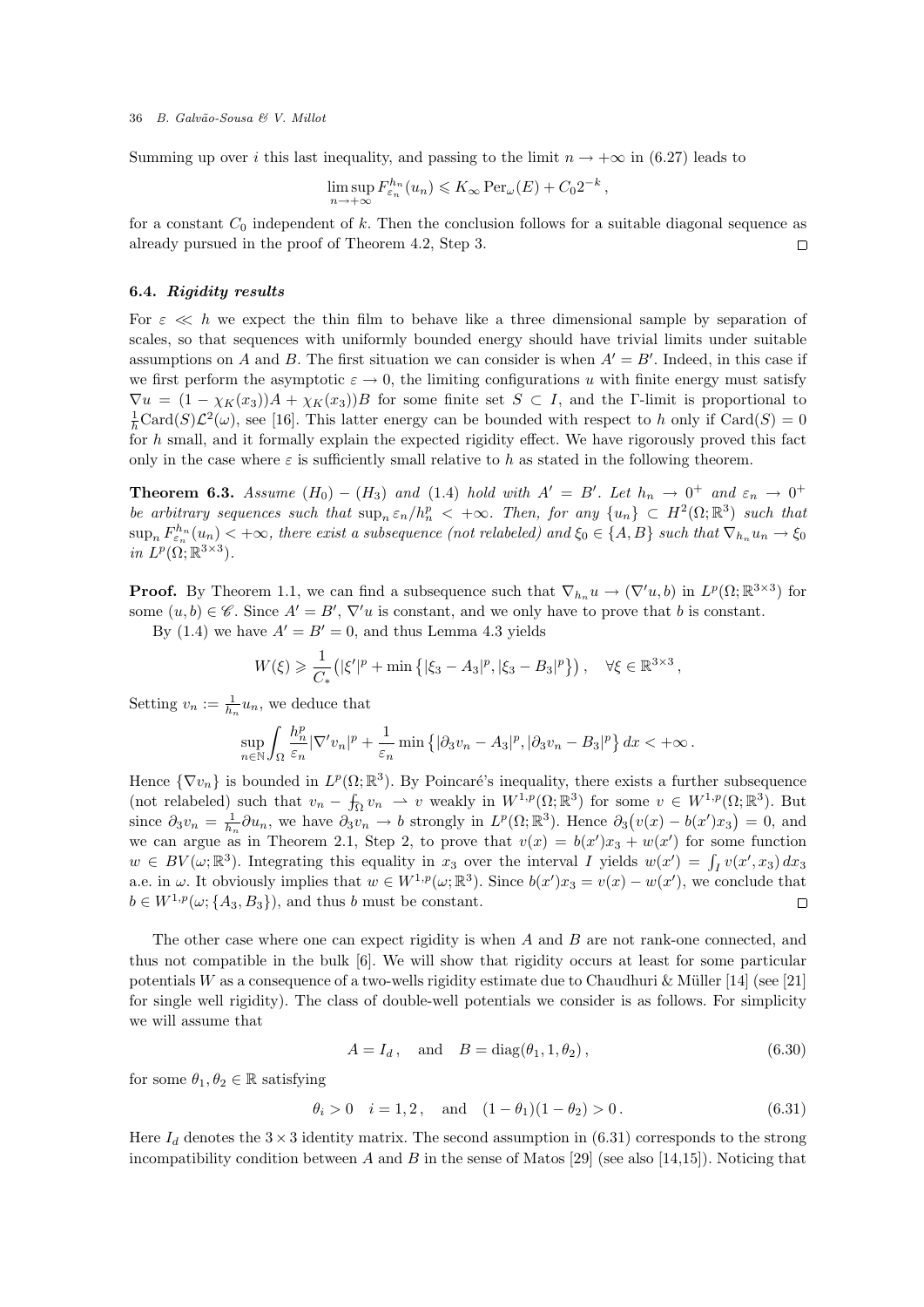Summing up over $i$ this last inequality, and passing to the limit $n \to +\infty$ in (6.27) leads to

$$\limsup_{n\to+\infty} F^{h_n}_{\varepsilon_n}(u_n) \leqslant K_\infty \operatorname{Per}_\omega(E) + C_0 2^{-k}\,,$$

for a constant $C_0$ independent of $k$. Then the conclusion follows for a suitable diagonal sequence as already pursued in the proof of Theorem 4.2, Step 3. $\square$

### 6.4. *Rigidity results*

For $\varepsilon \ll h$ we expect the thin film to behave like a three dimensional sample by separation of scales, so that sequences with uniformly bounded energy should have trivial limits under suitable assumptions on $A$ and $B$. The first situation we can consider is when $A' = B'$. Indeed, in this case if we first perform the asymptotic $\varepsilon \to 0$, the limiting configurations $u$ with finite energy must satisfy $\nabla u = (1 - \chi_K(x_3))A + \chi_K(x_3))B$ for some finite set $S \subset I$, and the Γ-limit is proportional to $\frac{1}{h}\mathrm{Card}(S)\mathcal{L}^2(\omega)$, see [16]. This latter energy can be bounded with respect to $h$ only if $\mathrm{Card}(S) = 0$ for $h$ small, and it formally explain the expected rigidity effect. We have rigorously proved this fact only in the case where $\varepsilon$ is sufficiently small relative to $h$ as stated in the following theorem.

**Theorem 6.3.** *Assume $(H_0) - (H_3)$ and (1.4) hold with $A' = B'$. Let $h_n \to 0^+$ and $\varepsilon_n \to 0^+$ be arbitrary sequences such that $\sup_n \varepsilon_n / h_n^p < +\infty$. Then, for any $\{u_n\} \subset H^2(\Omega;\mathbb{R}^3)$ such that $\sup_n F^{h_n}_{\varepsilon_n}(u_n) < +\infty$, there exist a subsequence (not relabeled) and $\xi_0 \in \{A, B\}$ such that $\nabla_{h_n} u_n \to \xi_0$ in $L^p(\Omega;\mathbb{R}^{3\times 3})$.*

**Proof.** By Theorem 1.1, we can find a subsequence such that $\nabla_{h_n} u \to (\nabla' u, b)$ in $L^p(\Omega;\mathbb{R}^{3\times3})$ for some $(u,b) \in \mathscr{C}$. Since $A' = B'$, $\nabla' u$ is constant, and we only have to prove that $b$ is constant.

By (1.4) we have $A' = B' = 0$, and thus Lemma 4.3 yields

$$W(\xi) \geqslant \frac{1}{C_*}\big(|\xi'|^p + \min\left\{|\xi_3 - A_3|^p, |\xi_3 - B_3|^p\right\}\big)\,, \quad \forall \xi \in \mathbb{R}^{3\times3}\,,$$

Setting $v_n := \frac{1}{h_n} u_n$, we deduce that

$$\sup_{n\in\mathbb{N}} \int_\Omega \frac{h_n^p}{\varepsilon_n}|\nabla' v_n|^p + \frac{1}{\varepsilon_n}\min\left\{|\partial_3 v_n - A_3|^p, |\partial_3 v_n - B_3|^p\right\} dx < +\infty\,.$$

Hence $\{\nabla v_n\}$ is bounded in $L^p(\Omega;\mathbb{R}^3)$. By Poincaré's inequality, there exists a further subsequence (not relabeled) such that $v_n - \fint_\Omega v_n \rightharpoonup v$ weakly in $W^{1,p}(\Omega;\mathbb{R}^3)$ for some $v \in W^{1,p}(\Omega;\mathbb{R}^3)$. But since $\partial_3 v_n = \frac{1}{h_n}\partial u_n$, we have $\partial_3 v_n \to b$ strongly in $L^p(\Omega;\mathbb{R}^3)$. Hence $\partial_3\big(v(x) - b(x')x_3\big) = 0$, and we can argue as in Theorem 2.1, Step 2, to prove that $v(x) = b(x')x_3 + w(x')$ for some function $w \in BV(\omega;\mathbb{R}^3)$. Integrating this equality in $x_3$ over the interval $I$ yields $w(x') = \int_I v(x', x_3)\, dx_3$ a.e. in $\omega$. It obviously implies that $w \in W^{1,p}(\omega;\mathbb{R}^3)$. Since $b(x')x_3 = v(x) - w(x')$, we conclude that $b \in W^{1,p}(\omega;\{A_3, B_3\})$, and thus $b$ must be constant. $\square$

The other case where one can expect rigidity is when $A$ and $B$ are not rank-one connected, and thus not compatible in the bulk [6]. We will show that rigidity occurs at least for some particular potentials $W$ as a consequence of a two-wells rigidity estimate due to Chaudhuri & Müller [14] (see [21] for single well rigidity). The class of double-well potentials we consider is as follows. For simplicity we will assume that

$$A = I_d\,, \quad \text{and} \quad B = \mathrm{diag}(\theta_1, 1, \theta_2)\,, \tag{6.30}$$

for some $\theta_1, \theta_2 \in \mathbb{R}$ satisfying

$$\theta_i > 0 \quad i = 1, 2\,, \quad \text{and} \quad (1 - \theta_1)(1 - \theta_2) > 0\,. \tag{6.31}$$

Here $I_d$ denotes the $3 \times 3$ identity matrix. The second assumption in (6.31) corresponds to the strong incompatibility condition between $A$ and $B$ in the sense of Matos [29] (see also [14,15]). Noticing that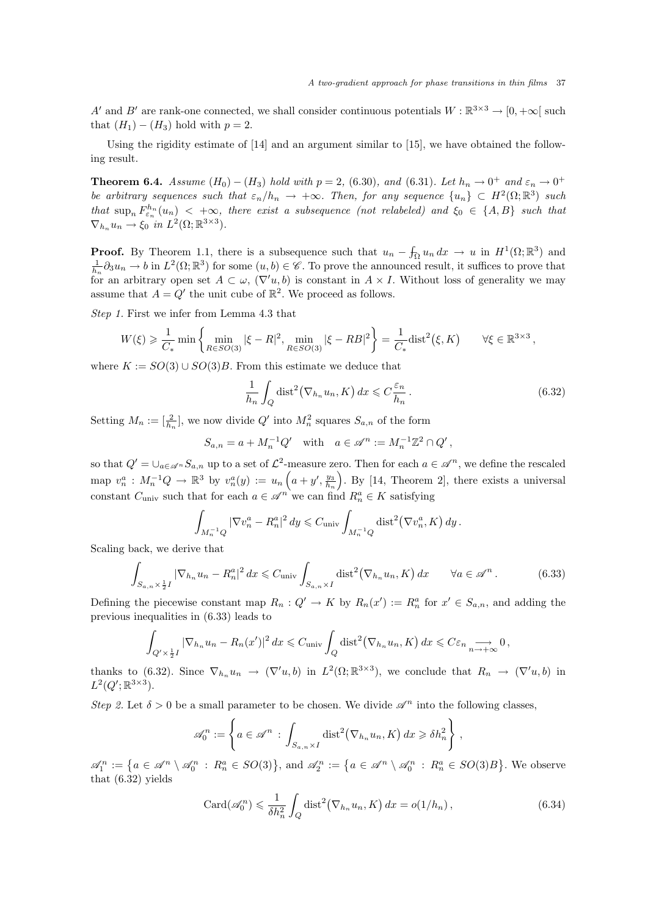$A'$ and $B'$ are rank-one connected, we shall consider continuous potentials $W : \mathbb{R}^{3\times 3} \to [0, +\infty[$ such that $(H_1) - (H_3)$ hold with $p = 2$.

Using the rigidity estimate of [14] and an argument similar to [15], we have obtained the following result.

**Theorem 6.4.** *Assume $(H_0) - (H_3)$ hold with $p = 2$, (6.30), and (6.31). Let $h_n \to 0^+$ and $\varepsilon_n \to 0^+$ be arbitrary sequences such that $\varepsilon_n/h_n \to +\infty$. Then, for any sequence $\{u_n\} \subset H^2(\Omega;\mathbb{R}^3)$ such that $\sup_n F^{h_n}_{\varepsilon_n}(u_n) < +\infty$, there exist a subsequence (not relabeled) and $\xi_0 \in \{A, B\}$ such that $\nabla_{h_n} u_n \to \xi_0$ in $L^2(\Omega;\mathbb{R}^{3\times 3})$.*

**Proof.** By Theorem 1.1, there is a subsequence such that $u_n - \fint_\Omega u_n\,dx \to u$ in $H^1(\Omega;\mathbb{R}^3)$ and $\frac{1}{h_n}\partial_3 u_n \to b$ in $L^2(\Omega;\mathbb{R}^3)$ for some $(u, b) \in \mathscr{C}$. To prove the announced result, it suffices to prove that for an arbitrary open set $A \subset \omega$, $(\nabla' u, b)$ is constant in $A \times I$. Without loss of generality we may assume that $A = Q'$ the unit cube of $\mathbb{R}^2$. We proceed as follows.

*Step 1.* First we infer from Lemma 4.3 that

$$W(\xi) \geqslant \frac{1}{C_*}\min\left\{\min_{R\in SO(3)}|\xi - R|^2, \min_{R\in SO(3)}|\xi - RB|^2\right\} = \frac{1}{C_*}\mathrm{dist}^2\big(\xi, K\big) \qquad \forall \xi \in \mathbb{R}^{3\times 3},$$

where $K := SO(3) \cup SO(3)B$. From this estimate we deduce that

$$\frac{1}{h_n}\int_Q \mathrm{dist}^2\big(\nabla_{h_n} u_n, K\big)\,dx \leqslant C\frac{\varepsilon_n}{h_n}. \tag{6.32}$$

Setting $M_n := [\frac{2}{h_n}]$, we now divide $Q'$ into $M_n^2$ squares $S_{a,n}$ of the form

$$S_{a,n} = a + M_n^{-1}Q' \quad \text{with} \quad a \in \mathscr{A}^n := M_n^{-1}\mathbb{Z}^2 \cap Q',$$

so that $Q' = \cup_{a\in\mathscr{A}^n} S_{a,n}$ up to a set of $\mathcal{L}^2$-measure zero. Then for each $a \in \mathscr{A}^n$, we define the rescaled map $v_n^a : M_n^{-1}Q \to \mathbb{R}^3$ by $v_n^a(y) := u_n\Big(a + y', \frac{y_3}{h_n}\Big)$. By [14, Theorem 2], there exists a universal constant $C_{\rm univ}$ such that for each $a \in \mathscr{A}^n$ we can find $R_n^a \in K$ satisfying

$$\int_{M_n^{-1}Q}|\nabla v_n^a - R_n^a|^2\,dy \leqslant C_{\rm univ}\int_{M_n^{-1}Q}\mathrm{dist}^2\big(\nabla v_n^a, K\big)\,dy.$$

Scaling back, we derive that

$$\int_{S_{a,n}\times\frac{1}{2}I}|\nabla_{h_n}u_n - R_n^a|^2\,dx \leqslant C_{\rm univ}\int_{S_{a,n}\times I}\mathrm{dist}^2\big(\nabla_{h_n}u_n, K\big)\,dx \qquad \forall a \in \mathscr{A}^n. \tag{6.33}$$

Defining the piecewise constant map $R_n : Q' \to K$ by $R_n(x') := R_n^a$ for $x' \in S_{a,n}$, and adding the previous inequalities in (6.33) leads to

$$\int_{Q'\times\frac{1}{2}I}|\nabla_{h_n}u_n - R_n(x')|^2\,dx \leqslant C_{\rm univ}\int_Q \mathrm{dist}^2\big(\nabla_{h_n}u_n, K\big)\,dx \leqslant C\varepsilon_n \underset{n\to+\infty}{\longrightarrow} 0,$$

thanks to (6.32). Since $\nabla_{h_n}u_n \to (\nabla' u, b)$ in $L^2(\Omega;\mathbb{R}^{3\times 3})$, we conclude that $R_n \to (\nabla' u, b)$ in $L^2(Q';\mathbb{R}^{3\times 3})$.

*Step 2.* Let $\delta > 0$ be a small parameter to be chosen. We divide $\mathscr{A}^n$ into the following classes,

$$\mathscr{A}_0^n := \left\{a \in \mathscr{A}^n \,:\, \int_{S_{a,n}\times I}\mathrm{dist}^2\big(\nabla_{h_n}u_n, K\big)\,dx \geqslant \delta h_n^2\right\},$$

$\mathscr{A}_1^n := \big\{a \in \mathscr{A}^n \setminus \mathscr{A}_0^n \,:\, R_n^a \in SO(3)\big\}$, and $\mathscr{A}_2^n := \big\{a \in \mathscr{A}^n \setminus \mathscr{A}_0^n \,:\, R_n^a \in SO(3)B\big\}$. We observe that (6.32) yields

$$\mathrm{Card}(\mathscr{A}_0^n) \leqslant \frac{1}{\delta h_n^2}\int_Q \mathrm{dist}^2\big(\nabla_{h_n}u_n, K\big)\,dx = o(1/h_n), \tag{6.34}$$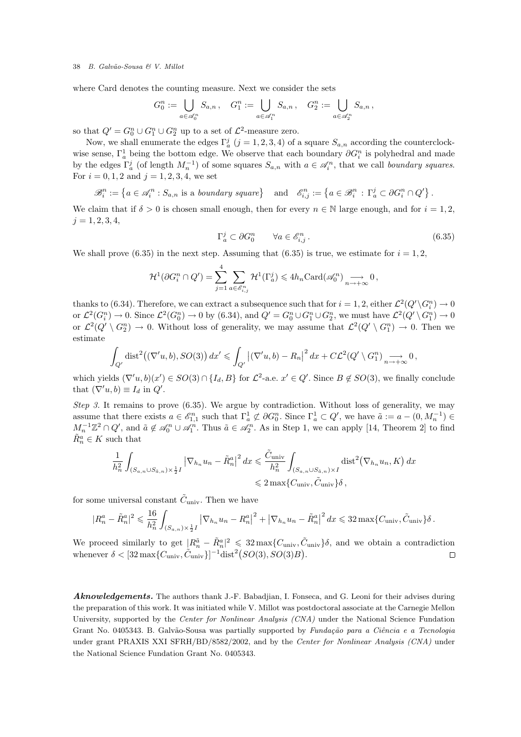where Card denotes the counting measure. Next we consider the sets

$$G_0^n := \bigcup_{a\in\mathscr{A}_0^n} S_{a,n}\,, \quad G_1^n := \bigcup_{a\in\mathscr{A}_1^n} S_{a,n}\,, \quad G_2^n := \bigcup_{a\in\mathscr{A}_2^n} S_{a,n}\,,$$

so that $Q' = G_0^n \cup G_1^n \cup G_2^n$ up to a set of $\mathcal{L}^2$-measure zero.

Now, we shall enumerate the edges $\Gamma_a^j$ $(j = 1, 2, 3, 4)$ of a square $S_{a,n}$ according the counterclockwise sense, $\Gamma_a^1$ being the bottom edge. We observe that each boundary $\partial G_i^n$ is polyhedral and made by the edges $\Gamma_a^j$ (of length $M_n^{-1}$) of some squares $S_{a,n}$ with $a \in \mathscr{A}_i^n$, that we call *boundary squares*. For $i = 0, 1, 2$ and $j = 1, 2, 3, 4$, we set

$$\mathscr{B}_i^n := \big\{a \in \mathscr{A}_i^n : S_{a,n} \text{ is a } \textit{boundary square}\big\} \quad\text{and}\quad \mathscr{E}_{i,j}^n := \big\{a \in \mathscr{B}_i^n \,:\, \Gamma_a^j \subset \partial G_i^n \cap Q'\big\}\,.$$

We claim that if $\delta > 0$ is chosen small enough, then for every $n \in \mathbb{N}$ large enough, and for $i = 1, 2$, $j = 1, 2, 3, 4$,

$$\Gamma_a^j \subset \partial G_0^n \qquad \forall a \in \mathscr{E}_{i,j}^n\,. \tag{6.35}$$

We shall prove (6.35) in the next step. Assuming that (6.35) is true, we estimate for $i = 1, 2$,

$$\mathcal{H}^1(\partial G_i^n \cap Q') = \sum_{j=1}^4 \sum_{a\in\mathscr{E}_{i,j}^n} \mathcal{H}^1(\Gamma_a^j) \leqslant 4h_n \mathrm{Card}(\mathscr{A}_0^n) \underset{n\to+\infty}{\longrightarrow} 0\,,$$

thanks to (6.34). Therefore, we can extract a subsequence such that for $i = 1, 2$, either $\mathcal{L}^2(Q'\setminus G_i^n) \to 0$ or $\mathcal{L}^2(G_i^n) \to 0$. Since $\mathcal{L}^2(G_0^n) \to 0$ by (6.34), and $Q' = G_0^n \cup G_1^n \cup G_2^n$, we must have $\mathcal{L}^2(Q' \setminus G_1^n) \to 0$ or $\mathcal{L}^2(Q' \setminus G_2^n) \to 0$. Without loss of generality, we may assume that $\mathcal{L}^2(Q' \setminus G_1^n) \to 0$. Then we estimate

$$\int_{Q'} \mathrm{dist}^2\big((\nabla' u, b), SO(3)\big)\, dx' \leqslant \int_{Q'} \big|(\nabla' u, b) - R_n\big|^2\, dx + C\mathcal{L}^2(Q' \setminus G_1^n) \underset{n\to+\infty}{\longrightarrow} 0\,,$$

which yields $(\nabla' u, b)(x') \in SO(3) \cap \{I_d, B\}$ for $\mathcal{L}^2$-a.e. $x' \in Q'$. Since $B \notin SO(3)$, we finally conclude that $(\nabla' u, b) \equiv I_d$ in $Q'$.

*Step 3.* It remains to prove (6.35). We argue by contradiction. Without loss of generality, we may assume that there exists $a \in \mathscr{E}_{1,1}^n$ such that $\Gamma_a^1 \not\subset \partial G_0^n$. Since $\Gamma_a^1 \subset Q'$, we have $\tilde{a} := a - (0, M_n^{-1}) \in M_n^{-1}\mathbb{Z}^2 \cap Q'$, and $\tilde{a} \notin \mathscr{A}_0^n \cup \mathscr{A}_1^n$. Thus $\tilde{a} \in \mathscr{A}_2^n$. As in Step 1, we can apply [14, Theorem 2] to find $\tilde{R}_n^a \in K$ such that

$$\begin{aligned}\frac{1}{h_n^2}\int_{(S_{a,n}\cup S_{\tilde{a},n})\times\frac12 I} \big|\nabla_{h_n} u_n - \tilde{R}_n^a\big|^2\, dx &\leqslant \frac{\tilde{C}_{\mathrm{univ}}}{h_n^2}\int_{(S_{a,n}\cup S_{\tilde{a},n})\times I} \mathrm{dist}^2\big(\nabla_{h_n} u_n, K\big)\, dx\\ &\leqslant 2\max\{C_{\mathrm{univ}}, \tilde{C}_{\mathrm{univ}}\}\delta\,,\end{aligned}$$

for some universal constant $\tilde{C}_{\mathrm{univ}}$. Then we have

$$|R_n^a - \tilde{R}_n^a|^2 \leqslant \frac{16}{h_n^2}\int_{(S_{a,n})\times\frac12 I} \big|\nabla_{h_n} u_n - R_n^a\big|^2 + \big|\nabla_{h_n} u_n - \tilde{R}_n^a\big|^2\, dx \leqslant 32\max\{C_{\mathrm{univ}}, \tilde{C}_{\mathrm{univ}}\}\delta\,.$$

We proceed similarly to get $|R_n^{\tilde{a}} - \tilde{R}_n^a|^2 \leqslant 32\max\{C_{\mathrm{univ}}, \tilde{C}_{\mathrm{univ}}\}\delta$, and we obtain a contradiction whenever $\delta < [32\max\{C_{\mathrm{univ}}, \tilde{C}_{\mathrm{univ}}\}]^{-1}\mathrm{dist}^2\big(SO(3), SO(3)B\big)$. $\square$

***Aknowledgements.*** The authors thank J.-F. Babadjian, I. Fonseca, and G. Leoni for their advises during the preparation of this work. It was initiated while V. Millot was postdoctoral associate at the Carnegie Mellon University, supported by the *Center for Nonlinear Analysis (CNA)* under the National Science Fundation Grant No. 0405343. B. Galvão-Sousa was partially supported by *Fundação para a Ciência e a Tecnologia* under grant PRAXIS XXI SFRH/BD/8582/2002, and by the *Center for Nonlinear Analysis (CNA)* under the National Science Fundation Grant No. 0405343.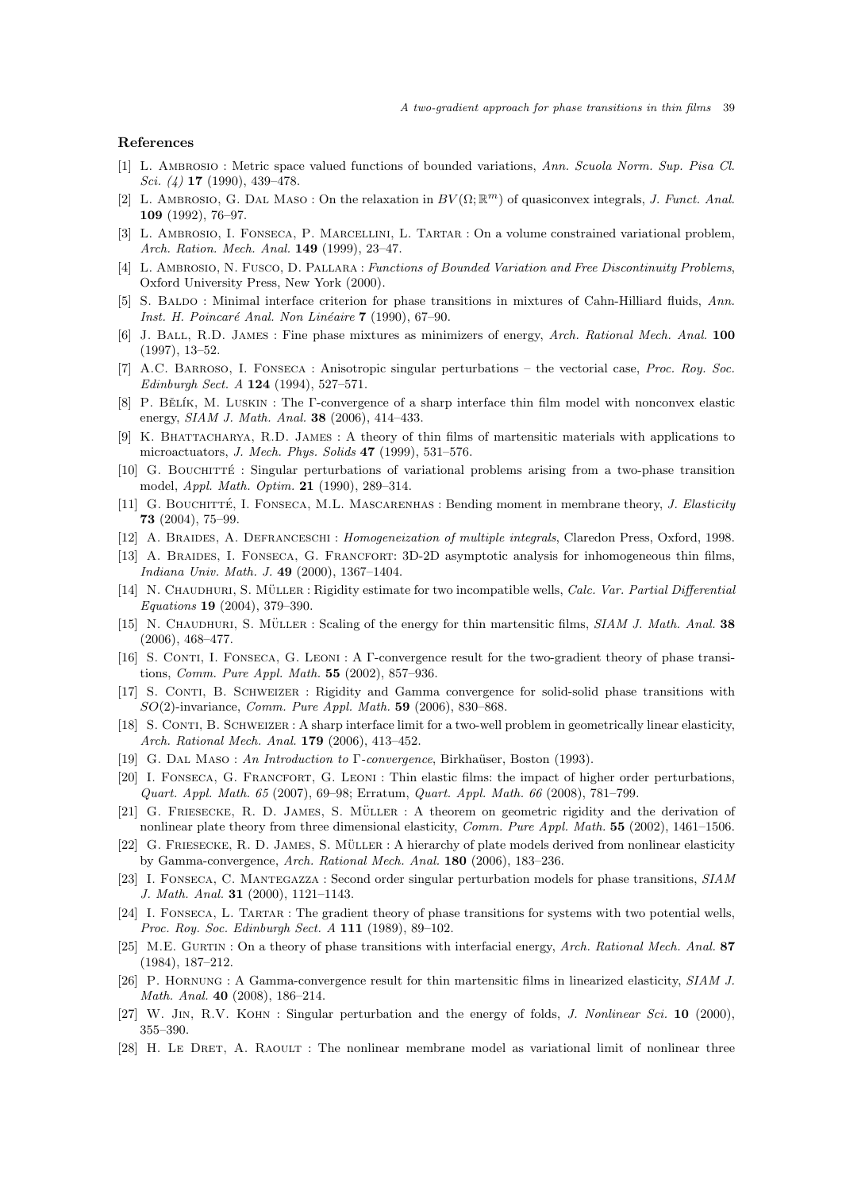## References

[1] L. Ambrosio : Metric space valued functions of bounded variations, *Ann. Scuola Norm. Sup. Pisa Cl. Sci. (4)* **17** (1990), 439–478.

[2] L. Ambrosio, G. Dal Maso : On the relaxation in $BV(\Omega;\mathbb{R}^m)$ of quasiconvex integrals, *J. Funct. Anal.* **109** (1992), 76–97.

[3] L. Ambrosio, I. Fonseca, P. Marcellini, L. Tartar : On a volume constrained variational problem, *Arch. Ration. Mech. Anal.* **149** (1999), 23–47.

[4] L. Ambrosio, N. Fusco, D. Pallara : *Functions of Bounded Variation and Free Discontinuity Problems*, Oxford University Press, New York (2000).

[5] S. Baldo : Minimal interface criterion for phase transitions in mixtures of Cahn-Hilliard fluids, *Ann. Inst. H. Poincaré Anal. Non Linéaire* **7** (1990), 67–90.

[6] J. Ball, R.D. James : Fine phase mixtures as minimizers of energy, *Arch. Rational Mech. Anal.* **100** (1997), 13–52.

[7] A.C. Barroso, I. Fonseca : Anisotropic singular perturbations – the vectorial case, *Proc. Roy. Soc. Edinburgh Sect. A* **124** (1994), 527–571.

[8] P. Bělík, M. Luskin : The Γ-convergence of a sharp interface thin film model with nonconvex elastic energy, *SIAM J. Math. Anal.* **38** (2006), 414–433.

[9] K. Bhattacharya, R.D. James : A theory of thin films of martensitic materials with applications to microactuators, *J. Mech. Phys. Solids* **47** (1999), 531–576.

[10] G. Bouchitté : Singular perturbations of variational problems arising from a two-phase transition model, *Appl. Math. Optim.* **21** (1990), 289–314.

[11] G. Bouchitté, I. Fonseca, M.L. Mascarenhas : Bending moment in membrane theory, *J. Elasticity* **73** (2004), 75–99.

[12] A. Braides, A. Defranceschi : *Homogeneization of multiple integrals*, Claredon Press, Oxford, 1998.

[13] A. Braides, I. Fonseca, G. Francfort: 3D-2D asymptotic analysis for inhomogeneous thin films, *Indiana Univ. Math. J.* **49** (2000), 1367–1404.

[14] N. Chaudhuri, S. Müller : Rigidity estimate for two incompatible wells, *Calc. Var. Partial Differential Equations* **19** (2004), 379–390.

[15] N. Chaudhuri, S. Müller : Scaling of the energy for thin martensitic films, *SIAM J. Math. Anal.* **38** (2006), 468–477.

[16] S. Conti, I. Fonseca, G. Leoni : A Γ-convergence result for the two-gradient theory of phase transitions, *Comm. Pure Appl. Math.* **55** (2002), 857–936.

[17] S. Conti, B. Schweizer : Rigidity and Gamma convergence for solid-solid phase transitions with $SO(2)$-invariance, *Comm. Pure Appl. Math.* **59** (2006), 830–868.

[18] S. Conti, B. Schweizer : A sharp interface limit for a two-well problem in geometrically linear elasticity, *Arch. Rational Mech. Anal.* **179** (2006), 413–452.

[19] G. Dal Maso : *An Introduction to Γ-convergence*, Birkhaüser, Boston (1993).

[20] I. Fonseca, G. Francfort, G. Leoni : Thin elastic films: the impact of higher order perturbations, *Quart. Appl. Math. 65* (2007), 69–98; Erratum, *Quart. Appl. Math. 66* (2008), 781–799.

[21] G. Friesecke, R. D. James, S. Müller : A theorem on geometric rigidity and the derivation of nonlinear plate theory from three dimensional elasticity, *Comm. Pure Appl. Math.* **55** (2002), 1461–1506.

[22] G. Friesecke, R. D. James, S. Müller : A hierarchy of plate models derived from nonlinear elasticity by Gamma-convergence, *Arch. Rational Mech. Anal.* **180** (2006), 183–236.

[23] I. Fonseca, C. Mantegazza : Second order singular perturbation models for phase transitions, *SIAM J. Math. Anal.* **31** (2000), 1121–1143.

[24] I. Fonseca, L. Tartar : The gradient theory of phase transitions for systems with two potential wells, *Proc. Roy. Soc. Edinburgh Sect. A* **111** (1989), 89–102.

[25] M.E. Gurtin : On a theory of phase transitions with interfacial energy, *Arch. Rational Mech. Anal.* **87** (1984), 187–212.

[26] P. Hornung : A Gamma-convergence result for thin martensitic films in linearized elasticity, *SIAM J. Math. Anal.* **40** (2008), 186–214.

[27] W. Jin, R.V. Kohn : Singular perturbation and the energy of folds, *J. Nonlinear Sci.* **10** (2000), 355–390.

[28] H. Le Dret, A. Raoult : The nonlinear membrane model as variational limit of nonlinear three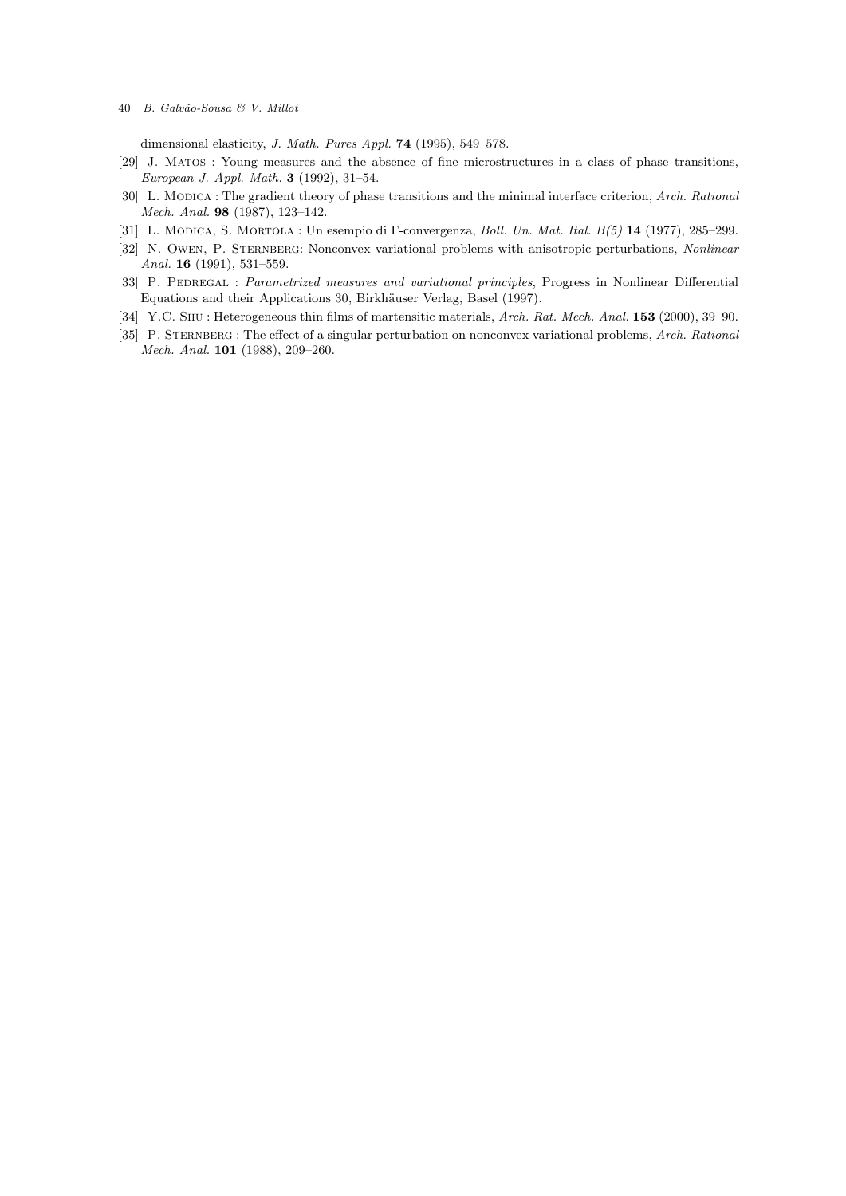dimensional elasticity, *J. Math. Pures Appl.* **74** (1995), 549–578.

[29] J. Matos : Young measures and the absence of fine microstructures in a class of phase transitions, *European J. Appl. Math.* **3** (1992), 31–54.

[30] L. Modica : The gradient theory of phase transitions and the minimal interface criterion, *Arch. Rational Mech. Anal.* **98** (1987), 123–142.

[31] L. Modica, S. Mortola : Un esempio di Γ-convergenza, *Boll. Un. Mat. Ital. B(5)* **14** (1977), 285–299.

[32] N. Owen, P. Sternberg: Nonconvex variational problems with anisotropic perturbations, *Nonlinear Anal.* **16** (1991), 531–559.

[33] P. Pedregal : *Parametrized measures and variational principles*, Progress in Nonlinear Differential Equations and their Applications 30, Birkhäuser Verlag, Basel (1997).

[34] Y.C. Shu : Heterogeneous thin films of martensitic materials, *Arch. Rat. Mech. Anal.* **153** (2000), 39–90.

[35] P. Sternberg : The effect of a singular perturbation on nonconvex variational problems, *Arch. Rational Mech. Anal.* **101** (1988), 209–260.